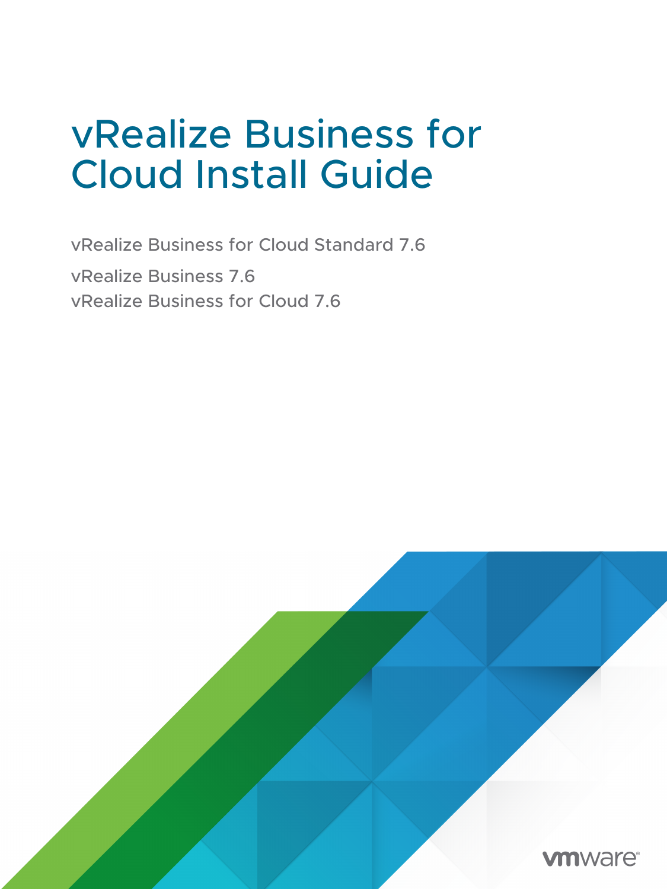# vRealize Business for Cloud Install Guide

vRealize Business for Cloud Standard 7.6

vRealize Business 7.6

vRealize Business for Cloud 7.6

vmware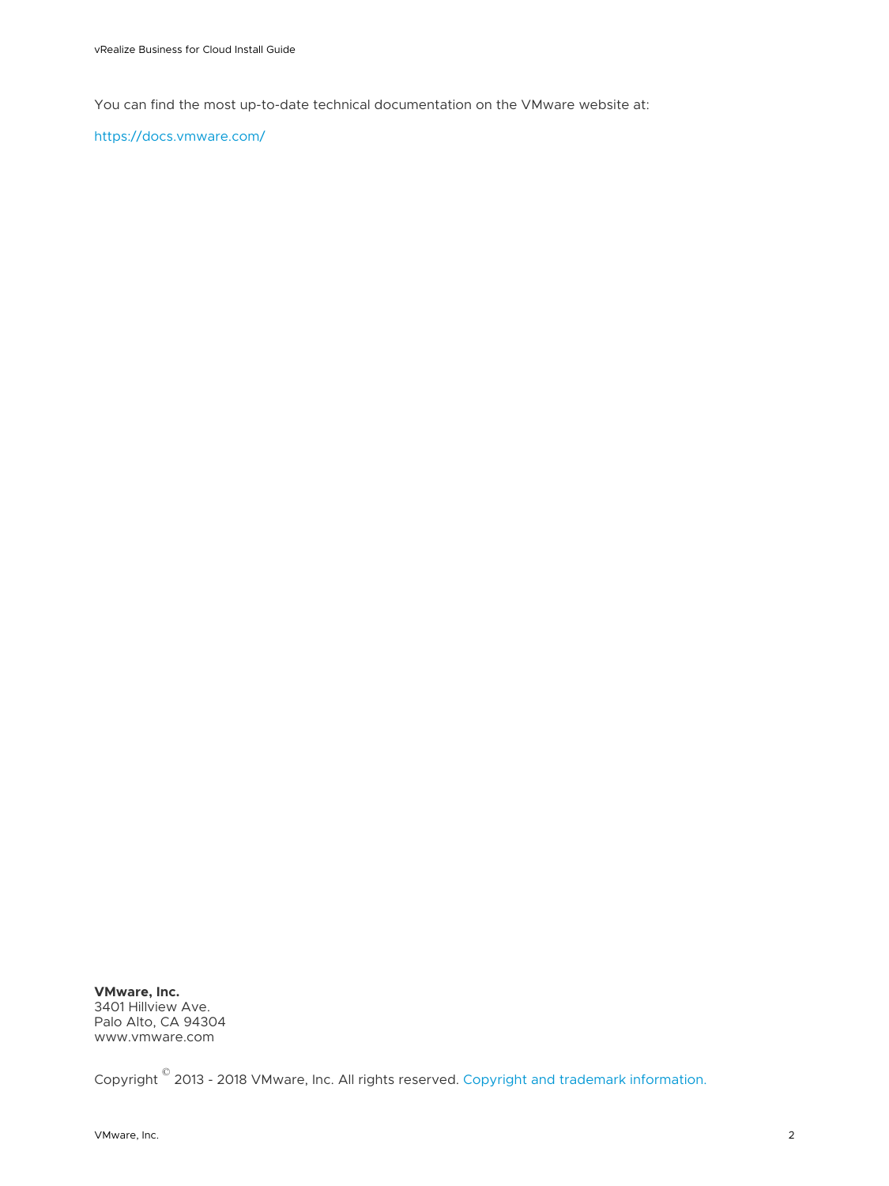You can find the most up-to-date technical documentation on the VMware website at:

https://docs.vmware.com/

**VMware, Inc.**
3401 Hillview Ave.
Palo Alto, CA 94304
www.vmware.com

Copyright © 2013 - 2018 VMware, Inc. All rights reserved. Copyright and trademark information.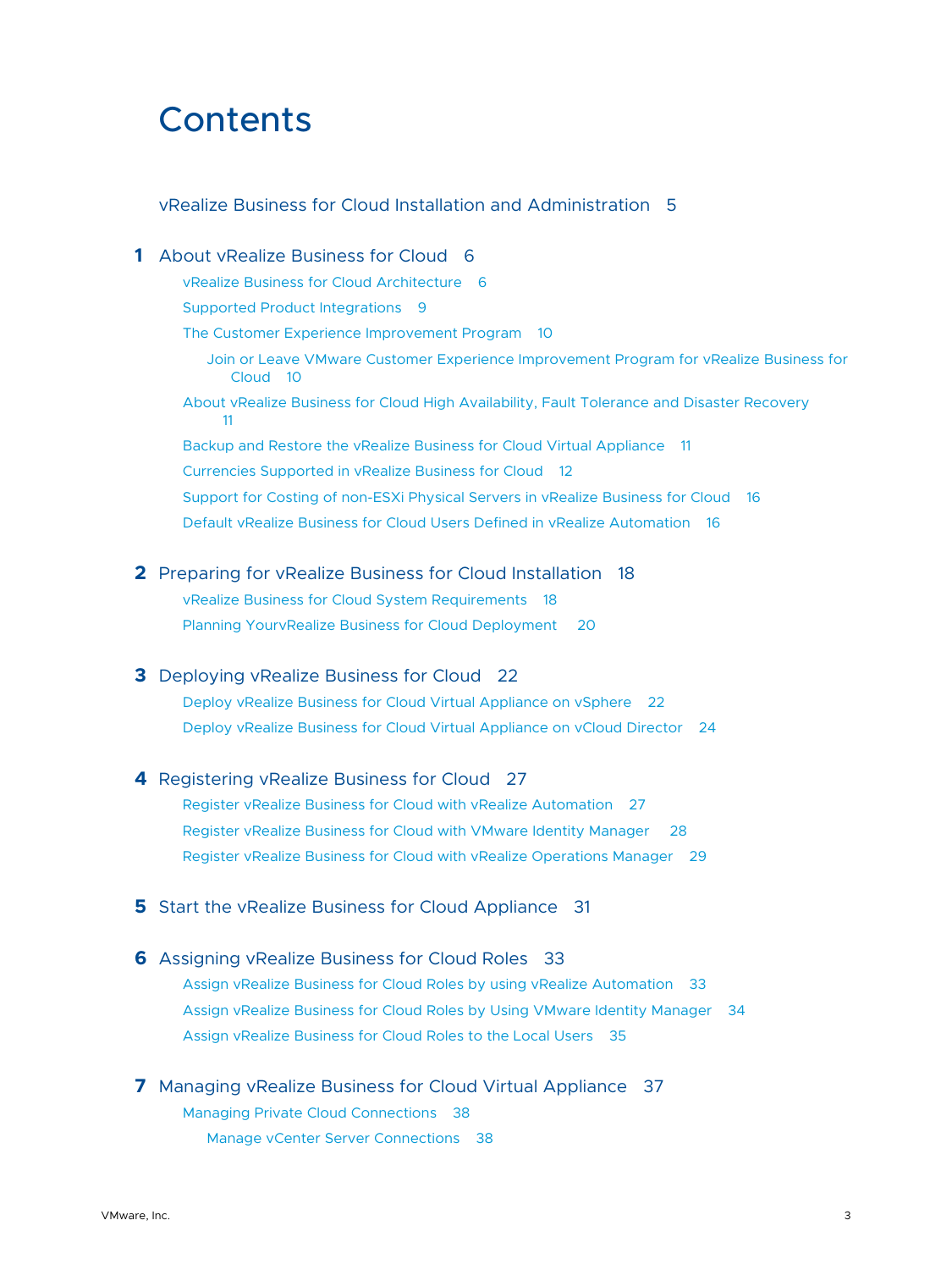# Contents

vRealize Business for Cloud Installation and Administration 5

**1** About vRealize Business for Cloud 6

- vRealize Business for Cloud Architecture 6
- Supported Product Integrations 9
- The Customer Experience Improvement Program 10
  - Join or Leave VMware Customer Experience Improvement Program for vRealize Business for Cloud 10
- About vRealize Business for Cloud High Availability, Fault Tolerance and Disaster Recovery 11
- Backup and Restore the vRealize Business for Cloud Virtual Appliance 11
- Currencies Supported in vRealize Business for Cloud 12
- Support for Costing of non-ESXi Physical Servers in vRealize Business for Cloud 16
- Default vRealize Business for Cloud Users Defined in vRealize Automation 16

**2** Preparing for vRealize Business for Cloud Installation 18

- vRealize Business for Cloud System Requirements 18
- Planning YourvRealize Business for Cloud Deployment 20

**3** Deploying vRealize Business for Cloud 22

- Deploy vRealize Business for Cloud Virtual Appliance on vSphere 22
- Deploy vRealize Business for Cloud Virtual Appliance on vCloud Director 24

**4** Registering vRealize Business for Cloud 27

- Register vRealize Business for Cloud with vRealize Automation 27
- Register vRealize Business for Cloud with VMware Identity Manager 28
- Register vRealize Business for Cloud with vRealize Operations Manager 29

**5** Start the vRealize Business for Cloud Appliance 31

**6** Assigning vRealize Business for Cloud Roles 33

- Assign vRealize Business for Cloud Roles by using vRealize Automation 33
- Assign vRealize Business for Cloud Roles by Using VMware Identity Manager 34
- Assign vRealize Business for Cloud Roles to the Local Users 35

**7** Managing vRealize Business for Cloud Virtual Appliance 37

- Managing Private Cloud Connections 38
  - Manage vCenter Server Connections 38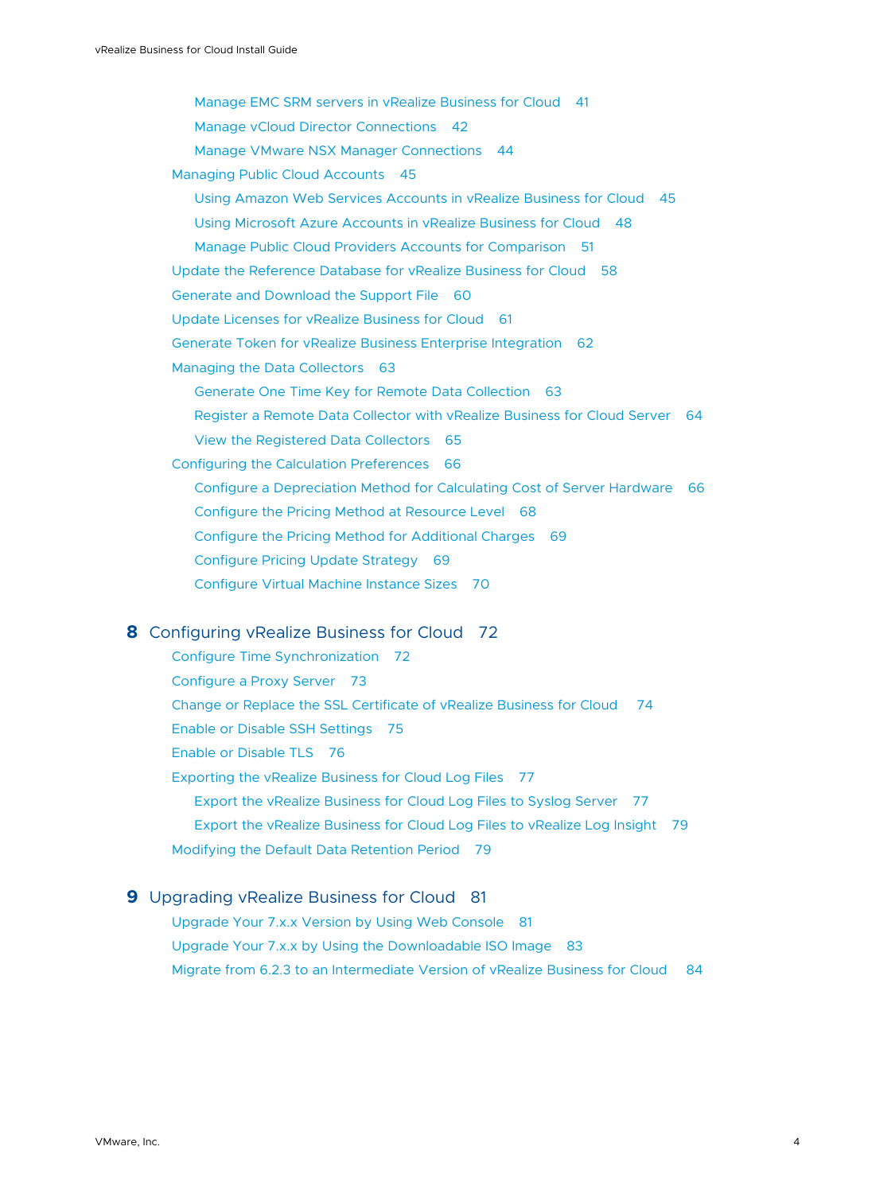- Manage EMC SRM servers in vRealize Business for Cloud 41
- Manage vCloud Director Connections 42
- Manage VMware NSX Manager Connections 44

Managing Public Cloud Accounts 45

- Using Amazon Web Services Accounts in vRealize Business for Cloud 45
- Using Microsoft Azure Accounts in vRealize Business for Cloud 48
- Manage Public Cloud Providers Accounts for Comparison 51

Update the Reference Database for vRealize Business for Cloud 58

Generate and Download the Support File 60

Update Licenses for vRealize Business for Cloud 61

Generate Token for vRealize Business Enterprise Integration 62

Managing the Data Collectors 63

- Generate One Time Key for Remote Data Collection 63
- Register a Remote Data Collector with vRealize Business for Cloud Server 64
- View the Registered Data Collectors 65

Configuring the Calculation Preferences 66

- Configure a Depreciation Method for Calculating Cost of Server Hardware 66
- Configure the Pricing Method at Resource Level 68
- Configure the Pricing Method for Additional Charges 69
- Configure Pricing Update Strategy 69
- Configure Virtual Machine Instance Sizes 70

**8 Configuring vRealize Business for Cloud 72**

Configure Time Synchronization 72

Configure a Proxy Server 73

Change or Replace the SSL Certificate of vRealize Business for Cloud 74

Enable or Disable SSH Settings 75

Enable or Disable TLS 76

Exporting the vRealize Business for Cloud Log Files 77

- Export the vRealize Business for Cloud Log Files to Syslog Server 77
- Export the vRealize Business for Cloud Log Files to vRealize Log Insight 79

Modifying the Default Data Retention Period 79

**9 Upgrading vRealize Business for Cloud 81**

Upgrade Your 7.x.x Version by Using Web Console 81

Upgrade Your 7.x.x by Using the Downloadable ISO Image 83

Migrate from 6.2.3 to an Intermediate Version of vRealize Business for Cloud 84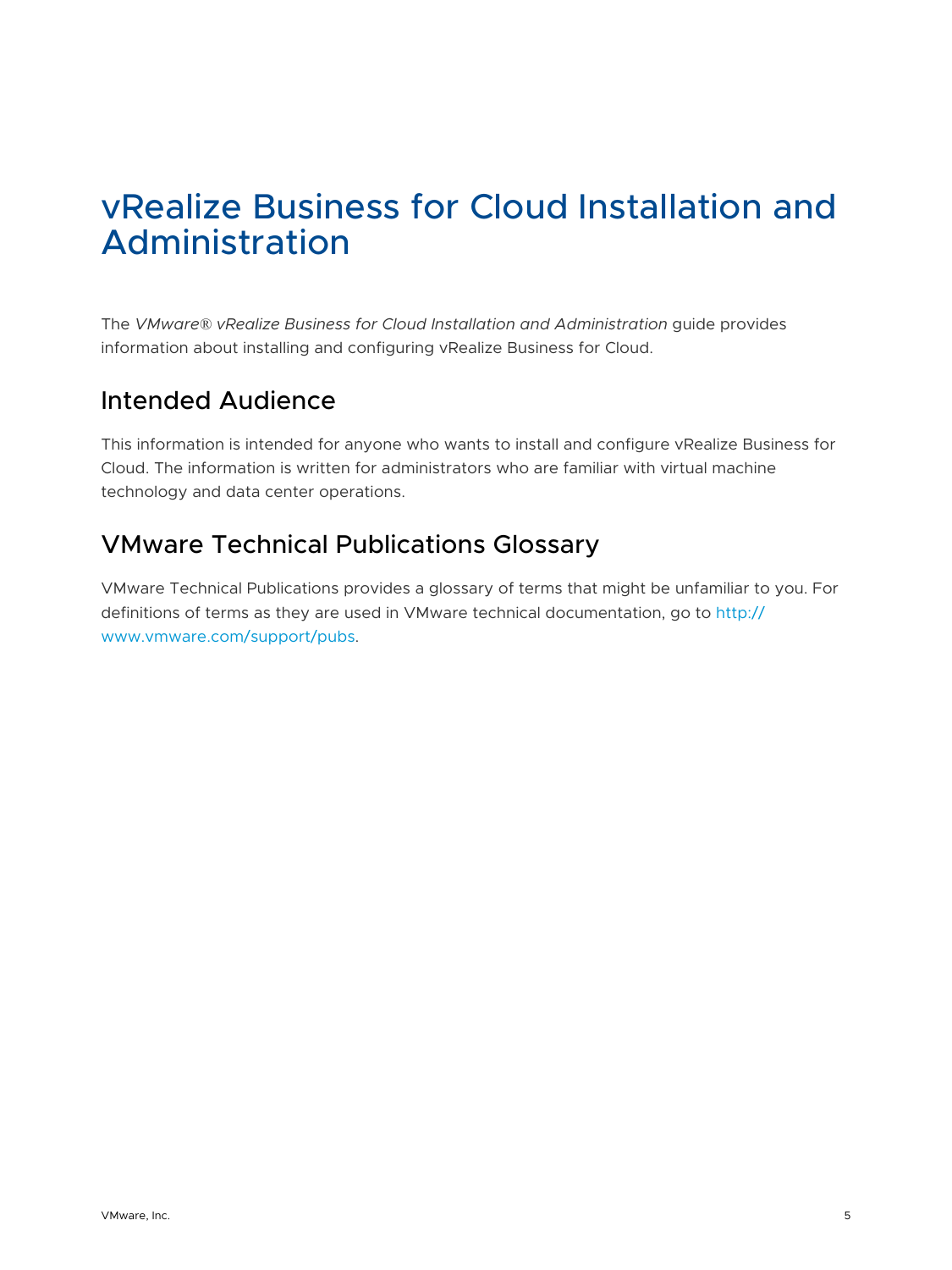# vRealize Business for Cloud Installation and Administration

The *VMware® vRealize Business for Cloud Installation and Administration* guide provides information about installing and configuring vRealize Business for Cloud.

## Intended Audience

This information is intended for anyone who wants to install and configure vRealize Business for Cloud. The information is written for administrators who are familiar with virtual machine technology and data center operations.

## VMware Technical Publications Glossary

VMware Technical Publications provides a glossary of terms that might be unfamiliar to you. For definitions of terms as they are used in VMware technical documentation, go to http://www.vmware.com/support/pubs.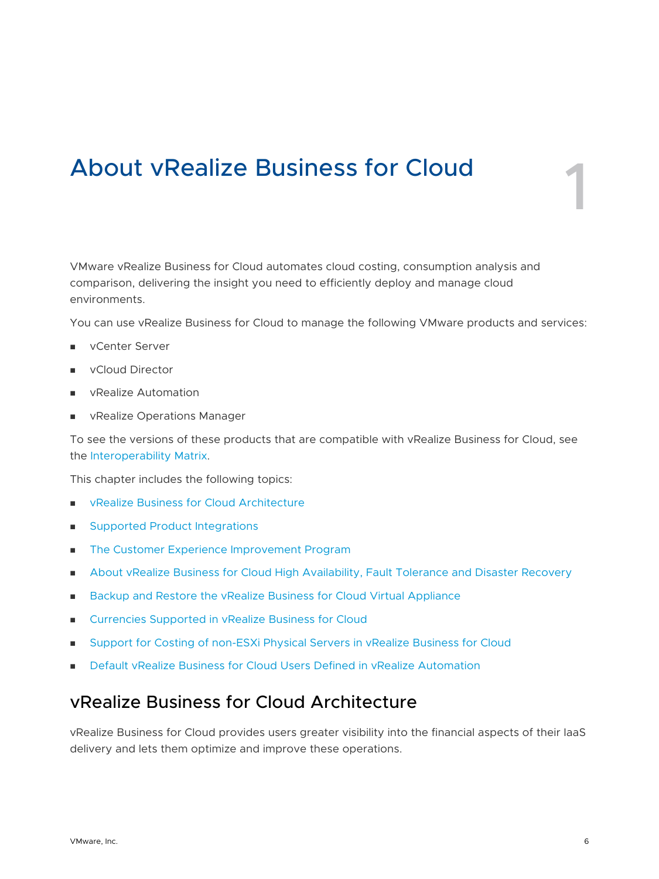# 1 About vRealize Business for Cloud

VMware vRealize Business for Cloud automates cloud costing, consumption analysis and comparison, delivering the insight you need to efficiently deploy and manage cloud environments.

You can use vRealize Business for Cloud to manage the following VMware products and services:

- vCenter Server
- vCloud Director
- vRealize Automation
- vRealize Operations Manager

To see the versions of these products that are compatible with vRealize Business for Cloud, see the Interoperability Matrix.

This chapter includes the following topics:

- vRealize Business for Cloud Architecture
- Supported Product Integrations
- The Customer Experience Improvement Program
- About vRealize Business for Cloud High Availability, Fault Tolerance and Disaster Recovery
- Backup and Restore the vRealize Business for Cloud Virtual Appliance
- Currencies Supported in vRealize Business for Cloud
- Support for Costing of non-ESXi Physical Servers in vRealize Business for Cloud
- Default vRealize Business for Cloud Users Defined in vRealize Automation

## vRealize Business for Cloud Architecture

vRealize Business for Cloud provides users greater visibility into the financial aspects of their IaaS delivery and lets them optimize and improve these operations.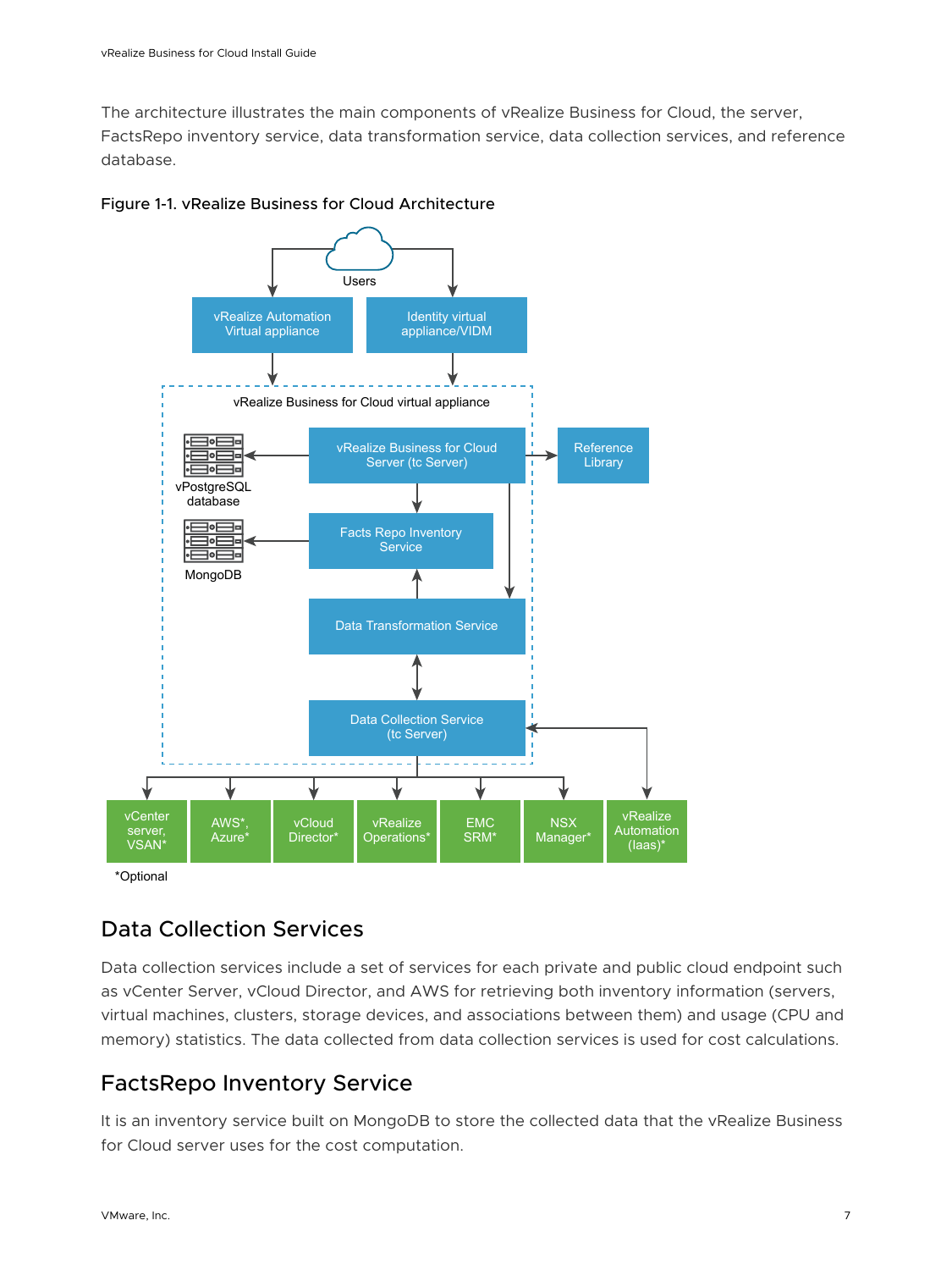The architecture illustrates the main components of vRealize Business for Cloud, the server, FactsRepo inventory service, data transformation service, data collection services, and reference database.

Figure 1-1. vRealize Business for Cloud Architecture

## Data Collection Services

Data collection services include a set of services for each private and public cloud endpoint such as vCenter Server, vCloud Director, and AWS for retrieving both inventory information (servers, virtual machines, clusters, storage devices, and associations between them) and usage (CPU and memory) statistics. The data collected from data collection services is used for cost calculations.

## FactsRepo Inventory Service

It is an inventory service built on MongoDB to store the collected data that the vRealize Business for Cloud server uses for the cost computation.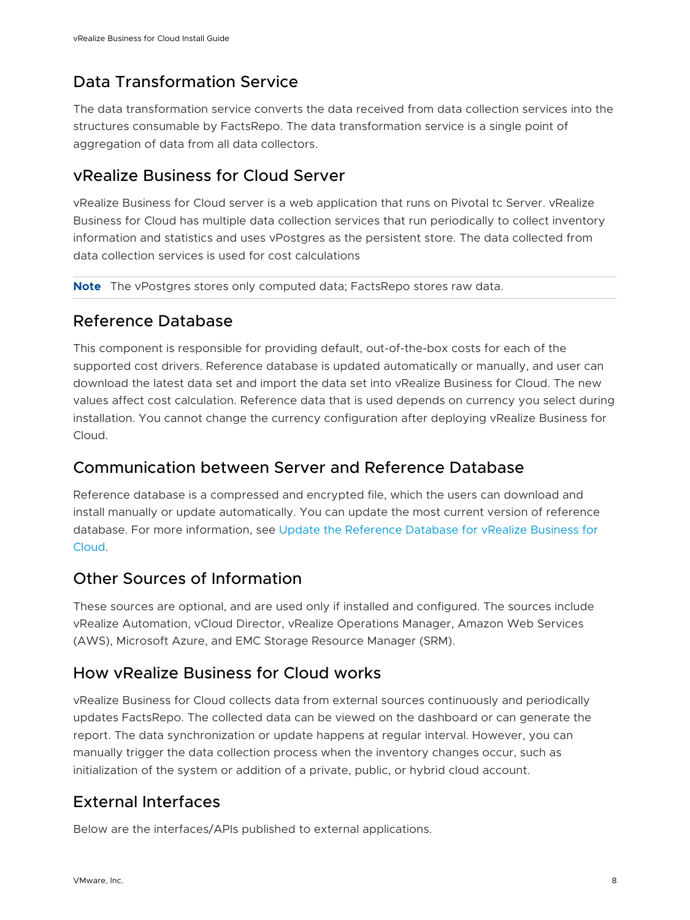## Data Transformation Service

The data transformation service converts the data received from data collection services into the structures consumable by FactsRepo. The data transformation service is a single point of aggregation of data from all data collectors.

## vRealize Business for Cloud Server

vRealize Business for Cloud server is a web application that runs on Pivotal tc Server. vRealize Business for Cloud has multiple data collection services that run periodically to collect inventory information and statistics and uses vPostgres as the persistent store. The data collected from data collection services is used for cost calculations

**Note** The vPostgres stores only computed data; FactsRepo stores raw data.

## Reference Database

This component is responsible for providing default, out-of-the-box costs for each of the supported cost drivers. Reference database is updated automatically or manually, and user can download the latest data set and import the data set into vRealize Business for Cloud. The new values affect cost calculation. Reference data that is used depends on currency you select during installation. You cannot change the currency configuration after deploying vRealize Business for Cloud.

## Communication between Server and Reference Database

Reference database is a compressed and encrypted file, which the users can download and install manually or update automatically. You can update the most current version of reference database. For more information, see Update the Reference Database for vRealize Business for Cloud.

## Other Sources of Information

These sources are optional, and are used only if installed and configured. The sources include vRealize Automation, vCloud Director, vRealize Operations Manager, Amazon Web Services (AWS), Microsoft Azure, and EMC Storage Resource Manager (SRM).

## How vRealize Business for Cloud works

vRealize Business for Cloud collects data from external sources continuously and periodically updates FactsRepo. The collected data can be viewed on the dashboard or can generate the report. The data synchronization or update happens at regular interval. However, you can manually trigger the data collection process when the inventory changes occur, such as initialization of the system or addition of a private, public, or hybrid cloud account.

## External Interfaces

Below are the interfaces/APIs published to external applications.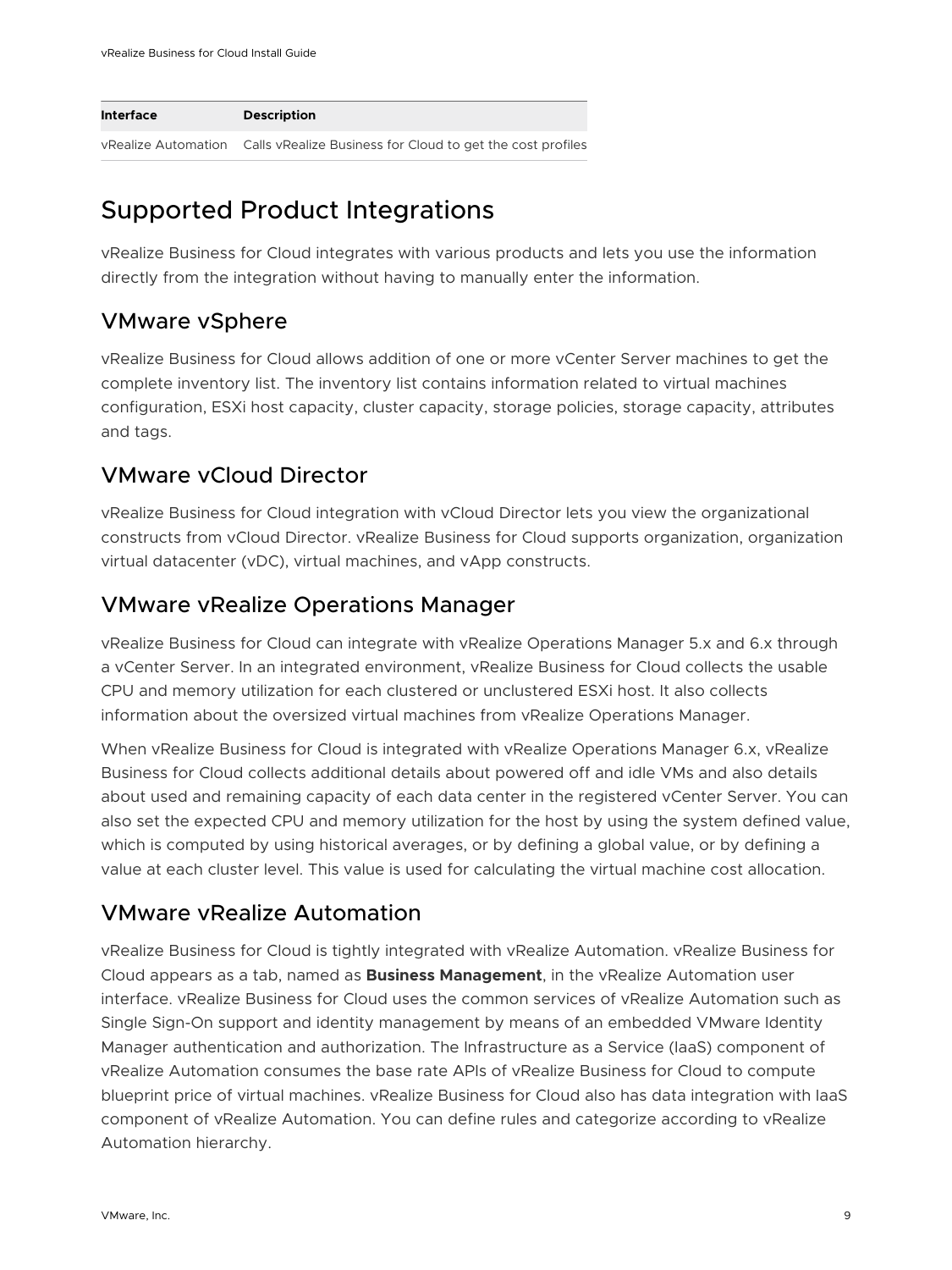| Interface | Description |
| --- | --- |
| vRealize Automation | Calls vRealize Business for Cloud to get the cost profiles |

## Supported Product Integrations

vRealize Business for Cloud integrates with various products and lets you use the information directly from the integration without having to manually enter the information.

### VMware vSphere

vRealize Business for Cloud allows addition of one or more vCenter Server machines to get the complete inventory list. The inventory list contains information related to virtual machines configuration, ESXi host capacity, cluster capacity, storage policies, storage capacity, attributes and tags.

### VMware vCloud Director

vRealize Business for Cloud integration with vCloud Director lets you view the organizational constructs from vCloud Director. vRealize Business for Cloud supports organization, organization virtual datacenter (vDC), virtual machines, and vApp constructs.

### VMware vRealize Operations Manager

vRealize Business for Cloud can integrate with vRealize Operations Manager 5.x and 6.x through a vCenter Server. In an integrated environment, vRealize Business for Cloud collects the usable CPU and memory utilization for each clustered or unclustered ESXi host. It also collects information about the oversized virtual machines from vRealize Operations Manager.

When vRealize Business for Cloud is integrated with vRealize Operations Manager 6.x, vRealize Business for Cloud collects additional details about powered off and idle VMs and also details about used and remaining capacity of each data center in the registered vCenter Server. You can also set the expected CPU and memory utilization for the host by using the system defined value, which is computed by using historical averages, or by defining a global value, or by defining a value at each cluster level. This value is used for calculating the virtual machine cost allocation.

### VMware vRealize Automation

vRealize Business for Cloud is tightly integrated with vRealize Automation. vRealize Business for Cloud appears as a tab, named as **Business Management**, in the vRealize Automation user interface. vRealize Business for Cloud uses the common services of vRealize Automation such as Single Sign-On support and identity management by means of an embedded VMware Identity Manager authentication and authorization. The Infrastructure as a Service (IaaS) component of vRealize Automation consumes the base rate APIs of vRealize Business for Cloud to compute blueprint price of virtual machines. vRealize Business for Cloud also has data integration with IaaS component of vRealize Automation. You can define rules and categorize according to vRealize Automation hierarchy.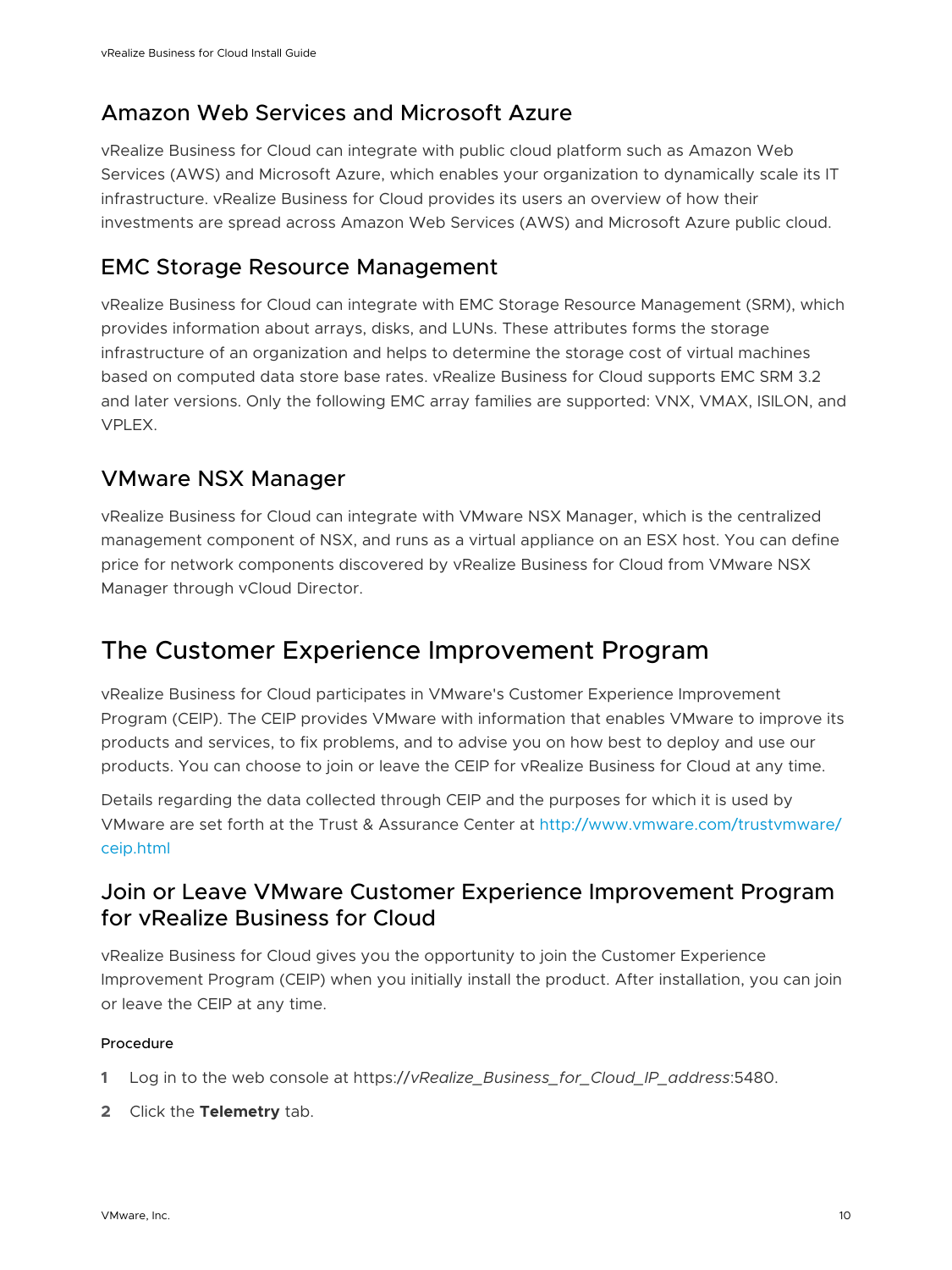## Amazon Web Services and Microsoft Azure

vRealize Business for Cloud can integrate with public cloud platform such as Amazon Web Services (AWS) and Microsoft Azure, which enables your organization to dynamically scale its IT infrastructure. vRealize Business for Cloud provides its users an overview of how their investments are spread across Amazon Web Services (AWS) and Microsoft Azure public cloud.

## EMC Storage Resource Management

vRealize Business for Cloud can integrate with EMC Storage Resource Management (SRM), which provides information about arrays, disks, and LUNs. These attributes forms the storage infrastructure of an organization and helps to determine the storage cost of virtual machines based on computed data store base rates. vRealize Business for Cloud supports EMC SRM 3.2 and later versions. Only the following EMC array families are supported: VNX, VMAX, ISILON, and VPLEX.

## VMware NSX Manager

vRealize Business for Cloud can integrate with VMware NSX Manager, which is the centralized management component of NSX, and runs as a virtual appliance on an ESX host. You can define price for network components discovered by vRealize Business for Cloud from VMware NSX Manager through vCloud Director.

# The Customer Experience Improvement Program

vRealize Business for Cloud participates in VMware's Customer Experience Improvement Program (CEIP). The CEIP provides VMware with information that enables VMware to improve its products and services, to fix problems, and to advise you on how best to deploy and use our products. You can choose to join or leave the CEIP for vRealize Business for Cloud at any time.

Details regarding the data collected through CEIP and the purposes for which it is used by VMware are set forth at the Trust & Assurance Center at http://www.vmware.com/trustvmware/ceip.html

## Join or Leave VMware Customer Experience Improvement Program for vRealize Business for Cloud

vRealize Business for Cloud gives you the opportunity to join the Customer Experience Improvement Program (CEIP) when you initially install the product. After installation, you can join or leave the CEIP at any time.

#### Procedure

1. Log in to the web console at https://*vRealize_Business_for_Cloud_IP_address*:5480.
2. Click the **Telemetry** tab.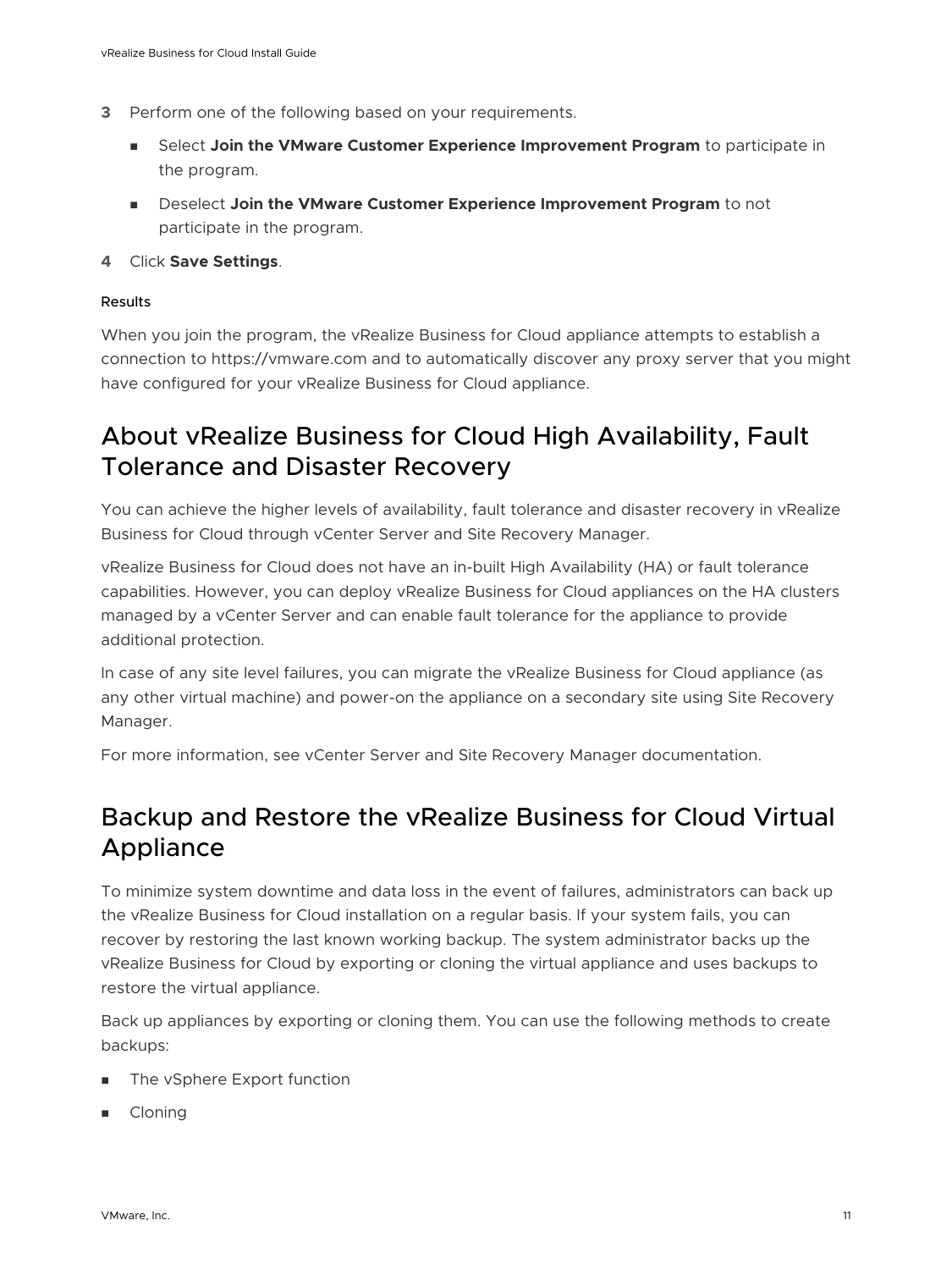3 Perform one of the following based on your requirements.

   - Select **Join the VMware Customer Experience Improvement Program** to participate in the program.
   - Deselect **Join the VMware Customer Experience Improvement Program** to not participate in the program.

4 Click **Save Settings**.

#### Results

When you join the program, the vRealize Business for Cloud appliance attempts to establish a connection to https://vmware.com and to automatically discover any proxy server that you might have configured for your vRealize Business for Cloud appliance.

## About vRealize Business for Cloud High Availability, Fault Tolerance and Disaster Recovery

You can achieve the higher levels of availability, fault tolerance and disaster recovery in vRealize Business for Cloud through vCenter Server and Site Recovery Manager.

vRealize Business for Cloud does not have an in-built High Availability (HA) or fault tolerance capabilities. However, you can deploy vRealize Business for Cloud appliances on the HA clusters managed by a vCenter Server and can enable fault tolerance for the appliance to provide additional protection.

In case of any site level failures, you can migrate the vRealize Business for Cloud appliance (as any other virtual machine) and power-on the appliance on a secondary site using Site Recovery Manager.

For more information, see vCenter Server and Site Recovery Manager documentation.

## Backup and Restore the vRealize Business for Cloud Virtual Appliance

To minimize system downtime and data loss in the event of failures, administrators can back up the vRealize Business for Cloud installation on a regular basis. If your system fails, you can recover by restoring the last known working backup. The system administrator backs up the vRealize Business for Cloud by exporting or cloning the virtual appliance and uses backups to restore the virtual appliance.

Back up appliances by exporting or cloning them. You can use the following methods to create backups:

- The vSphere Export function
- Cloning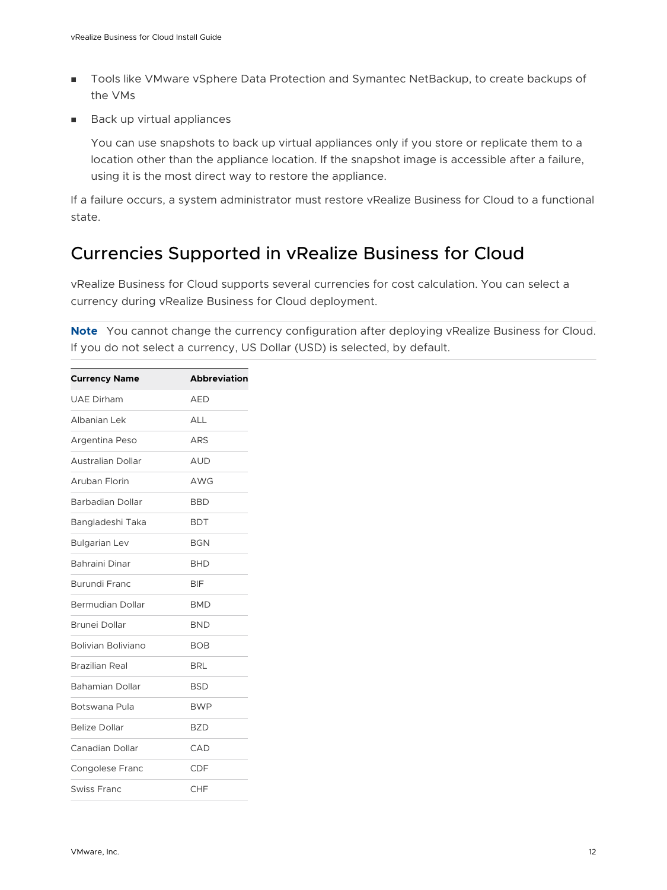- Tools like VMware vSphere Data Protection and Symantec NetBackup, to create backups of the VMs
- Back up virtual appliances

  You can use snapshots to back up virtual appliances only if you store or replicate them to a location other than the appliance location. If the snapshot image is accessible after a failure, using it is the most direct way to restore the appliance.

If a failure occurs, a system administrator must restore vRealize Business for Cloud to a functional state.

## Currencies Supported in vRealize Business for Cloud

vRealize Business for Cloud supports several currencies for cost calculation. You can select a currency during vRealize Business for Cloud deployment.

**Note** You cannot change the currency configuration after deploying vRealize Business for Cloud. If you do not select a currency, US Dollar (USD) is selected, by default.

| Currency Name | Abbreviation |
| --- | --- |
| UAE Dirham | AED |
| Albanian Lek | ALL |
| Argentina Peso | ARS |
| Australian Dollar | AUD |
| Aruban Florin | AWG |
| Barbadian Dollar | BBD |
| Bangladeshi Taka | BDT |
| Bulgarian Lev | BGN |
| Bahraini Dinar | BHD |
| Burundi Franc | BIF |
| Bermudian Dollar | BMD |
| Brunei Dollar | BND |
| Bolivian Boliviano | BOB |
| Brazilian Real | BRL |
| Bahamian Dollar | BSD |
| Botswana Pula | BWP |
| Belize Dollar | BZD |
| Canadian Dollar | CAD |
| Congolese Franc | CDF |
| Swiss Franc | CHF |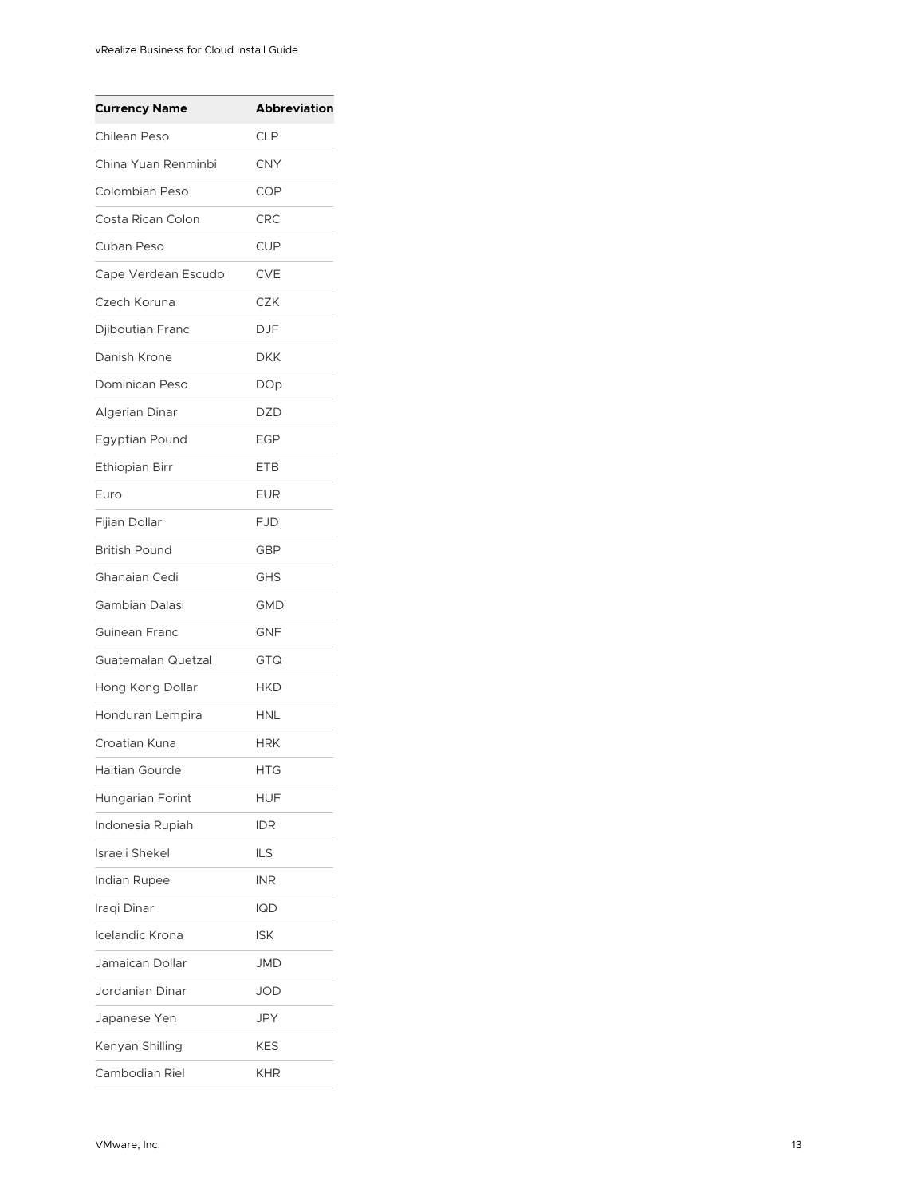| Currency Name | Abbreviation |
| --- | --- |
| Chilean Peso | CLP |
| China Yuan Renminbi | CNY |
| Colombian Peso | COP |
| Costa Rican Colon | CRC |
| Cuban Peso | CUP |
| Cape Verdean Escudo | CVE |
| Czech Koruna | CZK |
| Djiboutian Franc | DJF |
| Danish Krone | DKK |
| Dominican Peso | DOp |
| Algerian Dinar | DZD |
| Egyptian Pound | EGP |
| Ethiopian Birr | ETB |
| Euro | EUR |
| Fijian Dollar | FJD |
| British Pound | GBP |
| Ghanaian Cedi | GHS |
| Gambian Dalasi | GMD |
| Guinean Franc | GNF |
| Guatemalan Quetzal | GTQ |
| Hong Kong Dollar | HKD |
| Honduran Lempira | HNL |
| Croatian Kuna | HRK |
| Haitian Gourde | HTG |
| Hungarian Forint | HUF |
| Indonesia Rupiah | IDR |
| Israeli Shekel | ILS |
| Indian Rupee | INR |
| Iraqi Dinar | IQD |
| Icelandic Krona | ISK |
| Jamaican Dollar | JMD |
| Jordanian Dinar | JOD |
| Japanese Yen | JPY |
| Kenyan Shilling | KES |
| Cambodian Riel | KHR |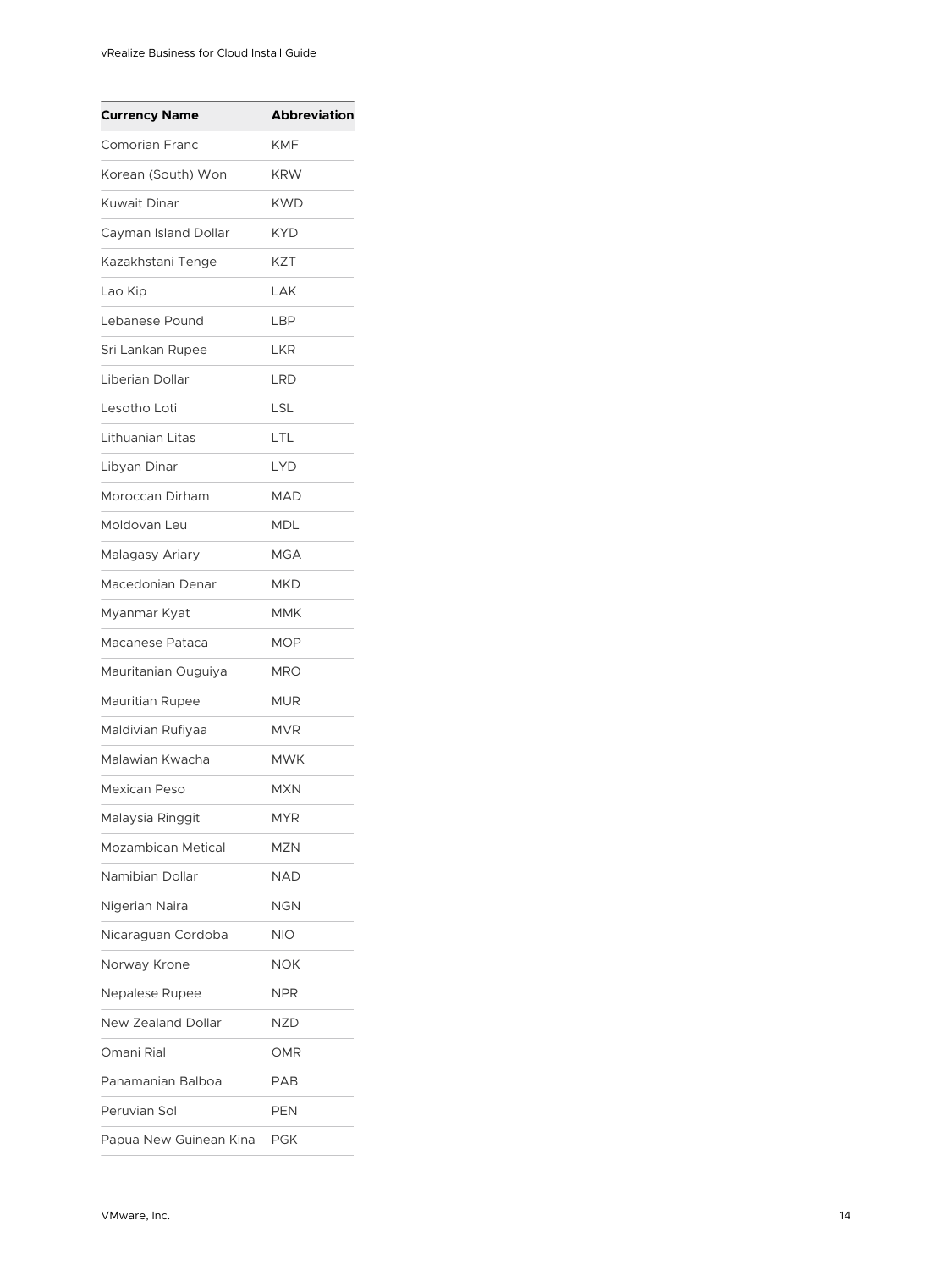| Currency Name | Abbreviation |
| --- | --- |
| Comorian Franc | KMF |
| Korean (South) Won | KRW |
| Kuwait Dinar | KWD |
| Cayman Island Dollar | KYD |
| Kazakhstani Tenge | KZT |
| Lao Kip | LAK |
| Lebanese Pound | LBP |
| Sri Lankan Rupee | LKR |
| Liberian Dollar | LRD |
| Lesotho Loti | LSL |
| Lithuanian Litas | LTL |
| Libyan Dinar | LYD |
| Moroccan Dirham | MAD |
| Moldovan Leu | MDL |
| Malagasy Ariary | MGA |
| Macedonian Denar | MKD |
| Myanmar Kyat | MMK |
| Macanese Pataca | MOP |
| Mauritanian Ouguiya | MRO |
| Mauritian Rupee | MUR |
| Maldivian Rufiyaa | MVR |
| Malawian Kwacha | MWK |
| Mexican Peso | MXN |
| Malaysia Ringgit | MYR |
| Mozambican Metical | MZN |
| Namibian Dollar | NAD |
| Nigerian Naira | NGN |
| Nicaraguan Cordoba | NIO |
| Norway Krone | NOK |
| Nepalese Rupee | NPR |
| New Zealand Dollar | NZD |
| Omani Rial | OMR |
| Panamanian Balboa | PAB |
| Peruvian Sol | PEN |
| Papua New Guinean Kina | PGK |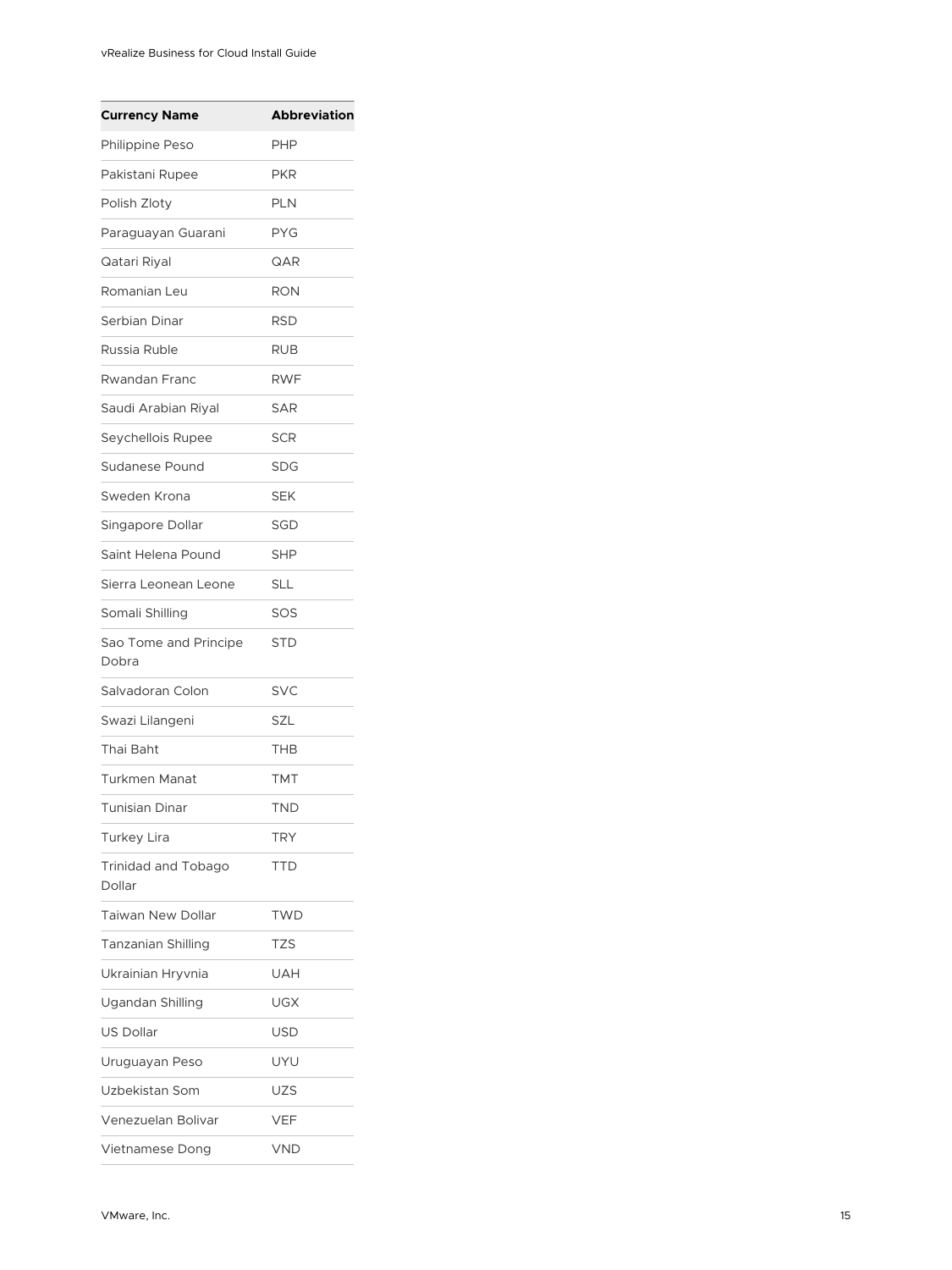| Currency Name | Abbreviation |
| --- | --- |
| Philippine Peso | PHP |
| Pakistani Rupee | PKR |
| Polish Zloty | PLN |
| Paraguayan Guarani | PYG |
| Qatari Riyal | QAR |
| Romanian Leu | RON |
| Serbian Dinar | RSD |
| Russia Ruble | RUB |
| Rwandan Franc | RWF |
| Saudi Arabian Riyal | SAR |
| Seychellois Rupee | SCR |
| Sudanese Pound | SDG |
| Sweden Krona | SEK |
| Singapore Dollar | SGD |
| Saint Helena Pound | SHP |
| Sierra Leonean Leone | SLL |
| Somali Shilling | SOS |
| Sao Tome and Principe Dobra | STD |
| Salvadoran Colon | SVC |
| Swazi Lilangeni | SZL |
| Thai Baht | THB |
| Turkmen Manat | TMT |
| Tunisian Dinar | TND |
| Turkey Lira | TRY |
| Trinidad and Tobago Dollar | TTD |
| Taiwan New Dollar | TWD |
| Tanzanian Shilling | TZS |
| Ukrainian Hryvnia | UAH |
| Ugandan Shilling | UGX |
| US Dollar | USD |
| Uruguayan Peso | UYU |
| Uzbekistan Som | UZS |
| Venezuelan Bolivar | VEF |
| Vietnamese Dong | VND |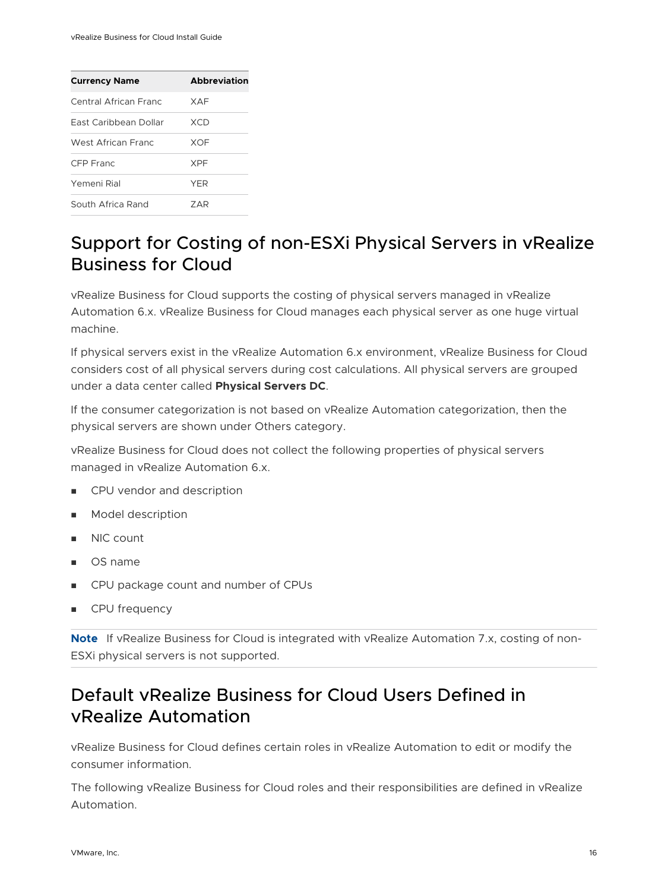| Currency Name | Abbreviation |
| --- | --- |
| Central African Franc | XAF |
| East Caribbean Dollar | XCD |
| West African Franc | XOF |
| CFP Franc | XPF |
| Yemeni Rial | YER |
| South Africa Rand | ZAR |

## Support for Costing of non-ESXi Physical Servers in vRealize Business for Cloud

vRealize Business for Cloud supports the costing of physical servers managed in vRealize Automation 6.x. vRealize Business for Cloud manages each physical server as one huge virtual machine.

If physical servers exist in the vRealize Automation 6.x environment, vRealize Business for Cloud considers cost of all physical servers during cost calculations. All physical servers are grouped under a data center called **Physical Servers DC**.

If the consumer categorization is not based on vRealize Automation categorization, then the physical servers are shown under Others category.

vRealize Business for Cloud does not collect the following properties of physical servers managed in vRealize Automation 6.x.

- CPU vendor and description
- Model description
- NIC count
- OS name
- CPU package count and number of CPUs
- CPU frequency

**Note** If vRealize Business for Cloud is integrated with vRealize Automation 7.x, costing of non-ESXi physical servers is not supported.

## Default vRealize Business for Cloud Users Defined in vRealize Automation

vRealize Business for Cloud defines certain roles in vRealize Automation to edit or modify the consumer information.

The following vRealize Business for Cloud roles and their responsibilities are defined in vRealize Automation.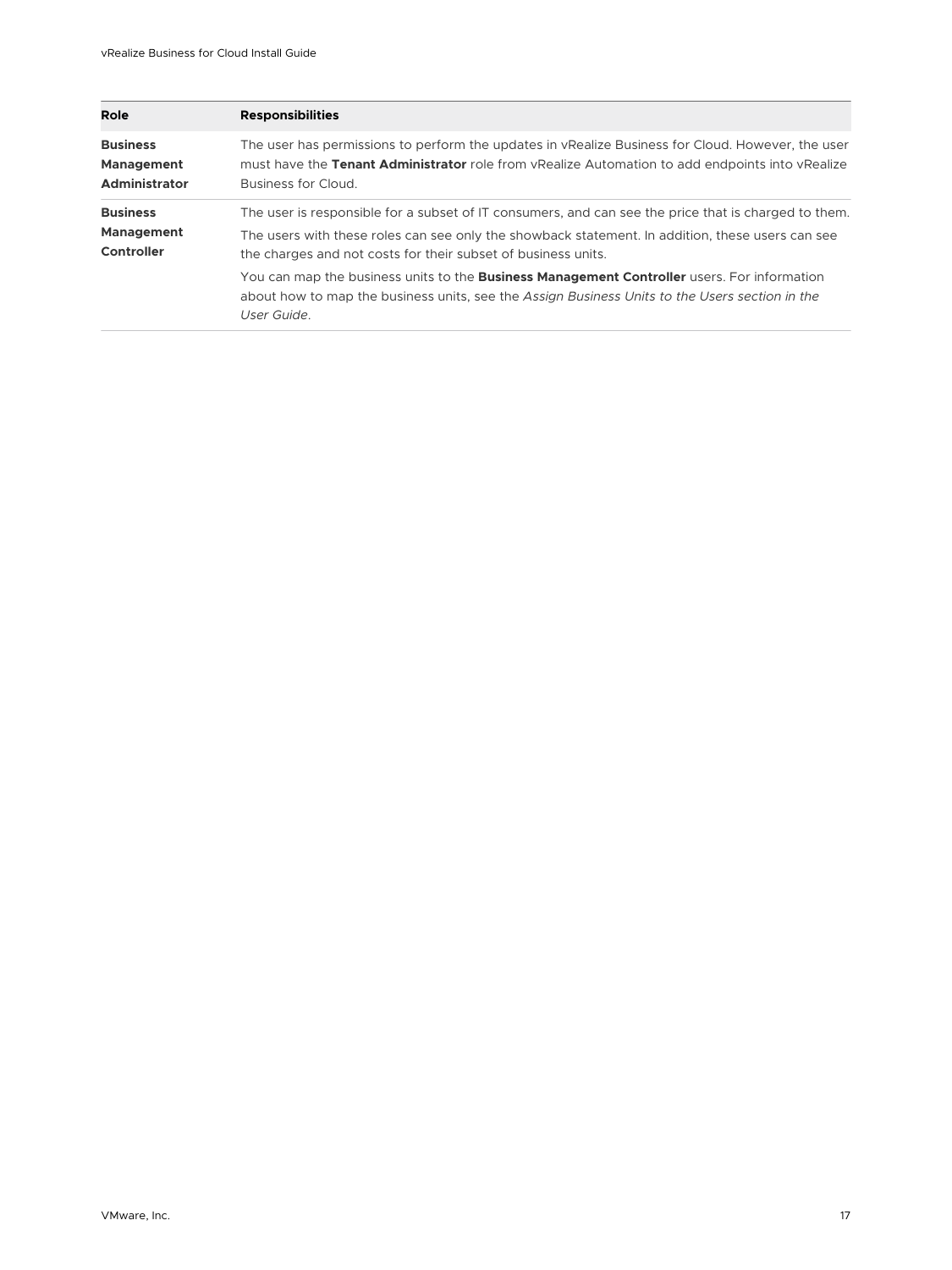| Role | Responsibilities |
| --- | --- |
| **Business Management Administrator** | The user has permissions to perform the updates in vRealize Business for Cloud. However, the user must have the **Tenant Administrator** role from vRealize Automation to add endpoints into vRealize Business for Cloud. |
| **Business Management Controller** | The user is responsible for a subset of IT consumers, and can see the price that is charged to them.<br><br>The users with these roles can see only the showback statement. In addition, these users can see the charges and not costs for their subset of business units.<br><br>You can map the business units to the **Business Management Controller** users. For information about how to map the business units, see the *Assign Business Units to the Users section in the User Guide*. |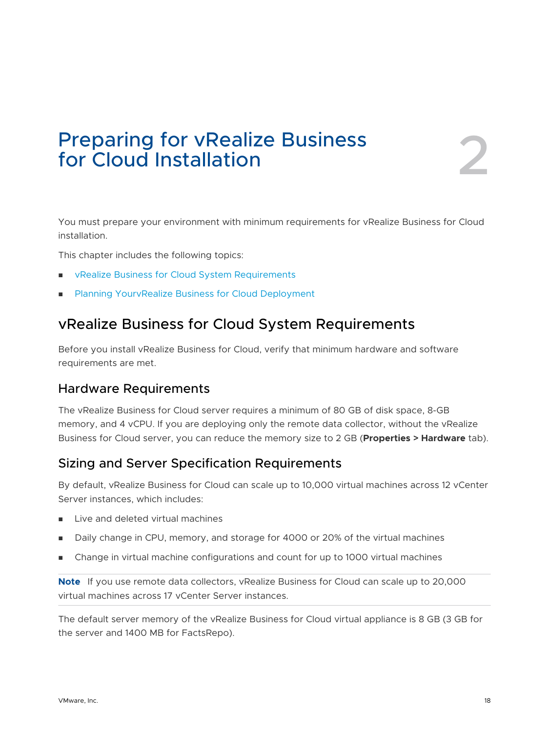# 2 Preparing for vRealize Business for Cloud Installation

You must prepare your environment with minimum requirements for vRealize Business for Cloud installation.

This chapter includes the following topics:

- vRealize Business for Cloud System Requirements
- Planning YourvRealize Business for Cloud Deployment

## vRealize Business for Cloud System Requirements

Before you install vRealize Business for Cloud, verify that minimum hardware and software requirements are met.

### Hardware Requirements

The vRealize Business for Cloud server requires a minimum of 80 GB of disk space, 8-GB memory, and 4 vCPU. If you are deploying only the remote data collector, without the vRealize Business for Cloud server, you can reduce the memory size to 2 GB (**Properties > Hardware** tab).

### Sizing and Server Specification Requirements

By default, vRealize Business for Cloud can scale up to 10,000 virtual machines across 12 vCenter Server instances, which includes:

- Live and deleted virtual machines
- Daily change in CPU, memory, and storage for 4000 or 20% of the virtual machines
- Change in virtual machine configurations and count for up to 1000 virtual machines

**Note** If you use remote data collectors, vRealize Business for Cloud can scale up to 20,000 virtual machines across 17 vCenter Server instances.

The default server memory of the vRealize Business for Cloud virtual appliance is 8 GB (3 GB for the server and 1400 MB for FactsRepo).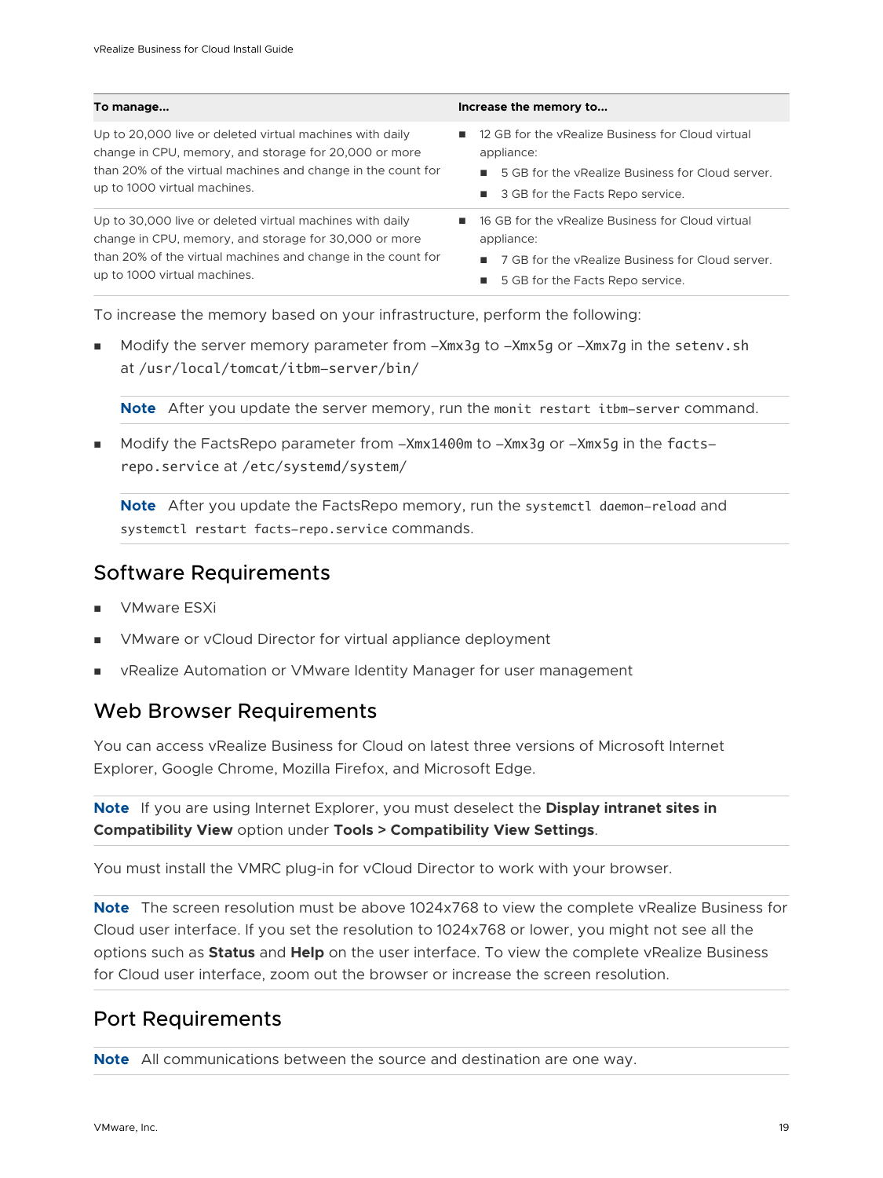| To manage... | Increase the memory to... |
| --- | --- |
| Up to 20,000 live or deleted virtual machines with daily change in CPU, memory, and storage for 20,000 or more than 20% of the virtual machines and change in the count for up to 1000 virtual machines. | ■ 12 GB for the vRealize Business for Cloud virtual appliance: ■ 5 GB for the vRealize Business for Cloud server. ■ 3 GB for the Facts Repo service. |
| Up to 30,000 live or deleted virtual machines with daily change in CPU, memory, and storage for 30,000 or more than 20% of the virtual machines and change in the count for up to 1000 virtual machines. | ■ 16 GB for the vRealize Business for Cloud virtual appliance: ■ 7 GB for the vRealize Business for Cloud server. ■ 5 GB for the Facts Repo service. |

To increase the memory based on your infrastructure, perform the following:

- Modify the server memory parameter from `-Xmx3g` to `-Xmx5g` or `-Xmx7g` in the `setenv.sh` at `/usr/local/tomcat/itbm-server/bin/`

  **Note** After you update the server memory, run the `monit restart itbm-server` command.

- Modify the FactsRepo parameter from `-Xmx1400m` to `-Xmx3g` or `-Xmx5g` in the `facts-repo.service` at `/etc/systemd/system/`

  **Note** After you update the FactsRepo memory, run the `systemctl daemon-reload` and `systemctl restart facts-repo.service` commands.

## Software Requirements

- VMware ESXi
- VMware or vCloud Director for virtual appliance deployment
- vRealize Automation or VMware Identity Manager for user management

## Web Browser Requirements

You can access vRealize Business for Cloud on latest three versions of Microsoft Internet Explorer, Google Chrome, Mozilla Firefox, and Microsoft Edge.

**Note** If you are using Internet Explorer, you must deselect the **Display intranet sites in Compatibility View** option under **Tools > Compatibility View Settings**.

You must install the VMRC plug-in for vCloud Director to work with your browser.

**Note** The screen resolution must be above 1024x768 to view the complete vRealize Business for Cloud user interface. If you set the resolution to 1024x768 or lower, you might not see all the options such as **Status** and **Help** on the user interface. To view the complete vRealize Business for Cloud user interface, zoom out the browser or increase the screen resolution.

## Port Requirements

**Note** All communications between the source and destination are one way.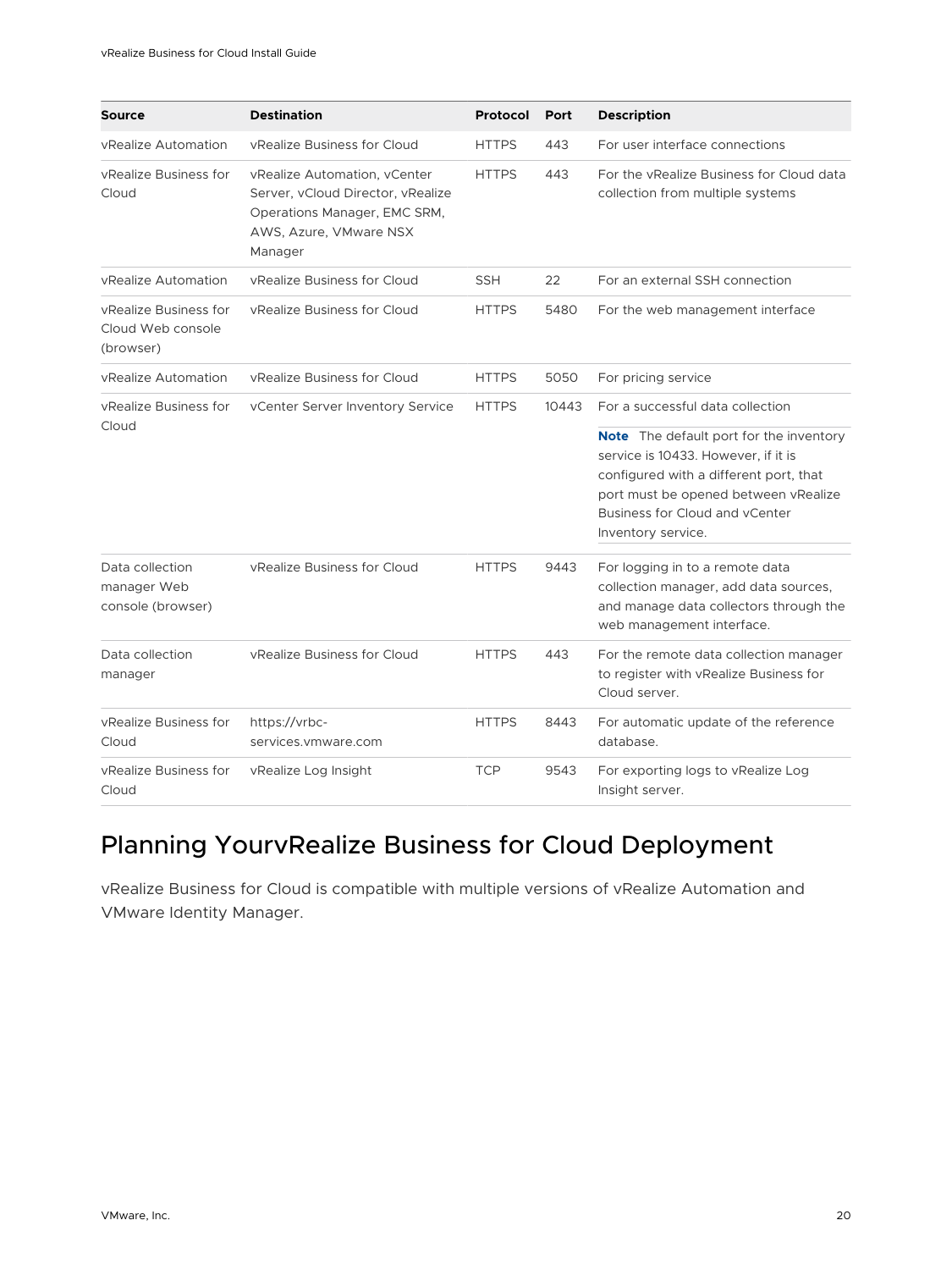| Source | Destination | Protocol | Port | Description |
| --- | --- | --- | --- | --- |
| vRealize Automation | vRealize Business for Cloud | HTTPS | 443 | For user interface connections |
| vRealize Business for Cloud | vRealize Automation, vCenter Server, vCloud Director, vRealize Operations Manager, EMC SRM, AWS, Azure, VMware NSX Manager | HTTPS | 443 | For the vRealize Business for Cloud data collection from multiple systems |
| vRealize Automation | vRealize Business for Cloud | SSH | 22 | For an external SSH connection |
| vRealize Business for Cloud Web console (browser) | vRealize Business for Cloud | HTTPS | 5480 | For the web management interface |
| vRealize Automation | vRealize Business for Cloud | HTTPS | 5050 | For pricing service |
| vRealize Business for Cloud | vCenter Server Inventory Service | HTTPS | 10443 | For a successful data collection<br>**Note** The default port for the inventory service is 10433. However, if it is configured with a different port, that port must be opened between vRealize Business for Cloud and vCenter Inventory service. |
| Data collection manager Web console (browser) | vRealize Business for Cloud | HTTPS | 9443 | For logging in to a remote data collection manager, add data sources, and manage data collectors through the web management interface. |
| Data collection manager | vRealize Business for Cloud | HTTPS | 443 | For the remote data collection manager to register with vRealize Business for Cloud server. |
| vRealize Business for Cloud | https://vrbc-services.vmware.com | HTTPS | 8443 | For automatic update of the reference database. |
| vRealize Business for Cloud | vRealize Log Insight | TCP | 9543 | For exporting logs to vRealize Log Insight server. |

# Planning YourvRealize Business for Cloud Deployment

vRealize Business for Cloud is compatible with multiple versions of vRealize Automation and VMware Identity Manager.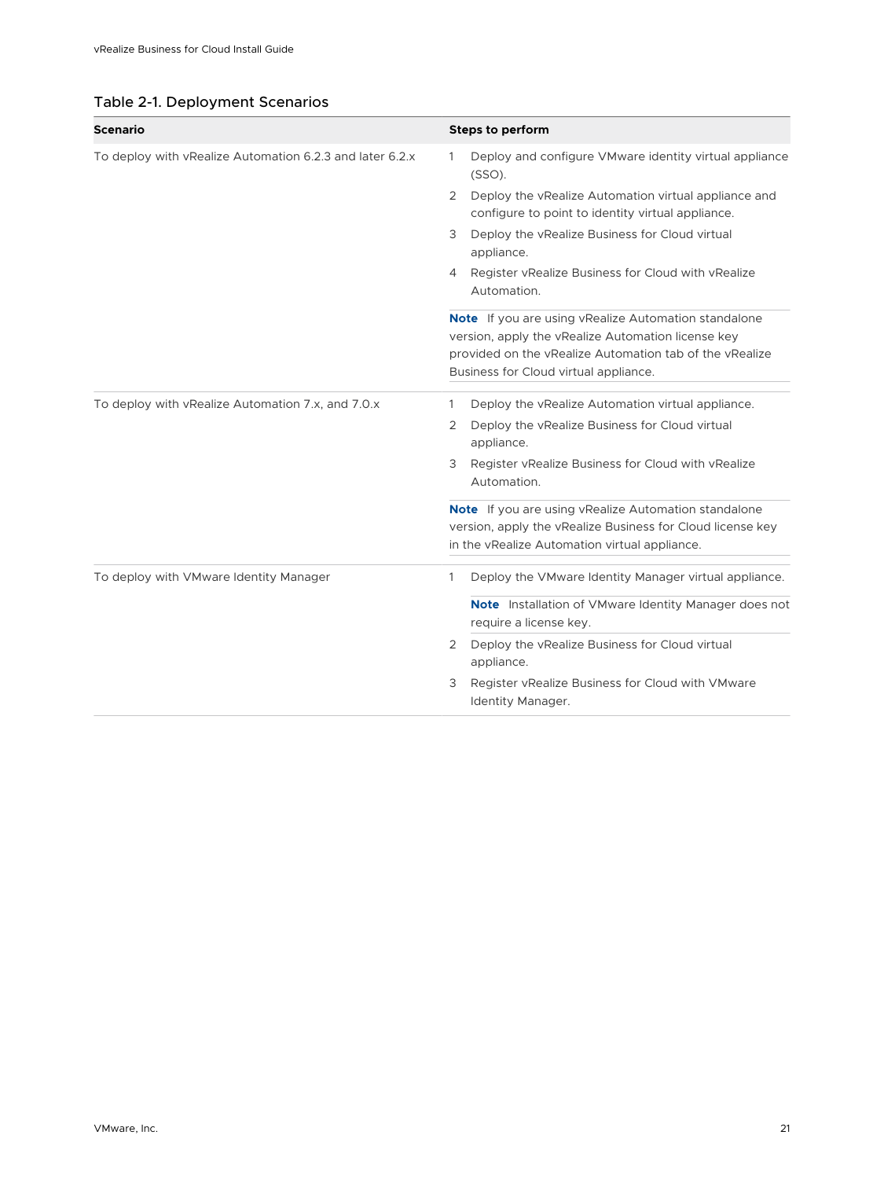Table 2-1. Deployment Scenarios

| Scenario | Steps to perform |
| --- | --- |
| To deploy with vRealize Automation 6.2.3 and later 6.2.x | 1 Deploy and configure VMware identity virtual appliance (SSO).<br>2 Deploy the vRealize Automation virtual appliance and configure to point to identity virtual appliance.<br>3 Deploy the vRealize Business for Cloud virtual appliance.<br>4 Register vRealize Business for Cloud with vRealize Automation.<br><br>**Note** If you are using vRealize Automation standalone version, apply the vRealize Automation license key provided on the vRealize Automation tab of the vRealize Business for Cloud virtual appliance. |
| To deploy with vRealize Automation 7.x, and 7.0.x | 1 Deploy the vRealize Automation virtual appliance.<br>2 Deploy the vRealize Business for Cloud virtual appliance.<br>3 Register vRealize Business for Cloud with vRealize Automation.<br><br>**Note** If you are using vRealize Automation standalone version, apply the vRealize Business for Cloud license key in the vRealize Automation virtual appliance. |
| To deploy with VMware Identity Manager | 1 Deploy the VMware Identity Manager virtual appliance.<br><br>**Note** Installation of VMware Identity Manager does not require a license key.<br><br>2 Deploy the vRealize Business for Cloud virtual appliance.<br>3 Register vRealize Business for Cloud with VMware Identity Manager. |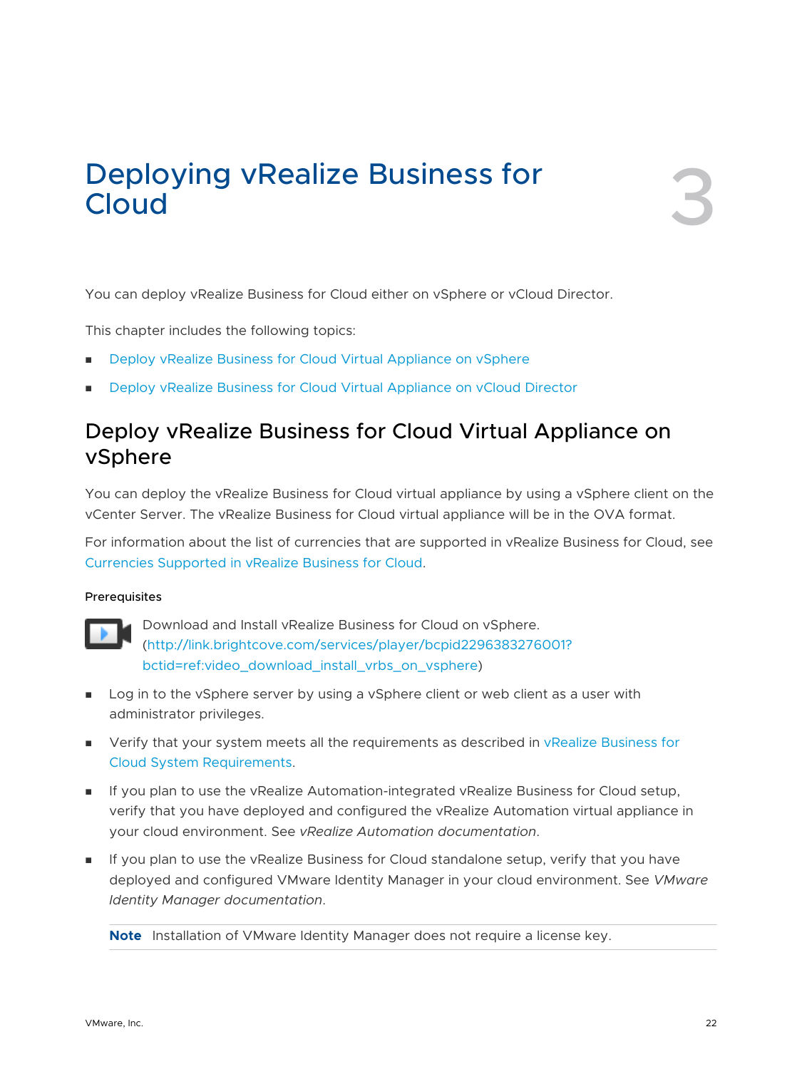# 3 Deploying vRealize Business for Cloud

You can deploy vRealize Business for Cloud either on vSphere or vCloud Director.

This chapter includes the following topics:

- Deploy vRealize Business for Cloud Virtual Appliance on vSphere
- Deploy vRealize Business for Cloud Virtual Appliance on vCloud Director

## Deploy vRealize Business for Cloud Virtual Appliance on vSphere

You can deploy the vRealize Business for Cloud virtual appliance by using a vSphere client on the vCenter Server. The vRealize Business for Cloud virtual appliance will be in the OVA format.

For information about the list of currencies that are supported in vRealize Business for Cloud, see Currencies Supported in vRealize Business for Cloud.

#### Prerequisites

Download and Install vRealize Business for Cloud on vSphere. (http://link.brightcove.com/services/player/bcpid2296383276001?bctid=ref:video_download_install_vrbs_on_vsphere)

- Log in to the vSphere server by using a vSphere client or web client as a user with administrator privileges.
- Verify that your system meets all the requirements as described in vRealize Business for Cloud System Requirements.
- If you plan to use the vRealize Automation-integrated vRealize Business for Cloud setup, verify that you have deployed and configured the vRealize Automation virtual appliance in your cloud environment. See *vRealize Automation documentation*.
- If you plan to use the vRealize Business for Cloud standalone setup, verify that you have deployed and configured VMware Identity Manager in your cloud environment. See *VMware Identity Manager documentation*.

  **Note** Installation of VMware Identity Manager does not require a license key.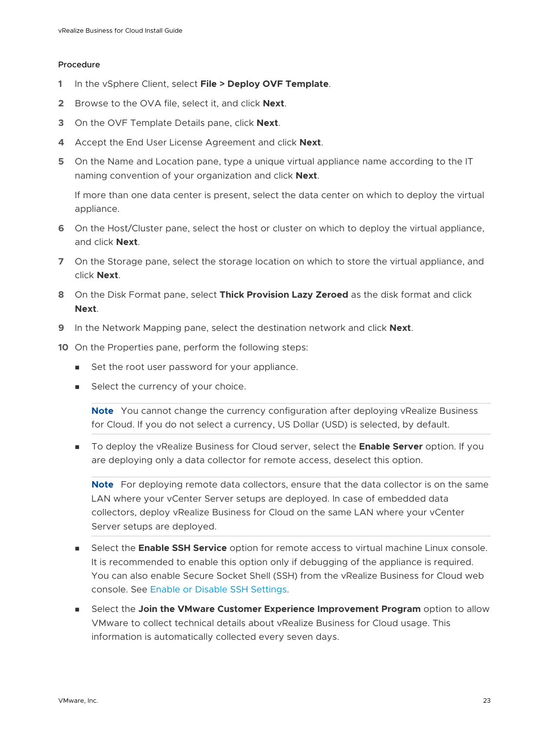Procedure

1. In the vSphere Client, select **File > Deploy OVF Template**.
2. Browse to the OVA file, select it, and click **Next**.
3. On the OVF Template Details pane, click **Next**.
4. Accept the End User License Agreement and click **Next**.
5. On the Name and Location pane, type a unique virtual appliance name according to the IT naming convention of your organization and click **Next**.

   If more than one data center is present, select the data center on which to deploy the virtual appliance.
6. On the Host/Cluster pane, select the host or cluster on which to deploy the virtual appliance, and click **Next**.
7. On the Storage pane, select the storage location on which to store the virtual appliance, and click **Next**.
8. On the Disk Format pane, select **Thick Provision Lazy Zeroed** as the disk format and click **Next**.
9. In the Network Mapping pane, select the destination network and click **Next**.
10. On the Properties pane, perform the following steps:
    - Set the root user password for your appliance.
    - Select the currency of your choice.

      **Note** You cannot change the currency configuration after deploying vRealize Business for Cloud. If you do not select a currency, US Dollar (USD) is selected, by default.

    - To deploy the vRealize Business for Cloud server, select the **Enable Server** option. If you are deploying only a data collector for remote access, deselect this option.

      **Note** For deploying remote data collectors, ensure that the data collector is on the same LAN where your vCenter Server setups are deployed. In case of embedded data collectors, deploy vRealize Business for Cloud on the same LAN where your vCenter Server setups are deployed.

    - Select the **Enable SSH Service** option for remote access to virtual machine Linux console. It is recommended to enable this option only if debugging of the appliance is required. You can also enable Secure Socket Shell (SSH) from the vRealize Business for Cloud web console. See Enable or Disable SSH Settings.
    - Select the **Join the VMware Customer Experience Improvement Program** option to allow VMware to collect technical details about vRealize Business for Cloud usage. This information is automatically collected every seven days.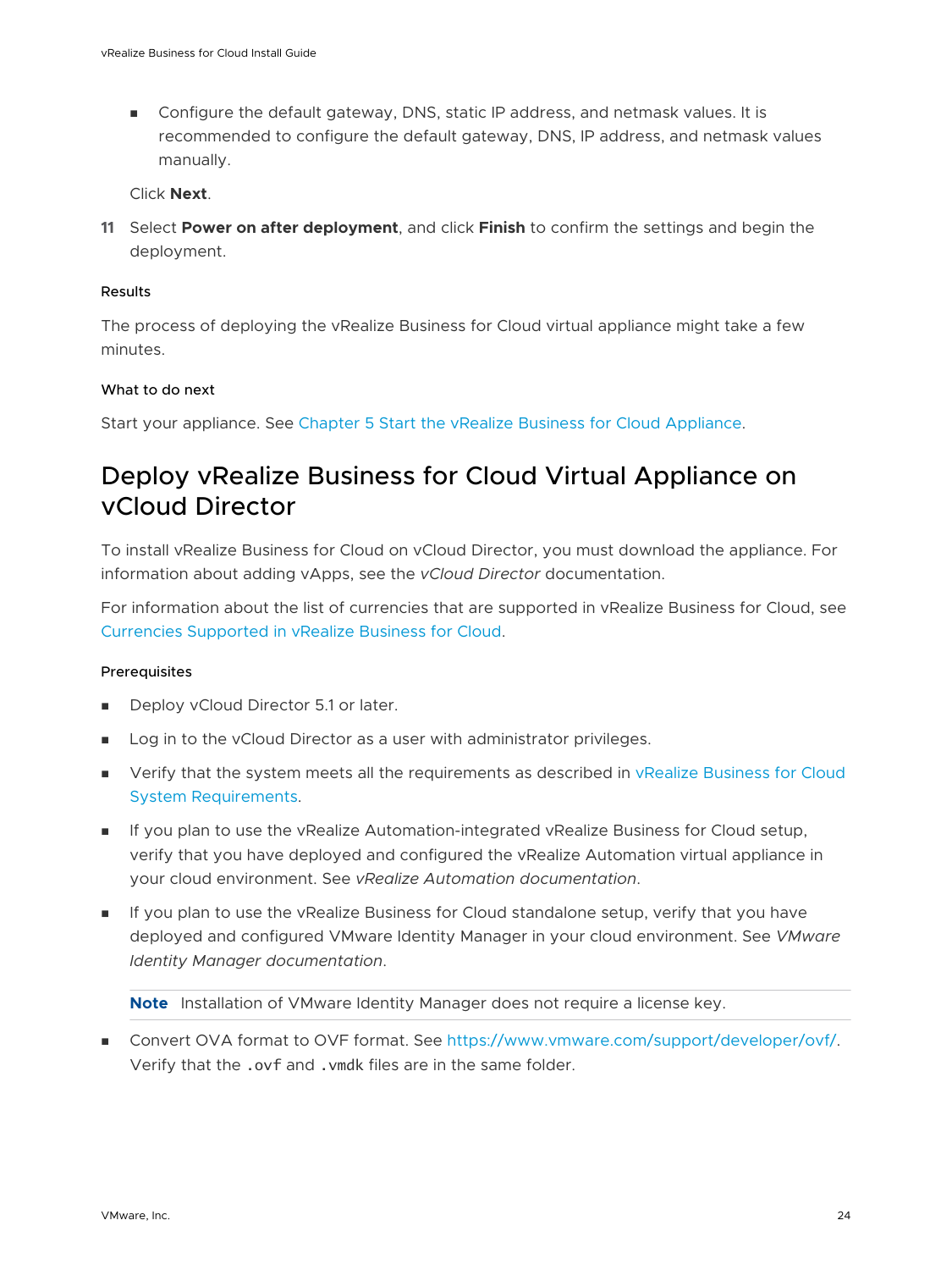- Configure the default gateway, DNS, static IP address, and netmask values. It is recommended to configure the default gateway, DNS, IP address, and netmask values manually.

  Click **Next**.

11. Select **Power on after deployment**, and click **Finish** to confirm the settings and begin the deployment.

#### Results

The process of deploying the vRealize Business for Cloud virtual appliance might take a few minutes.

#### What to do next

Start your appliance. See Chapter 5 Start the vRealize Business for Cloud Appliance.

## Deploy vRealize Business for Cloud Virtual Appliance on vCloud Director

To install vRealize Business for Cloud on vCloud Director, you must download the appliance. For information about adding vApps, see the *vCloud Director* documentation.

For information about the list of currencies that are supported in vRealize Business for Cloud, see Currencies Supported in vRealize Business for Cloud.

#### Prerequisites

- Deploy vCloud Director 5.1 or later.
- Log in to the vCloud Director as a user with administrator privileges.
- Verify that the system meets all the requirements as described in vRealize Business for Cloud System Requirements.
- If you plan to use the vRealize Automation-integrated vRealize Business for Cloud setup, verify that you have deployed and configured the vRealize Automation virtual appliance in your cloud environment. See *vRealize Automation documentation*.
- If you plan to use the vRealize Business for Cloud standalone setup, verify that you have deployed and configured VMware Identity Manager in your cloud environment. See *VMware Identity Manager documentation*.

  **Note** Installation of VMware Identity Manager does not require a license key.

- Convert OVA format to OVF format. See https://www.vmware.com/support/developer/ovf/. Verify that the `.ovf` and `.vmdk` files are in the same folder.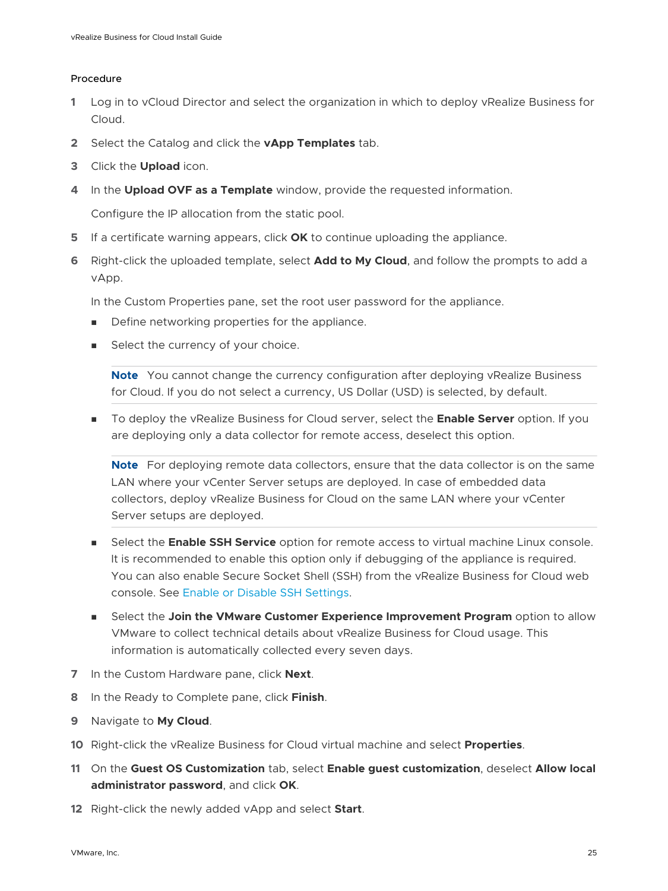Procedure

1. Log in to vCloud Director and select the organization in which to deploy vRealize Business for Cloud.
2. Select the Catalog and click the **vApp Templates** tab.
3. Click the **Upload** icon.
4. In the **Upload OVF as a Template** window, provide the requested information.

   Configure the IP allocation from the static pool.
5. If a certificate warning appears, click **OK** to continue uploading the appliance.
6. Right-click the uploaded template, select **Add to My Cloud**, and follow the prompts to add a vApp.

   In the Custom Properties pane, set the root user password for the appliance.

   - Define networking properties for the appliance.
   - Select the currency of your choice.

     **Note** You cannot change the currency configuration after deploying vRealize Business for Cloud. If you do not select a currency, US Dollar (USD) is selected, by default.

   - To deploy the vRealize Business for Cloud server, select the **Enable Server** option. If you are deploying only a data collector for remote access, deselect this option.

     **Note** For deploying remote data collectors, ensure that the data collector is on the same LAN where your vCenter Server setups are deployed. In case of embedded data collectors, deploy vRealize Business for Cloud on the same LAN where your vCenter Server setups are deployed.

   - Select the **Enable SSH Service** option for remote access to virtual machine Linux console. It is recommended to enable this option only if debugging of the appliance is required. You can also enable Secure Socket Shell (SSH) from the vRealize Business for Cloud web console. See Enable or Disable SSH Settings.
   - Select the **Join the VMware Customer Experience Improvement Program** option to allow VMware to collect technical details about vRealize Business for Cloud usage. This information is automatically collected every seven days.
7. In the Custom Hardware pane, click **Next**.
8. In the Ready to Complete pane, click **Finish**.
9. Navigate to **My Cloud**.
10. Right-click the vRealize Business for Cloud virtual machine and select **Properties**.
11. On the **Guest OS Customization** tab, select **Enable guest customization**, deselect **Allow local administrator password**, and click **OK**.
12. Right-click the newly added vApp and select **Start**.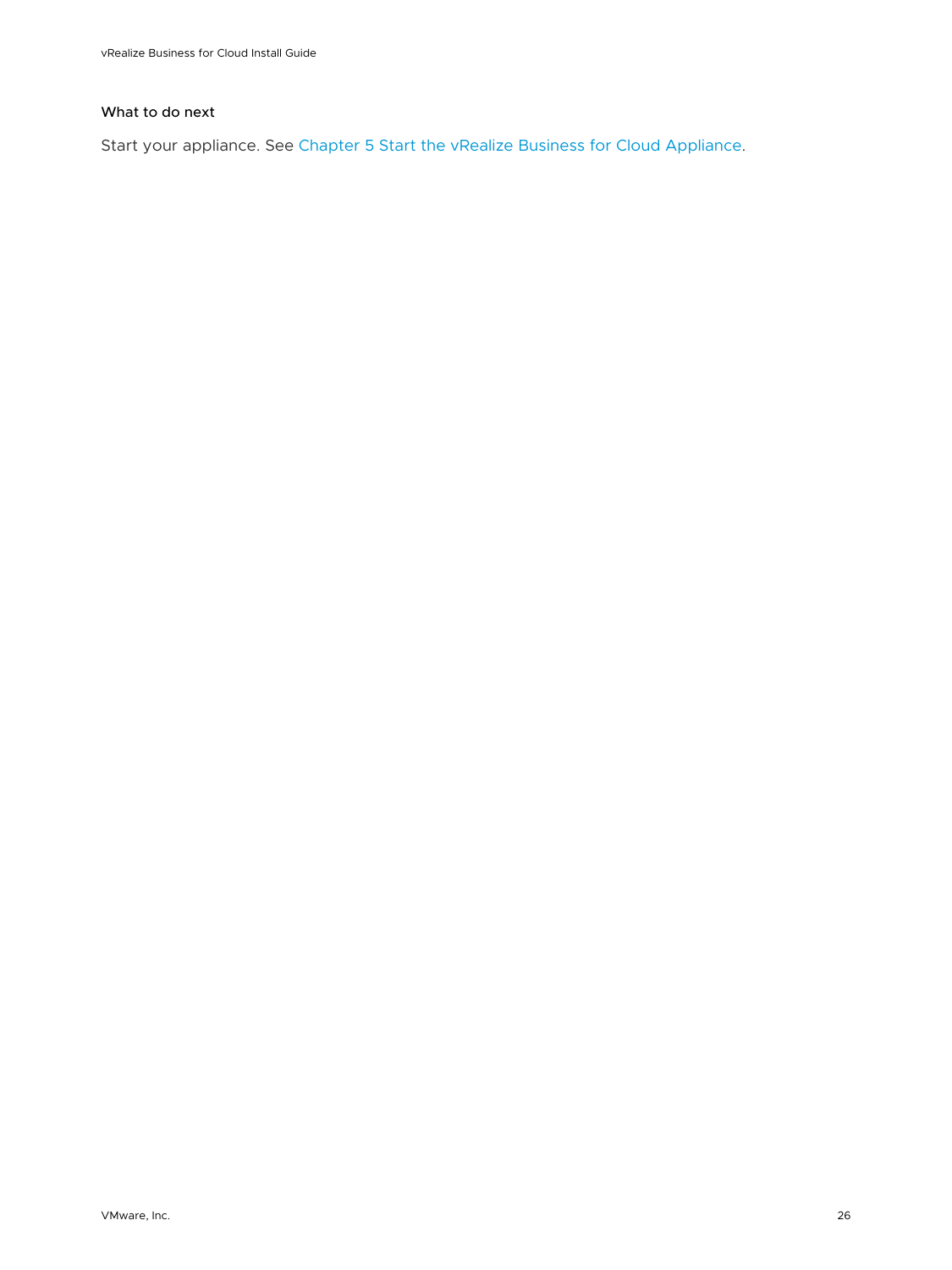#### What to do next

Start your appliance. See Chapter 5 Start the vRealize Business for Cloud Appliance.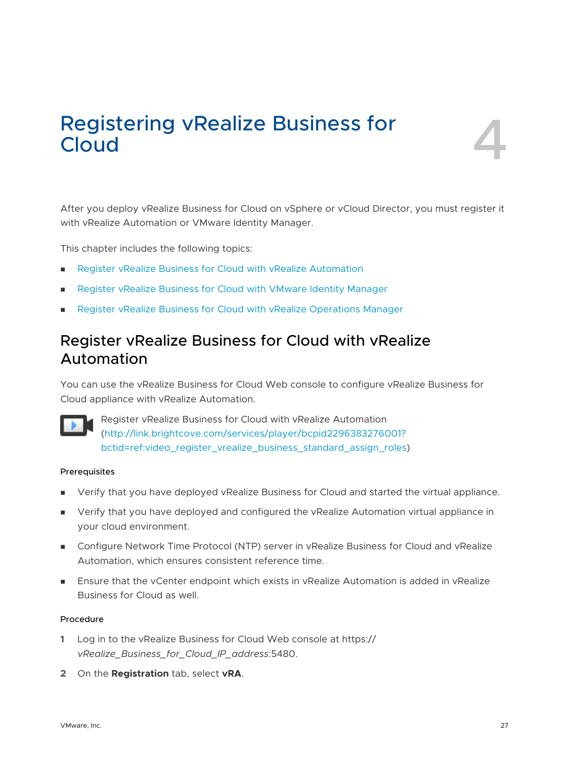# 4 Registering vRealize Business for Cloud

After you deploy vRealize Business for Cloud on vSphere or vCloud Director, you must register it with vRealize Automation or VMware Identity Manager.

This chapter includes the following topics:

- Register vRealize Business for Cloud with vRealize Automation
- Register vRealize Business for Cloud with VMware Identity Manager
- Register vRealize Business for Cloud with vRealize Operations Manager

## Register vRealize Business for Cloud with vRealize Automation

You can use the vRealize Business for Cloud Web console to configure vRealize Business for Cloud appliance with vRealize Automation.

Register vRealize Business for Cloud with vRealize Automation (http://link.brightcove.com/services/player/bcpid2296383276001?bctid=ref:video_register_vrealize_business_standard_assign_roles)

#### Prerequisites

- Verify that you have deployed vRealize Business for Cloud and started the virtual appliance.
- Verify that you have deployed and configured the vRealize Automation virtual appliance in your cloud environment.
- Configure Network Time Protocol (NTP) server in vRealize Business for Cloud and vRealize Automation, which ensures consistent reference time.
- Ensure that the vCenter endpoint which exists in vRealize Automation is added in vRealize Business for Cloud as well.

#### Procedure

1. Log in to the vRealize Business for Cloud Web console at https://*vRealize_Business_for_Cloud_IP_address*:5480.
2. On the **Registration** tab, select **vRA**.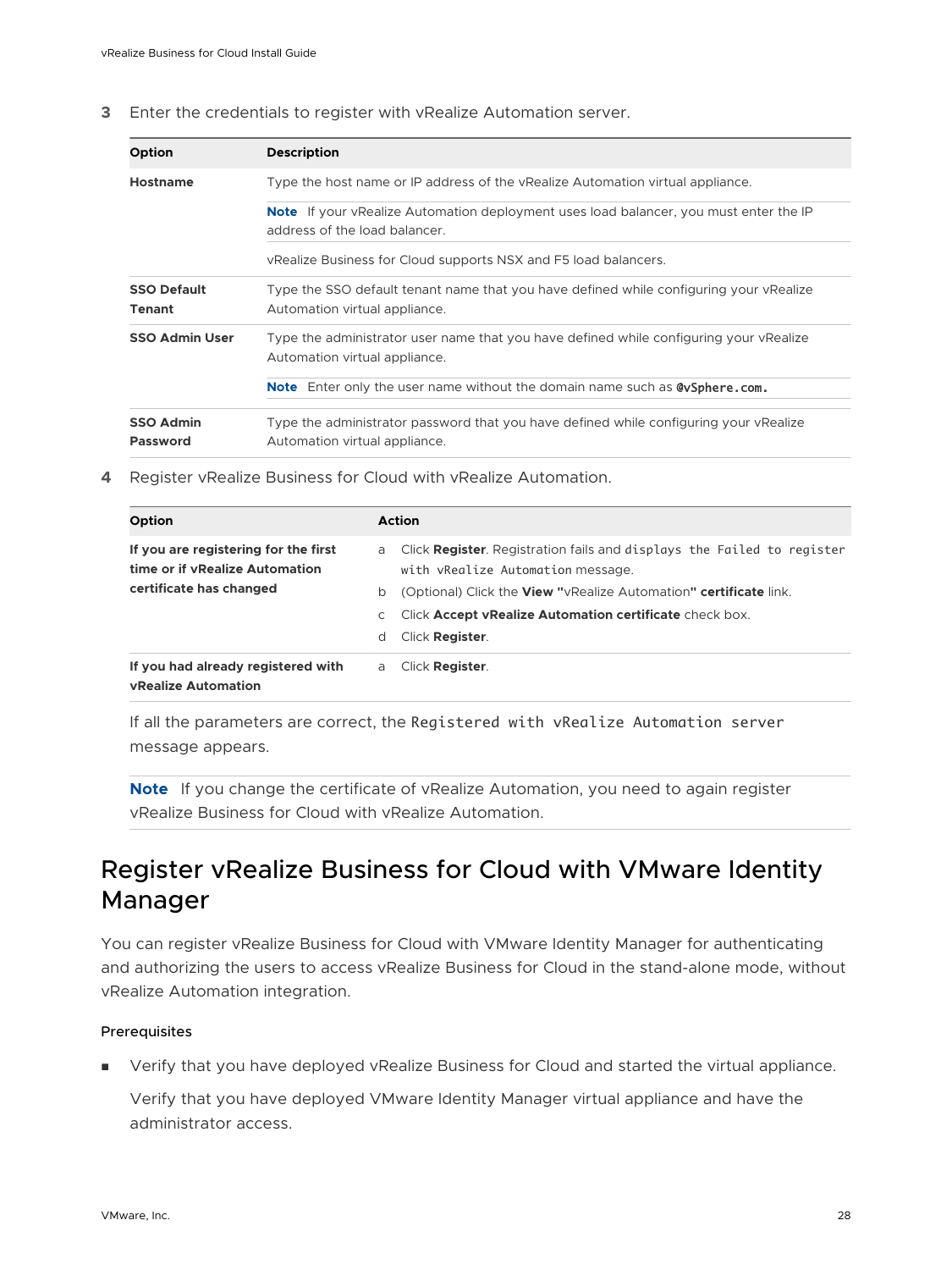3 Enter the credentials to register with vRealize Automation server.

| Option | Description |
| --- | --- |
| **Hostname** | Type the host name or IP address of the vRealize Automation virtual appliance. |
| | **Note** If your vRealize Automation deployment uses load balancer, you must enter the IP address of the load balancer. |
| | vRealize Business for Cloud supports NSX and F5 load balancers. |
| **SSO Default Tenant** | Type the SSO default tenant name that you have defined while configuring your vRealize Automation virtual appliance. |
| **SSO Admin User** | Type the administrator user name that you have defined while configuring your vRealize Automation virtual appliance. |
| | **Note** Enter only the user name without the domain name such as `@vSphere.com`. |
| **SSO Admin Password** | Type the administrator password that you have defined while configuring your vRealize Automation virtual appliance. |

4 Register vRealize Business for Cloud with vRealize Automation.

| Option | Action |
| --- | --- |
| **If you are registering for the first time or if vRealize Automation certificate has changed** | a Click **Register**. Registration fails and displays `the Failed to register with vRealize Automation` message.<br>b (Optional) Click the **View "**vRealize Automation**" certificate** link.<br>c Click **Accept vRealize Automation certificate** check box.<br>d Click **Register**. |
| **If you had already registered with vRealize Automation** | a Click **Register**. |

If all the parameters are correct, the `Registered with vRealize Automation server` message appears.

**Note** If you change the certificate of vRealize Automation, you need to again register vRealize Business for Cloud with vRealize Automation.

## Register vRealize Business for Cloud with VMware Identity Manager

You can register vRealize Business for Cloud with VMware Identity Manager for authenticating and authorizing the users to access vRealize Business for Cloud in the stand-alone mode, without vRealize Automation integration.

### Prerequisites

- Verify that you have deployed vRealize Business for Cloud and started the virtual appliance.

  Verify that you have deployed VMware Identity Manager virtual appliance and have the administrator access.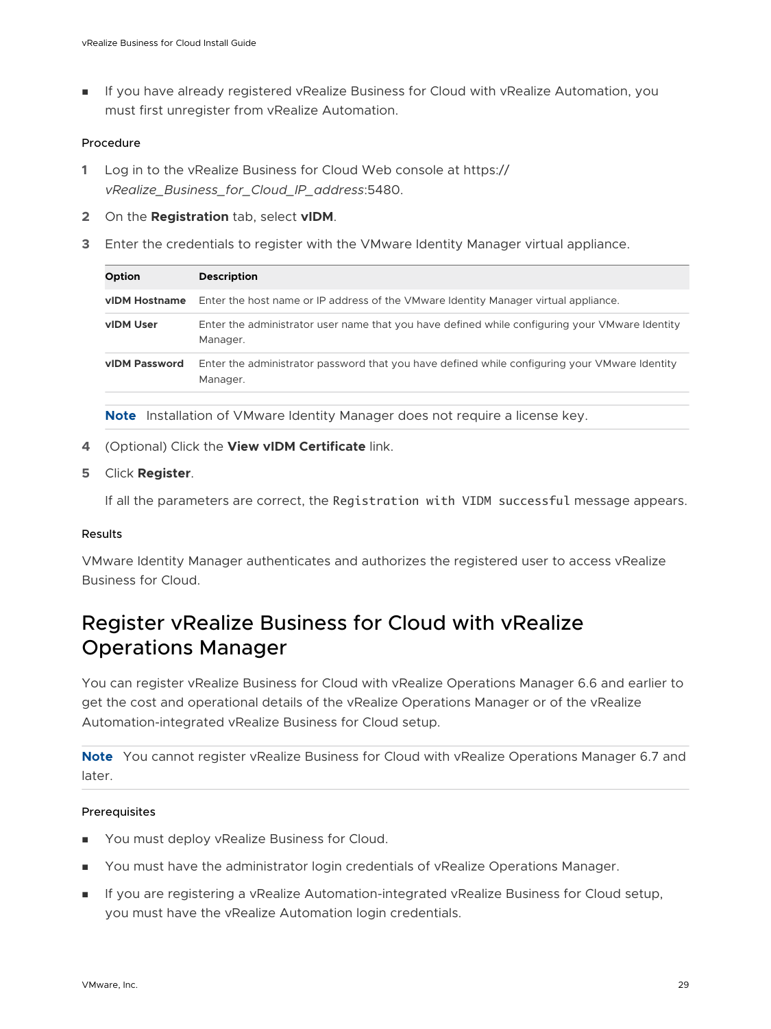- If you have already registered vRealize Business for Cloud with vRealize Automation, you must first unregister from vRealize Automation.

#### Procedure

1. Log in to the vRealize Business for Cloud Web console at https://*vRealize_Business_for_Cloud_IP_address*:5480.
2. On the **Registration** tab, select **vIDM**.
3. Enter the credentials to register with the VMware Identity Manager virtual appliance.

   | Option | Description |
   | --- | --- |
   | **vIDM Hostname** | Enter the host name or IP address of the VMware Identity Manager virtual appliance. |
   | **vIDM User** | Enter the administrator user name that you have defined while configuring your VMware Identity Manager. |
   | **vIDM Password** | Enter the administrator password that you have defined while configuring your VMware Identity Manager. |

   **Note** Installation of VMware Identity Manager does not require a license key.

4. (Optional) Click the **View vIDM Certificate** link.
5. Click **Register**.

   If all the parameters are correct, the `Registration with VIDM successful` message appears.

#### Results

VMware Identity Manager authenticates and authorizes the registered user to access vRealize Business for Cloud.

## Register vRealize Business for Cloud with vRealize Operations Manager

You can register vRealize Business for Cloud with vRealize Operations Manager 6.6 and earlier to get the cost and operational details of the vRealize Operations Manager or of the vRealize Automation-integrated vRealize Business for Cloud setup.

**Note** You cannot register vRealize Business for Cloud with vRealize Operations Manager 6.7 and later.

#### Prerequisites

- You must deploy vRealize Business for Cloud.
- You must have the administrator login credentials of vRealize Operations Manager.
- If you are registering a vRealize Automation-integrated vRealize Business for Cloud setup, you must have the vRealize Automation login credentials.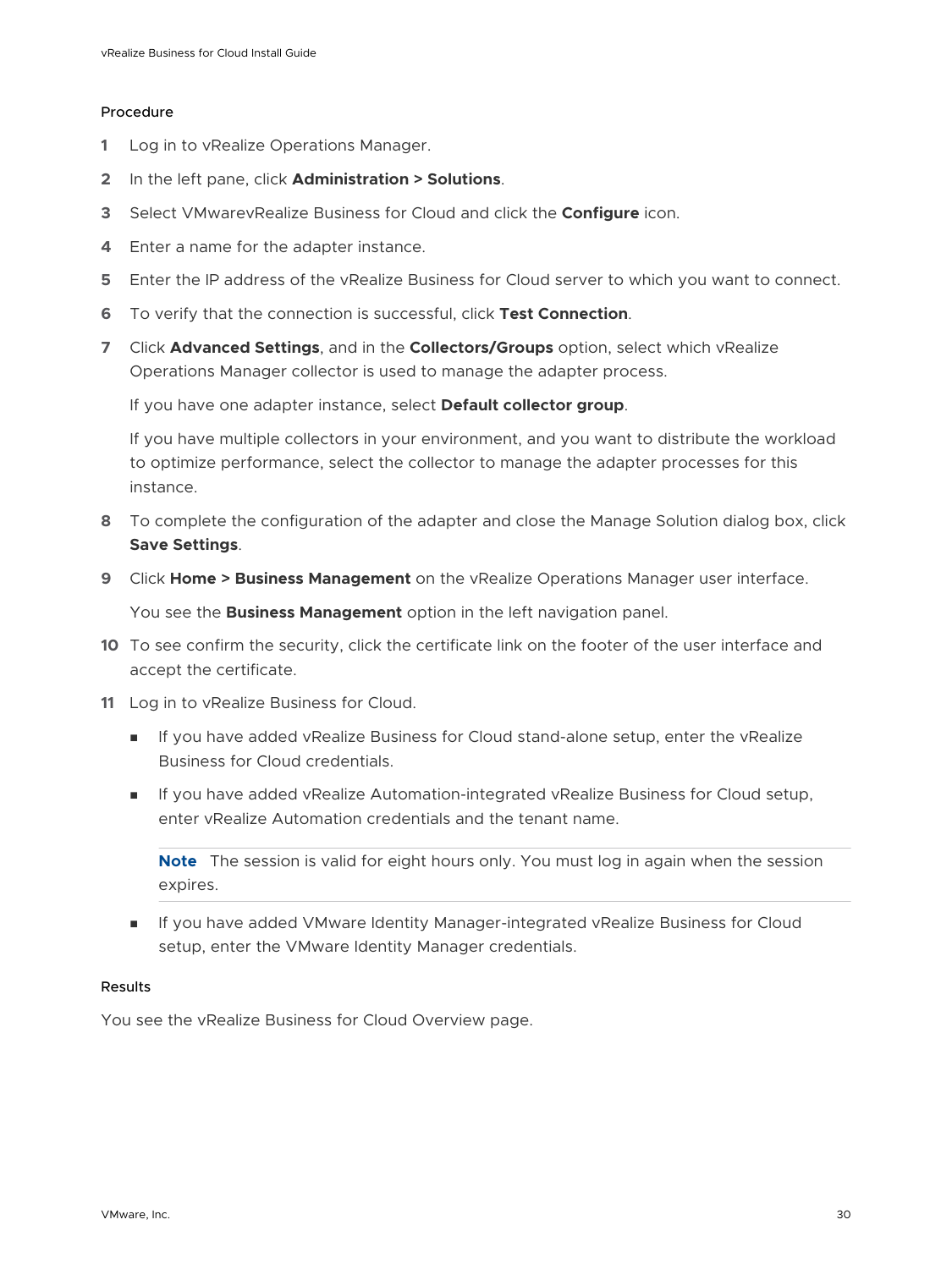#### Procedure

1. Log in to vRealize Operations Manager.
2. In the left pane, click **Administration > Solutions**.
3. Select VMwarevRealize Business for Cloud and click the **Configure** icon.
4. Enter a name for the adapter instance.
5. Enter the IP address of the vRealize Business for Cloud server to which you want to connect.
6. To verify that the connection is successful, click **Test Connection**.
7. Click **Advanced Settings**, and in the **Collectors/Groups** option, select which vRealize Operations Manager collector is used to manage the adapter process.

   If you have one adapter instance, select **Default collector group**.

   If you have multiple collectors in your environment, and you want to distribute the workload to optimize performance, select the collector to manage the adapter processes for this instance.
8. To complete the configuration of the adapter and close the Manage Solution dialog box, click **Save Settings**.
9. Click **Home > Business Management** on the vRealize Operations Manager user interface.

   You see the **Business Management** option in the left navigation panel.
10. To see confirm the security, click the certificate link on the footer of the user interface and accept the certificate.
11. Log in to vRealize Business for Cloud.
    - If you have added vRealize Business for Cloud stand-alone setup, enter the vRealize Business for Cloud credentials.
    - If you have added vRealize Automation-integrated vRealize Business for Cloud setup, enter vRealize Automation credentials and the tenant name.

      **Note** The session is valid for eight hours only. You must log in again when the session expires.

    - If you have added VMware Identity Manager-integrated vRealize Business for Cloud setup, enter the VMware Identity Manager credentials.

#### Results

You see the vRealize Business for Cloud Overview page.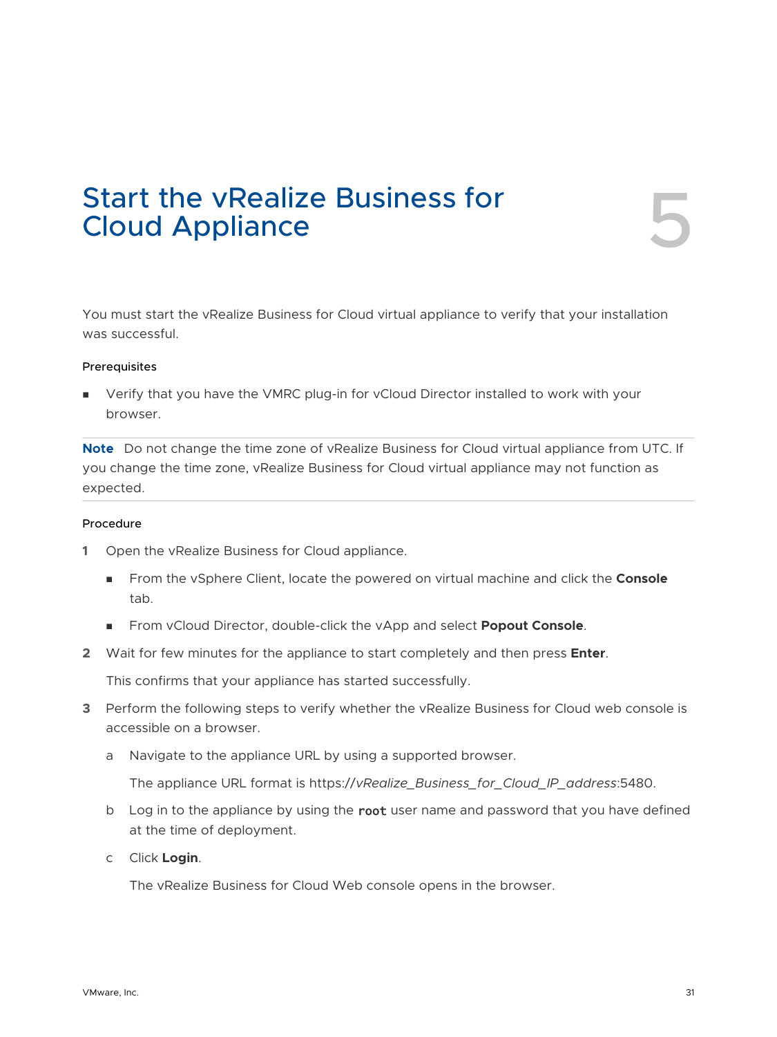# 5 Start the vRealize Business for Cloud Appliance

You must start the vRealize Business for Cloud virtual appliance to verify that your installation was successful.

### Prerequisites

- Verify that you have the VMRC plug-in for vCloud Director installed to work with your browser.

**Note** Do not change the time zone of vRealize Business for Cloud virtual appliance from UTC. If you change the time zone, vRealize Business for Cloud virtual appliance may not function as expected.

### Procedure

1. Open the vRealize Business for Cloud appliance.
   - From the vSphere Client, locate the powered on virtual machine and click the **Console** tab.
   - From vCloud Director, double-click the vApp and select **Popout Console**.
2. Wait for few minutes for the appliance to start completely and then press **Enter**.

   This confirms that your appliance has started successfully.
3. Perform the following steps to verify whether the vRealize Business for Cloud web console is accessible on a browser.

   a. Navigate to the appliance URL by using a supported browser.

      The appliance URL format is https://*vRealize_Business_for_Cloud_IP_address*:5480.

   b. Log in to the appliance by using the `root` user name and password that you have defined at the time of deployment.

   c. Click **Login**.

      The vRealize Business for Cloud Web console opens in the browser.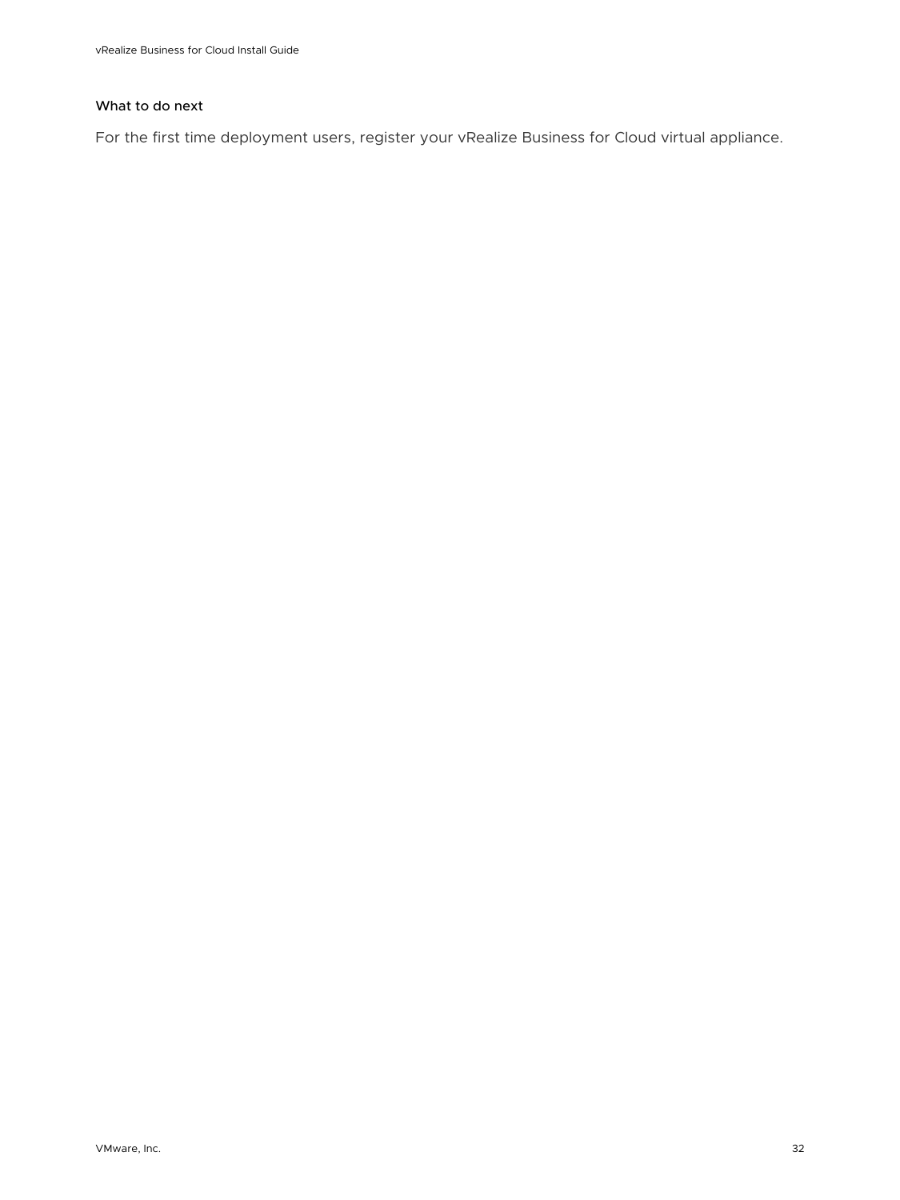#### What to do next

For the first time deployment users, register your vRealize Business for Cloud virtual appliance.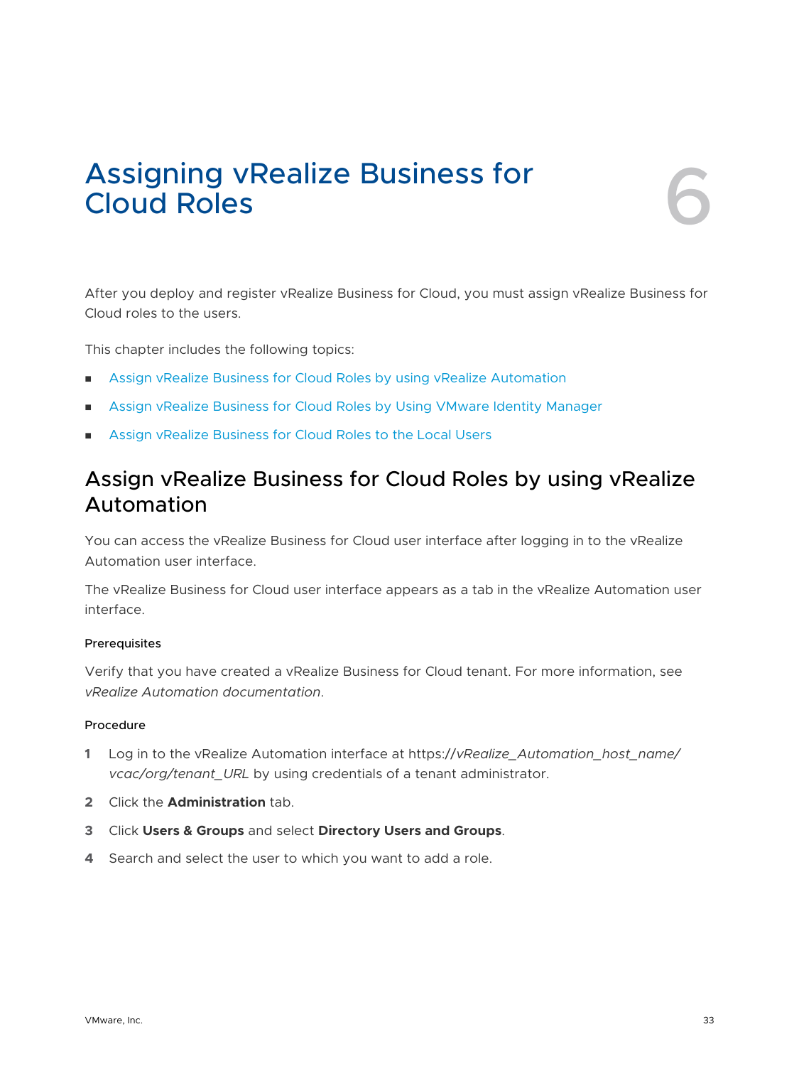# 6 Assigning vRealize Business for Cloud Roles

After you deploy and register vRealize Business for Cloud, you must assign vRealize Business for Cloud roles to the users.

This chapter includes the following topics:

- Assign vRealize Business for Cloud Roles by using vRealize Automation
- Assign vRealize Business for Cloud Roles by Using VMware Identity Manager
- Assign vRealize Business for Cloud Roles to the Local Users

## Assign vRealize Business for Cloud Roles by using vRealize Automation

You can access the vRealize Business for Cloud user interface after logging in to the vRealize Automation user interface.

The vRealize Business for Cloud user interface appears as a tab in the vRealize Automation user interface.

#### Prerequisites

Verify that you have created a vRealize Business for Cloud tenant. For more information, see *vRealize Automation documentation*.

#### Procedure

1. Log in to the vRealize Automation interface at https://*vRealize_Automation_host_name/vcac/org/tenant_URL* by using credentials of a tenant administrator.
2. Click the **Administration** tab.
3. Click **Users & Groups** and select **Directory Users and Groups**.
4. Search and select the user to which you want to add a role.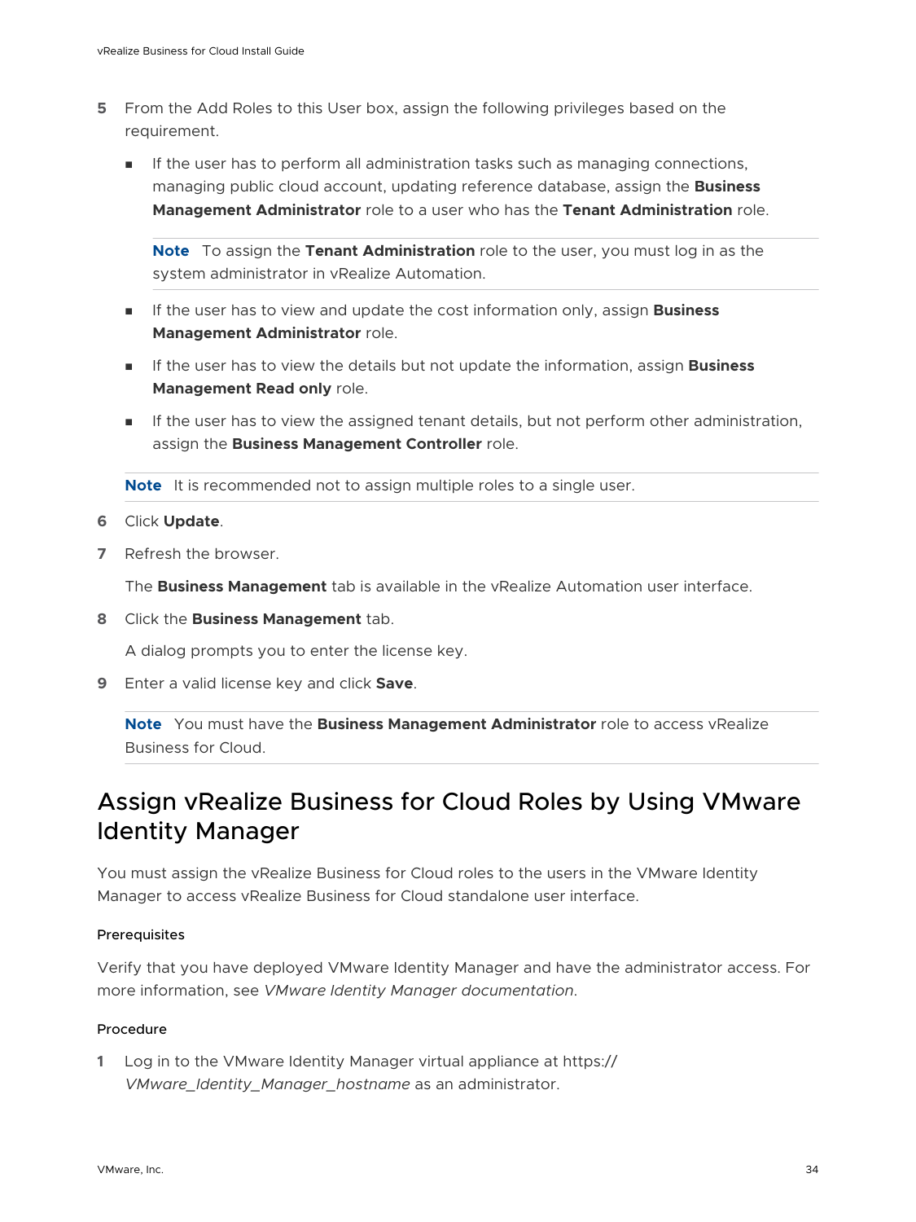5 From the Add Roles to this User box, assign the following privileges based on the requirement.

   - If the user has to perform all administration tasks such as managing connections, managing public cloud account, updating reference database, assign the **Business Management Administrator** role to a user who has the **Tenant Administration** role.

     **Note** To assign the **Tenant Administration** role to the user, you must log in as the system administrator in vRealize Automation.

   - If the user has to view and update the cost information only, assign **Business Management Administrator** role.
   - If the user has to view the details but not update the information, assign **Business Management Read only** role.
   - If the user has to view the assigned tenant details, but not perform other administration, assign the **Business Management Controller** role.

   **Note** It is recommended not to assign multiple roles to a single user.

6 Click **Update**.

7 Refresh the browser.

   The **Business Management** tab is available in the vRealize Automation user interface.

8 Click the **Business Management** tab.

   A dialog prompts you to enter the license key.

9 Enter a valid license key and click **Save**.

   **Note** You must have the **Business Management Administrator** role to access vRealize Business for Cloud.

## Assign vRealize Business for Cloud Roles by Using VMware Identity Manager

You must assign the vRealize Business for Cloud roles to the users in the VMware Identity Manager to access vRealize Business for Cloud standalone user interface.

#### Prerequisites

Verify that you have deployed VMware Identity Manager and have the administrator access. For more information, see *VMware Identity Manager documentation*.

#### Procedure

1 Log in to the VMware Identity Manager virtual appliance at https://*VMware_Identity_Manager_hostname* as an administrator.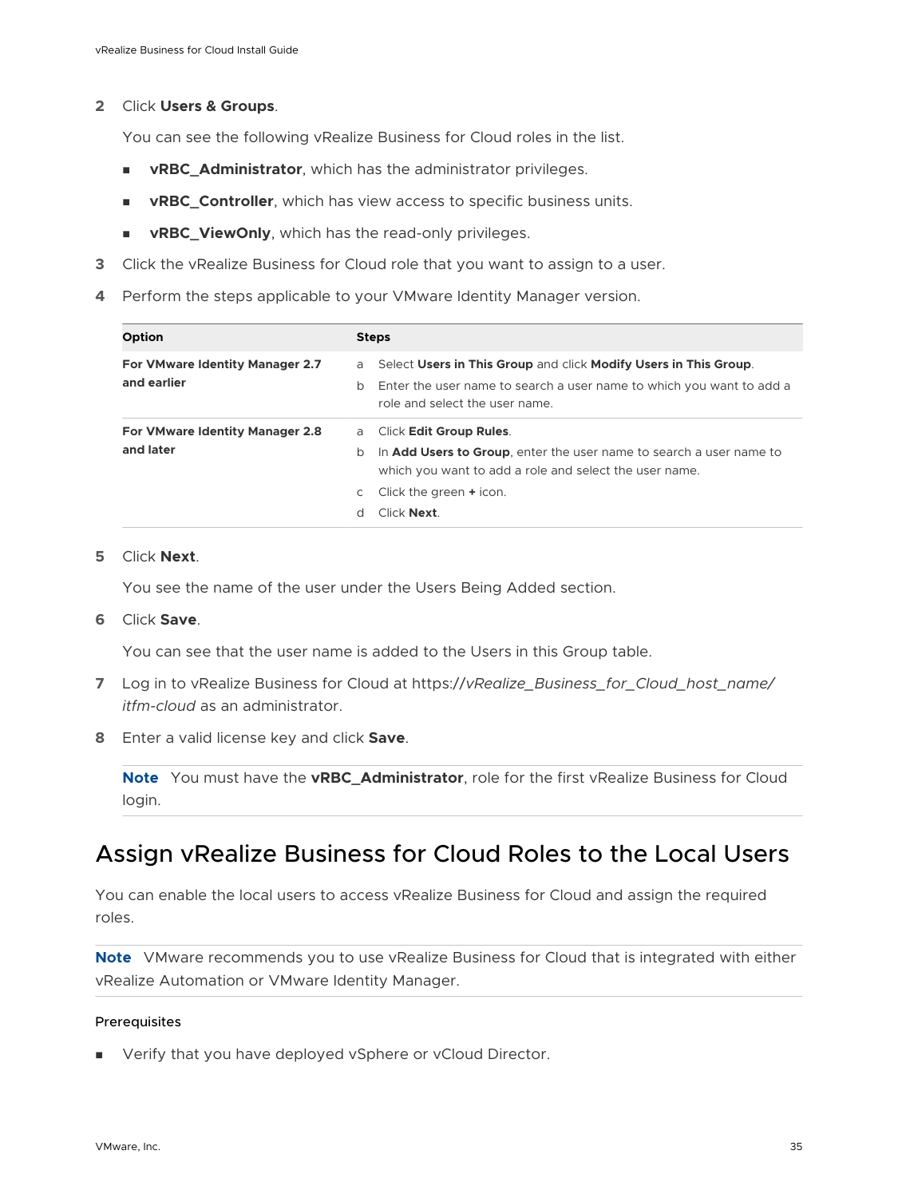2. Click **Users & Groups**.

   You can see the following vRealize Business for Cloud roles in the list.

   - **vRBC_Administrator**, which has the administrator privileges.
   - **vRBC_Controller**, which has view access to specific business units.
   - **vRBC_ViewOnly**, which has the read-only privileges.

3. Click the vRealize Business for Cloud role that you want to assign to a user.
4. Perform the steps applicable to your VMware Identity Manager version.

| Option | Steps |
| --- | --- |
| **For VMware Identity Manager 2.7 and earlier** | a Select **Users in This Group** and click **Modify Users in This Group**.<br>b Enter the user name to search a user name to which you want to add a role and select the user name. |
| **For VMware Identity Manager 2.8 and later** | a Click **Edit Group Rules**.<br>b In **Add Users to Group**, enter the user name to search a user name to which you want to add a role and select the user name.<br>c Click the green **+** icon.<br>d Click **Next**. |

5. Click **Next**.

   You see the name of the user under the Users Being Added section.

6. Click **Save**.

   You can see that the user name is added to the Users in this Group table.

7. Log in to vRealize Business for Cloud at https://*vRealize_Business_for_Cloud_host_name/itfm-cloud* as an administrator.
8. Enter a valid license key and click **Save**.

   **Note** You must have the **vRBC_Administrator**, role for the first vRealize Business for Cloud login.

## Assign vRealize Business for Cloud Roles to the Local Users

You can enable the local users to access vRealize Business for Cloud and assign the required roles.

**Note** VMware recommends you to use vRealize Business for Cloud that is integrated with either vRealize Automation or VMware Identity Manager.

#### Prerequisites

- Verify that you have deployed vSphere or vCloud Director.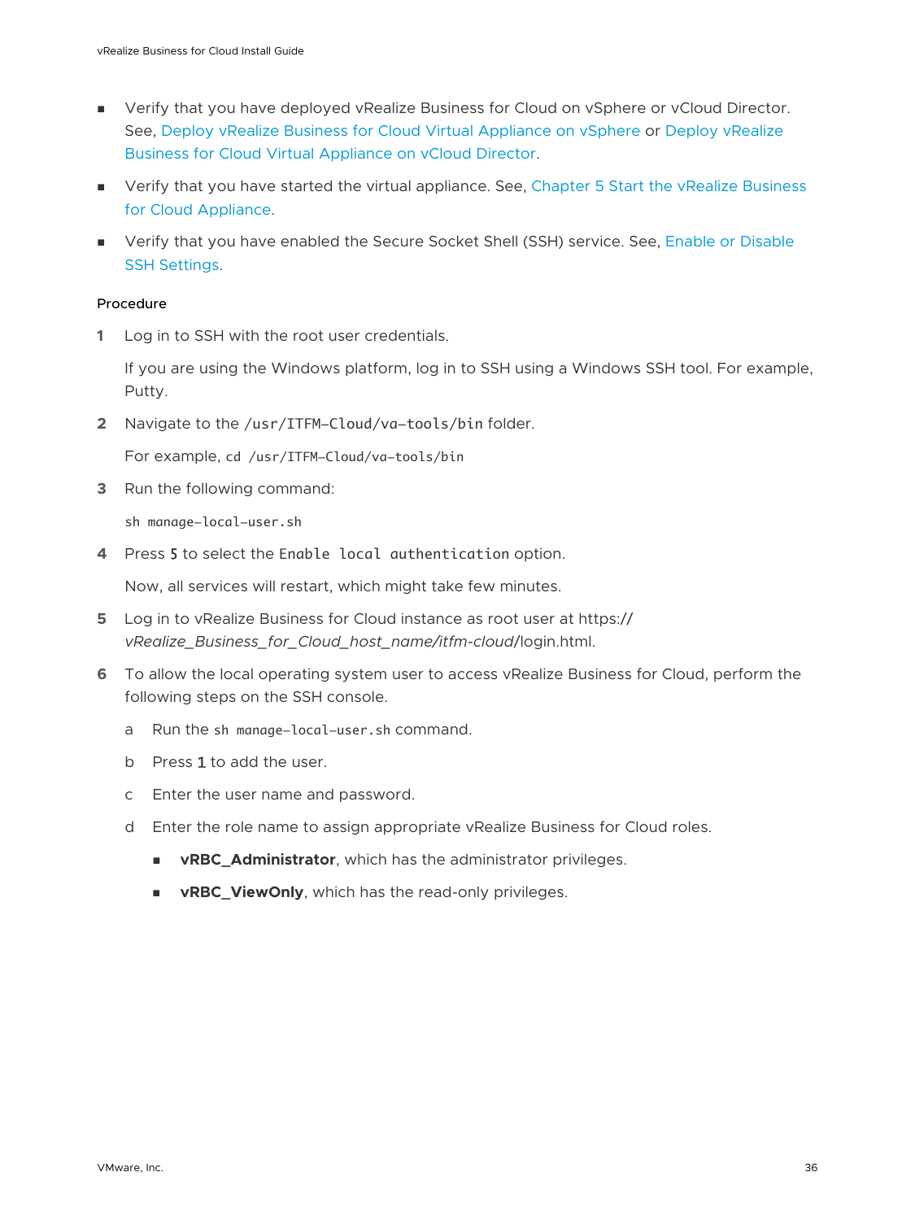- Verify that you have deployed vRealize Business for Cloud on vSphere or vCloud Director. See, Deploy vRealize Business for Cloud Virtual Appliance on vSphere or Deploy vRealize Business for Cloud Virtual Appliance on vCloud Director.
- Verify that you have started the virtual appliance. See, Chapter 5 Start the vRealize Business for Cloud Appliance.
- Verify that you have enabled the Secure Socket Shell (SSH) service. See, Enable or Disable SSH Settings.

#### Procedure

1. Log in to SSH with the root user credentials.

   If you are using the Windows platform, log in to SSH using a Windows SSH tool. For example, Putty.

2. Navigate to the `/usr/ITFM-Cloud/va-tools/bin` folder.

   For example, `cd /usr/ITFM-Cloud/va-tools/bin`

3. Run the following command:

   ```
   sh manage-local-user.sh
   ```

4. Press `5` to select the `Enable local authentication` option.

   Now, all services will restart, which might take few minutes.

5. Log in to vRealize Business for Cloud instance as root user at https://*vRealize_Business_for_Cloud_host_name*/*itfm-cloud*/login.html.

6. To allow the local operating system user to access vRealize Business for Cloud, perform the following steps on the SSH console.

   a. Run the `sh manage-local-user.sh` command.

   b. Press `1` to add the user.

   c. Enter the user name and password.

   d. Enter the role name to assign appropriate vRealize Business for Cloud roles.

      - **vRBC_Administrator**, which has the administrator privileges.
      - **vRBC_ViewOnly**, which has the read-only privileges.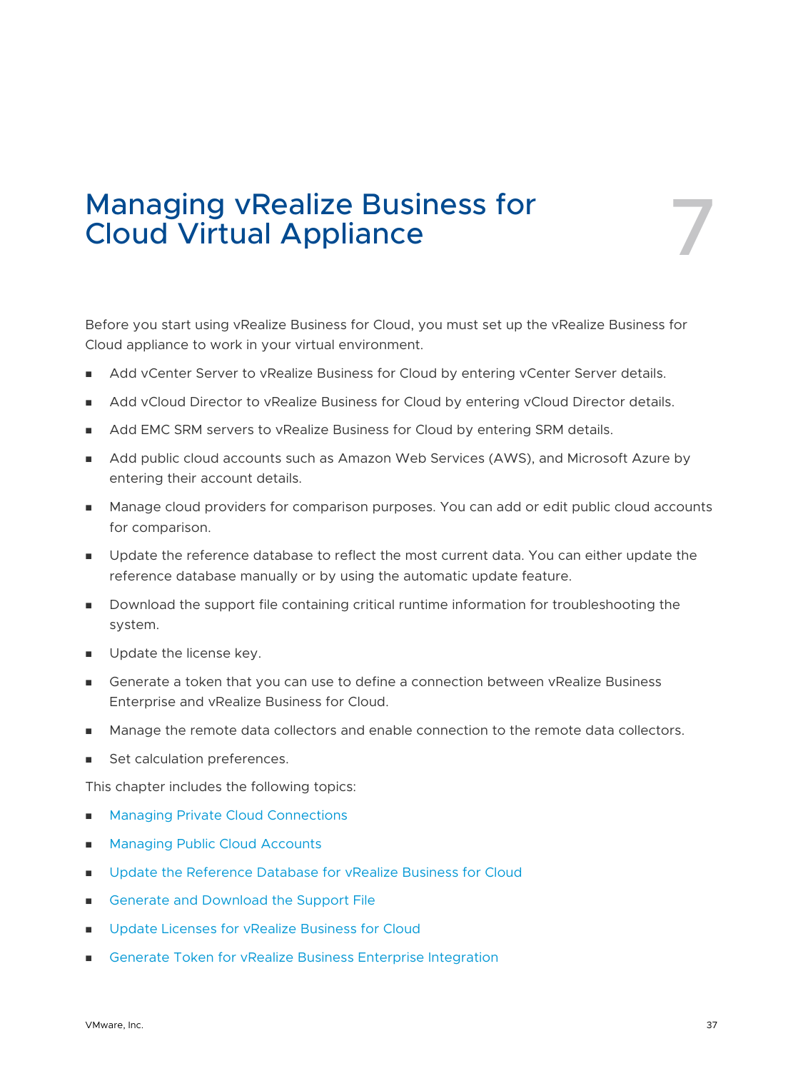# 7 Managing vRealize Business for Cloud Virtual Appliance

Before you start using vRealize Business for Cloud, you must set up the vRealize Business for Cloud appliance to work in your virtual environment.

- Add vCenter Server to vRealize Business for Cloud by entering vCenter Server details.
- Add vCloud Director to vRealize Business for Cloud by entering vCloud Director details.
- Add EMC SRM servers to vRealize Business for Cloud by entering SRM details.
- Add public cloud accounts such as Amazon Web Services (AWS), and Microsoft Azure by entering their account details.
- Manage cloud providers for comparison purposes. You can add or edit public cloud accounts for comparison.
- Update the reference database to reflect the most current data. You can either update the reference database manually or by using the automatic update feature.
- Download the support file containing critical runtime information for troubleshooting the system.
- Update the license key.
- Generate a token that you can use to define a connection between vRealize Business Enterprise and vRealize Business for Cloud.
- Manage the remote data collectors and enable connection to the remote data collectors.
- Set calculation preferences.

This chapter includes the following topics:

- Managing Private Cloud Connections
- Managing Public Cloud Accounts
- Update the Reference Database for vRealize Business for Cloud
- Generate and Download the Support File
- Update Licenses for vRealize Business for Cloud
- Generate Token for vRealize Business Enterprise Integration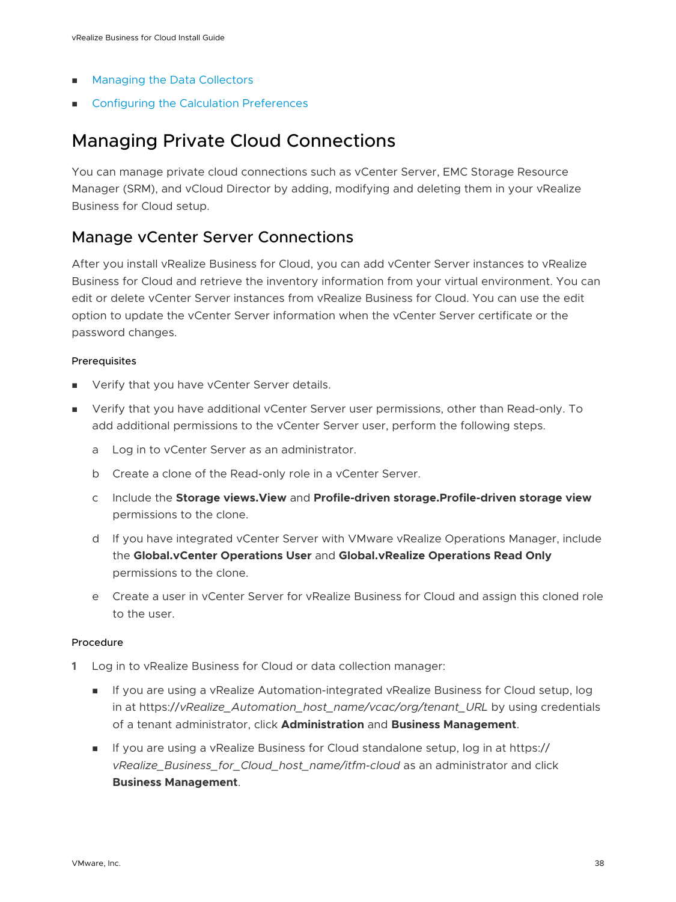- Managing the Data Collectors
- Configuring the Calculation Preferences

## Managing Private Cloud Connections

You can manage private cloud connections such as vCenter Server, EMC Storage Resource Manager (SRM), and vCloud Director by adding, modifying and deleting them in your vRealize Business for Cloud setup.

### Manage vCenter Server Connections

After you install vRealize Business for Cloud, you can add vCenter Server instances to vRealize Business for Cloud and retrieve the inventory information from your virtual environment. You can edit or delete vCenter Server instances from vRealize Business for Cloud. You can use the edit option to update the vCenter Server information when the vCenter Server certificate or the password changes.

#### Prerequisites

- Verify that you have vCenter Server details.
- Verify that you have additional vCenter Server user permissions, other than Read-only. To add additional permissions to the vCenter Server user, perform the following steps.
  a Log in to vCenter Server as an administrator.
  b Create a clone of the Read-only role in a vCenter Server.
  c Include the **Storage views.View** and **Profile-driven storage.Profile-driven storage view** permissions to the clone.
  d If you have integrated vCenter Server with VMware vRealize Operations Manager, include the **Global.vCenter Operations User** and **Global.vRealize Operations Read Only** permissions to the clone.
  e Create a user in vCenter Server for vRealize Business for Cloud and assign this cloned role to the user.

#### Procedure

1 Log in to vRealize Business for Cloud or data collection manager:
   - If you are using a vRealize Automation-integrated vRealize Business for Cloud setup, log in at https://*vRealize_Automation_host_name/vcac/org/tenant_URL* by using credentials of a tenant administrator, click **Administration** and **Business Management**.
   - If you are using a vRealize Business for Cloud standalone setup, log in at https://*vRealize_Business_for_Cloud_host_name/itfm-cloud* as an administrator and click **Business Management**.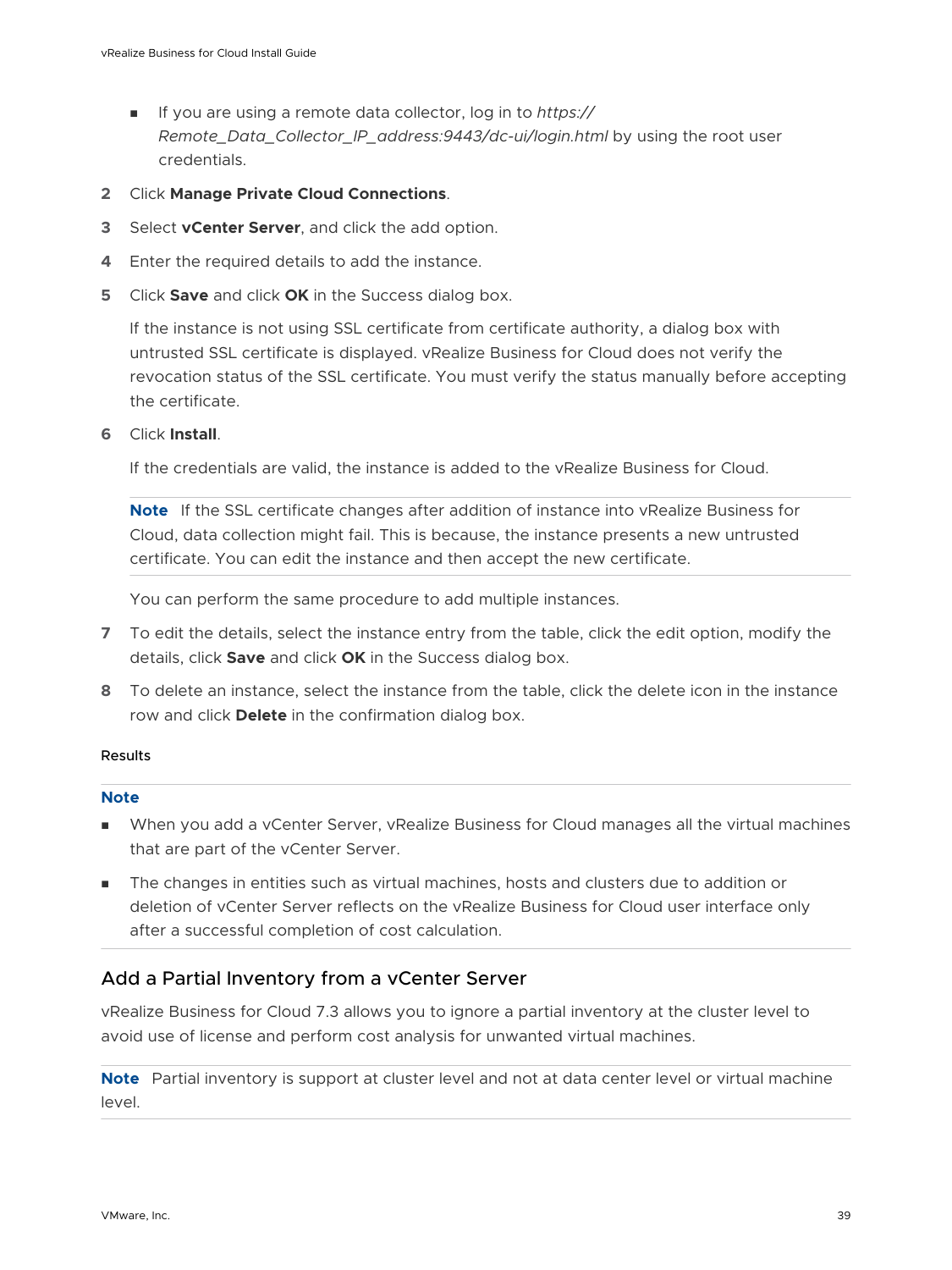- If you are using a remote data collector, log in to *https://Remote_Data_Collector_IP_address:9443/dc-ui/login.html* by using the root user credentials.

2. Click **Manage Private Cloud Connections**.
3. Select **vCenter Server**, and click the add option.
4. Enter the required details to add the instance.
5. Click **Save** and click **OK** in the Success dialog box.

   If the instance is not using SSL certificate from certificate authority, a dialog box with untrusted SSL certificate is displayed. vRealize Business for Cloud does not verify the revocation status of the SSL certificate. You must verify the status manually before accepting the certificate.
6. Click **Install**.

   If the credentials are valid, the instance is added to the vRealize Business for Cloud.

   ---

   **Note** If the SSL certificate changes after addition of instance into vRealize Business for Cloud, data collection might fail. This is because, the instance presents a new untrusted certificate. You can edit the instance and then accept the new certificate.

   ---

   You can perform the same procedure to add multiple instances.
7. To edit the details, select the instance entry from the table, click the edit option, modify the details, click **Save** and click **OK** in the Success dialog box.
8. To delete an instance, select the instance from the table, click the delete icon in the instance row and click **Delete** in the confirmation dialog box.

Results

---

**Note**

- When you add a vCenter Server, vRealize Business for Cloud manages all the virtual machines that are part of the vCenter Server.
- The changes in entities such as virtual machines, hosts and clusters due to addition or deletion of vCenter Server reflects on the vRealize Business for Cloud user interface only after a successful completion of cost calculation.

---

## Add a Partial Inventory from a vCenter Server

vRealize Business for Cloud 7.3 allows you to ignore a partial inventory at the cluster level to avoid use of license and perform cost analysis for unwanted virtual machines.

---

**Note** Partial inventory is support at cluster level and not at data center level or virtual machine level.

---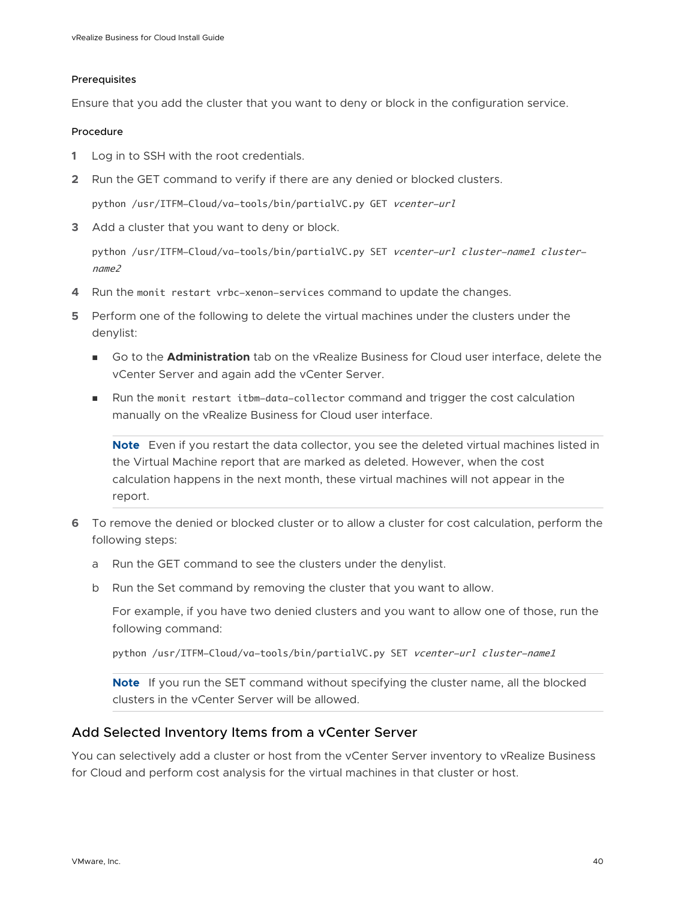#### Prerequisites

Ensure that you add the cluster that you want to deny or block in the configuration service.

#### Procedure

1. Log in to SSH with the root credentials.
2. Run the GET command to verify if there are any denied or blocked clusters.

   ```
   python /usr/ITFM-Cloud/va-tools/bin/partialVC.py GET vcenter-url
   ```

3. Add a cluster that you want to deny or block.

   ```
   python /usr/ITFM-Cloud/va-tools/bin/partialVC.py SET vcenter-url cluster-name1 cluster-name2
   ```

4. Run the `monit restart vrbc-xenon-services` command to update the changes.
5. Perform one of the following to delete the virtual machines under the clusters under the denylist:
   - Go to the **Administration** tab on the vRealize Business for Cloud user interface, delete the vCenter Server and again add the vCenter Server.
   - Run the `monit restart itbm-data-collector` command and trigger the cost calculation manually on the vRealize Business for Cloud user interface.

   **Note** Even if you restart the data collector, you see the deleted virtual machines listed in the Virtual Machine report that are marked as deleted. However, when the cost calculation happens in the next month, these virtual machines will not appear in the report.

6. To remove the denied or blocked cluster or to allow a cluster for cost calculation, perform the following steps:
   a. Run the GET command to see the clusters under the denylist.
   b. Run the Set command by removing the cluster that you want to allow.

      For example, if you have two denied clusters and you want to allow one of those, run the following command:

      ```
      python /usr/ITFM-Cloud/va-tools/bin/partialVC.py SET vcenter-url cluster-name1
      ```

      **Note** If you run the SET command without specifying the cluster name, all the blocked clusters in the vCenter Server will be allowed.

## Add Selected Inventory Items from a vCenter Server

You can selectively add a cluster or host from the vCenter Server inventory to vRealize Business for Cloud and perform cost analysis for the virtual machines in that cluster or host.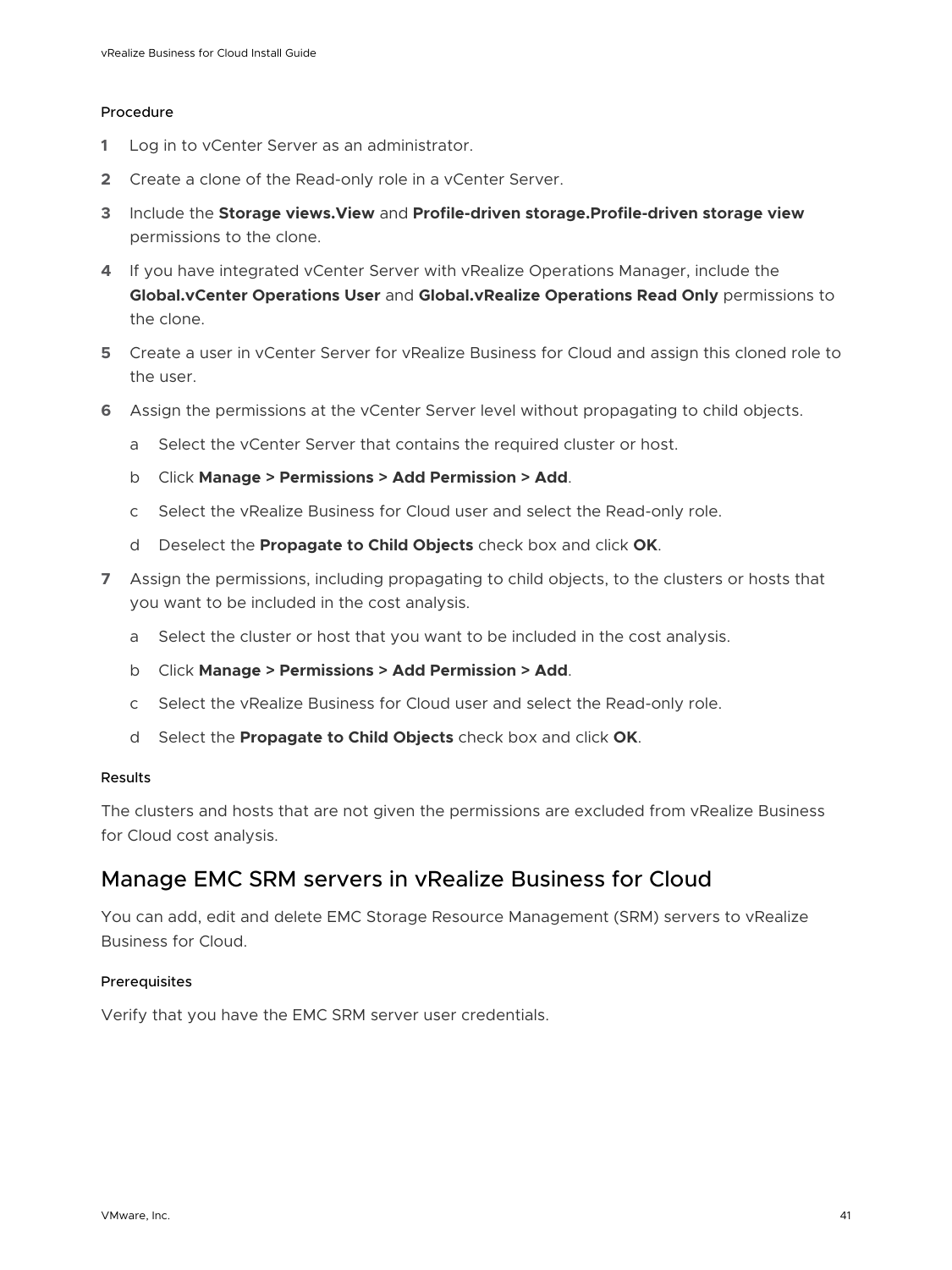#### Procedure

1. Log in to vCenter Server as an administrator.
2. Create a clone of the Read-only role in a vCenter Server.
3. Include the **Storage views.View** and **Profile-driven storage.Profile-driven storage view** permissions to the clone.
4. If you have integrated vCenter Server with vRealize Operations Manager, include the **Global.vCenter Operations User** and **Global.vRealize Operations Read Only** permissions to the clone.
5. Create a user in vCenter Server for vRealize Business for Cloud and assign this cloned role to the user.
6. Assign the permissions at the vCenter Server level without propagating to child objects.
   1. Select the vCenter Server that contains the required cluster or host.
   2. Click **Manage > Permissions > Add Permission > Add**.
   3. Select the vRealize Business for Cloud user and select the Read-only role.
   4. Deselect the **Propagate to Child Objects** check box and click **OK**.
7. Assign the permissions, including propagating to child objects, to the clusters or hosts that you want to be included in the cost analysis.
   1. Select the cluster or host that you want to be included in the cost analysis.
   2. Click **Manage > Permissions > Add Permission > Add**.
   3. Select the vRealize Business for Cloud user and select the Read-only role.
   4. Select the **Propagate to Child Objects** check box and click **OK**.

#### Results

The clusters and hosts that are not given the permissions are excluded from vRealize Business for Cloud cost analysis.

## Manage EMC SRM servers in vRealize Business for Cloud

You can add, edit and delete EMC Storage Resource Management (SRM) servers to vRealize Business for Cloud.

#### Prerequisites

Verify that you have the EMC SRM server user credentials.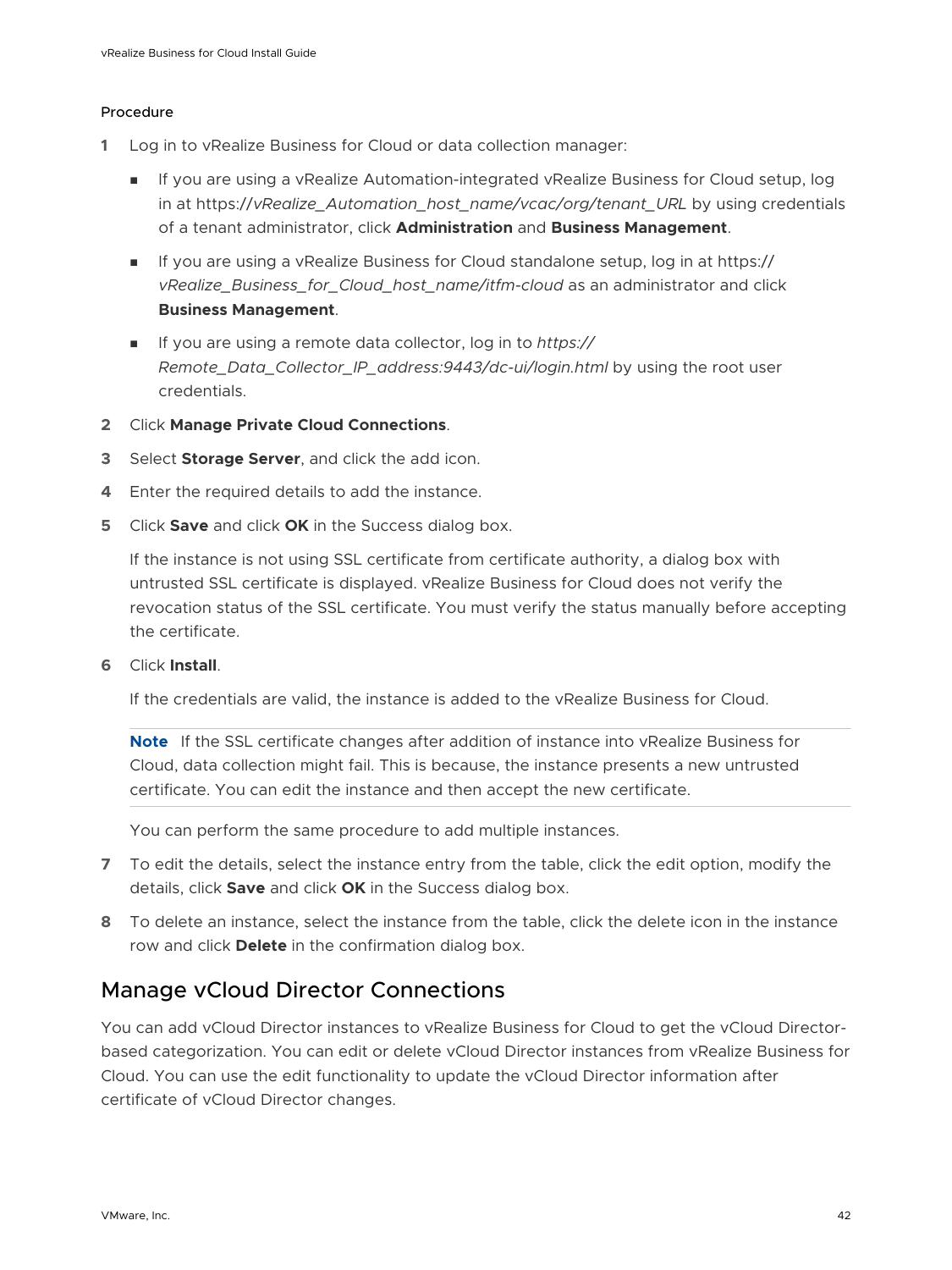Procedure

1. Log in to vRealize Business for Cloud or data collection manager:
   - If you are using a vRealize Automation-integrated vRealize Business for Cloud setup, log in at https://*vRealize_Automation_host_name/vcac/org/tenant_URL* by using credentials of a tenant administrator, click **Administration** and **Business Management**.
   - If you are using a vRealize Business for Cloud standalone setup, log in at https://*vRealize_Business_for_Cloud_host_name/itfm-cloud* as an administrator and click **Business Management**.
   - If you are using a remote data collector, log in to *https://Remote_Data_Collector_IP_address:9443/dc-ui/login.html* by using the root user credentials.
2. Click **Manage Private Cloud Connections**.
3. Select **Storage Server**, and click the add icon.
4. Enter the required details to add the instance.
5. Click **Save** and click **OK** in the Success dialog box.

   If the instance is not using SSL certificate from certificate authority, a dialog box with untrusted SSL certificate is displayed. vRealize Business for Cloud does not verify the revocation status of the SSL certificate. You must verify the status manually before accepting the certificate.
6. Click **Install**.

   If the credentials are valid, the instance is added to the vRealize Business for Cloud.

   **Note** If the SSL certificate changes after addition of instance into vRealize Business for Cloud, data collection might fail. This is because, the instance presents a new untrusted certificate. You can edit the instance and then accept the new certificate.

   You can perform the same procedure to add multiple instances.
7. To edit the details, select the instance entry from the table, click the edit option, modify the details, click **Save** and click **OK** in the Success dialog box.
8. To delete an instance, select the instance from the table, click the delete icon in the instance row and click **Delete** in the confirmation dialog box.

## Manage vCloud Director Connections

You can add vCloud Director instances to vRealize Business for Cloud to get the vCloud Director-based categorization. You can edit or delete vCloud Director instances from vRealize Business for Cloud. You can use the edit functionality to update the vCloud Director information after certificate of vCloud Director changes.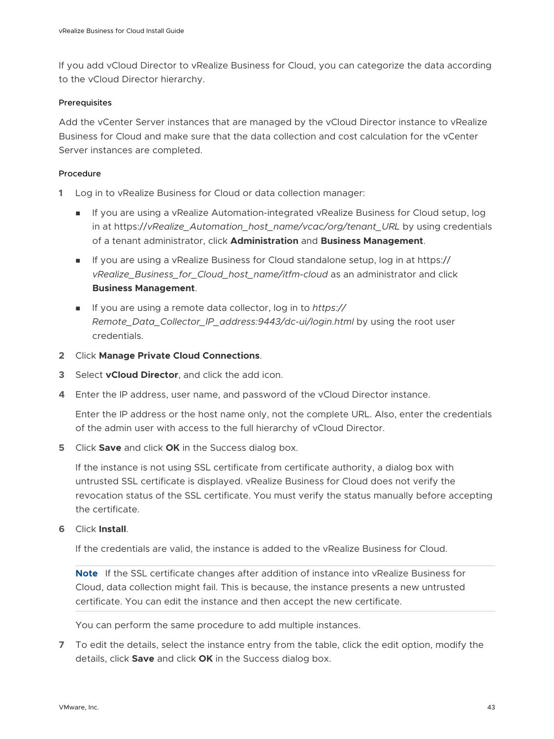If you add vCloud Director to vRealize Business for Cloud, you can categorize the data according to the vCloud Director hierarchy.

#### Prerequisites

Add the vCenter Server instances that are managed by the vCloud Director instance to vRealize Business for Cloud and make sure that the data collection and cost calculation for the vCenter Server instances are completed.

#### Procedure

1 Log in to vRealize Business for Cloud or data collection manager:

- If you are using a vRealize Automation-integrated vRealize Business for Cloud setup, log in at https://*vRealize_Automation_host_name/vcac/org/tenant_URL* by using credentials of a tenant administrator, click **Administration** and **Business Management**.
- If you are using a vRealize Business for Cloud standalone setup, log in at https://*vRealize_Business_for_Cloud_host_name/itfm-cloud* as an administrator and click **Business Management**.
- If you are using a remote data collector, log in to *https://Remote_Data_Collector_IP_address:9443/dc-ui/login.html* by using the root user credentials.

2 Click **Manage Private Cloud Connections**.

3 Select **vCloud Director**, and click the add icon.

4 Enter the IP address, user name, and password of the vCloud Director instance.

   Enter the IP address or the host name only, not the complete URL. Also, enter the credentials of the admin user with access to the full hierarchy of vCloud Director.

5 Click **Save** and click **OK** in the Success dialog box.

   If the instance is not using SSL certificate from certificate authority, a dialog box with untrusted SSL certificate is displayed. vRealize Business for Cloud does not verify the revocation status of the SSL certificate. You must verify the status manually before accepting the certificate.

6 Click **Install**.

   If the credentials are valid, the instance is added to the vRealize Business for Cloud.

   **Note** If the SSL certificate changes after addition of instance into vRealize Business for Cloud, data collection might fail. This is because, the instance presents a new untrusted certificate. You can edit the instance and then accept the new certificate.

   You can perform the same procedure to add multiple instances.

7 To edit the details, select the instance entry from the table, click the edit option, modify the details, click **Save** and click **OK** in the Success dialog box.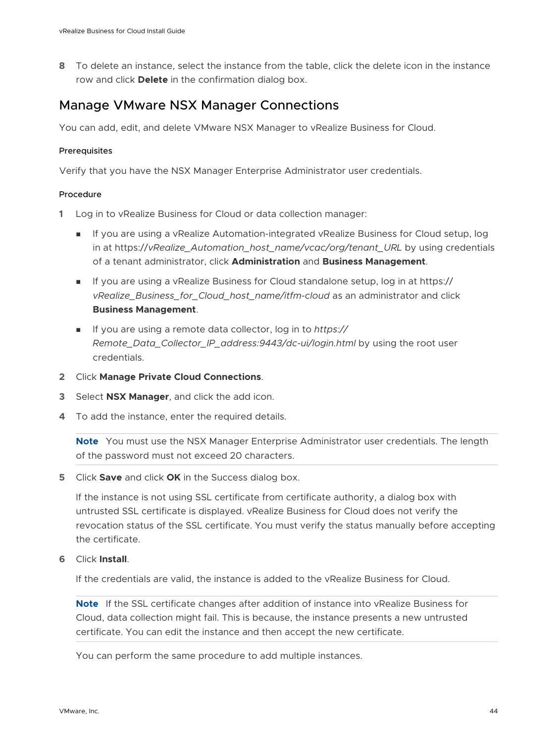8. To delete an instance, select the instance from the table, click the delete icon in the instance row and click **Delete** in the confirmation dialog box.

## Manage VMware NSX Manager Connections

You can add, edit, and delete VMware NSX Manager to vRealize Business for Cloud.

### Prerequisites

Verify that you have the NSX Manager Enterprise Administrator user credentials.

### Procedure

1. Log in to vRealize Business for Cloud or data collection manager:
   - If you are using a vRealize Automation-integrated vRealize Business for Cloud setup, log in at https://*vRealize_Automation_host_name/vcac/org/tenant_URL* by using credentials of a tenant administrator, click **Administration** and **Business Management**.
   - If you are using a vRealize Business for Cloud standalone setup, log in at https://*vRealize_Business_for_Cloud_host_name/itfm-cloud* as an administrator and click **Business Management**.
   - If you are using a remote data collector, log in to *https://Remote_Data_Collector_IP_address:9443/dc-ui/login.html* by using the root user credentials.
2. Click **Manage Private Cloud Connections**.
3. Select **NSX Manager**, and click the add icon.
4. To add the instance, enter the required details.

   **Note** You must use the NSX Manager Enterprise Administrator user credentials. The length of the password must not exceed 20 characters.

5. Click **Save** and click **OK** in the Success dialog box.

   If the instance is not using SSL certificate from certificate authority, a dialog box with untrusted SSL certificate is displayed. vRealize Business for Cloud does not verify the revocation status of the SSL certificate. You must verify the status manually before accepting the certificate.

6. Click **Install**.

   If the credentials are valid, the instance is added to the vRealize Business for Cloud.

   **Note** If the SSL certificate changes after addition of instance into vRealize Business for Cloud, data collection might fail. This is because, the instance presents a new untrusted certificate. You can edit the instance and then accept the new certificate.

   You can perform the same procedure to add multiple instances.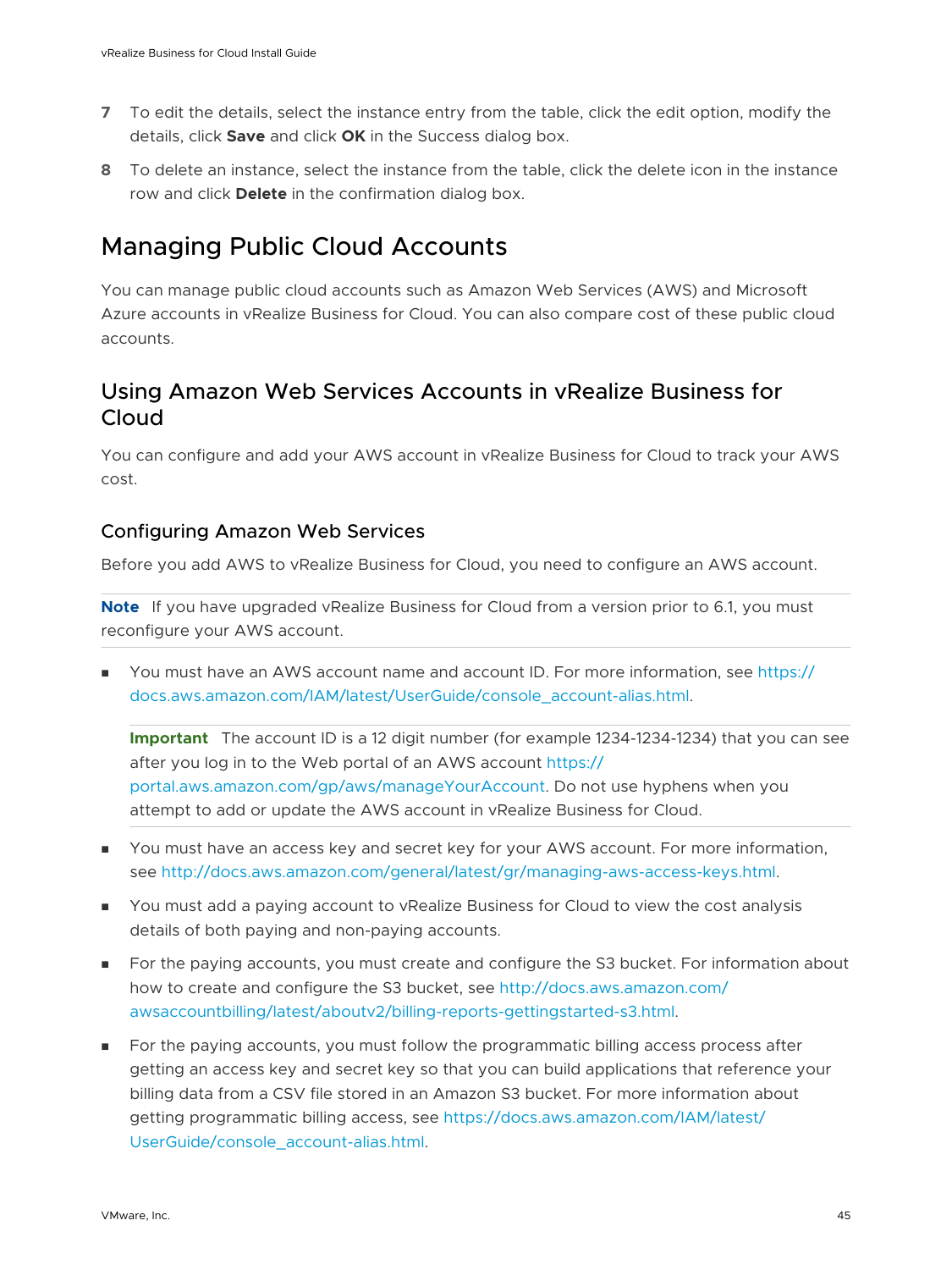7. To edit the details, select the instance entry from the table, click the edit option, modify the details, click **Save** and click **OK** in the Success dialog box.
8. To delete an instance, select the instance from the table, click the delete icon in the instance row and click **Delete** in the confirmation dialog box.

## Managing Public Cloud Accounts

You can manage public cloud accounts such as Amazon Web Services (AWS) and Microsoft Azure accounts in vRealize Business for Cloud. You can also compare cost of these public cloud accounts.

### Using Amazon Web Services Accounts in vRealize Business for Cloud

You can configure and add your AWS account in vRealize Business for Cloud to track your AWS cost.

#### Configuring Amazon Web Services

Before you add AWS to vRealize Business for Cloud, you need to configure an AWS account.

**Note** If you have upgraded vRealize Business for Cloud from a version prior to 6.1, you must reconfigure your AWS account.

- You must have an AWS account name and account ID. For more information, see https://docs.aws.amazon.com/IAM/latest/UserGuide/console_account-alias.html.

  **Important** The account ID is a 12 digit number (for example 1234-1234-1234) that you can see after you log in to the Web portal of an AWS account https://portal.aws.amazon.com/gp/aws/manageYourAccount. Do not use hyphens when you attempt to add or update the AWS account in vRealize Business for Cloud.

- You must have an access key and secret key for your AWS account. For more information, see http://docs.aws.amazon.com/general/latest/gr/managing-aws-access-keys.html.
- You must add a paying account to vRealize Business for Cloud to view the cost analysis details of both paying and non-paying accounts.
- For the paying accounts, you must create and configure the S3 bucket. For information about how to create and configure the S3 bucket, see http://docs.aws.amazon.com/awsaccountbilling/latest/aboutv2/billing-reports-gettingstarted-s3.html.
- For the paying accounts, you must follow the programmatic billing access process after getting an access key and secret key so that you can build applications that reference your billing data from a CSV file stored in an Amazon S3 bucket. For more information about getting programmatic billing access, see https://docs.aws.amazon.com/IAM/latest/UserGuide/console_account-alias.html.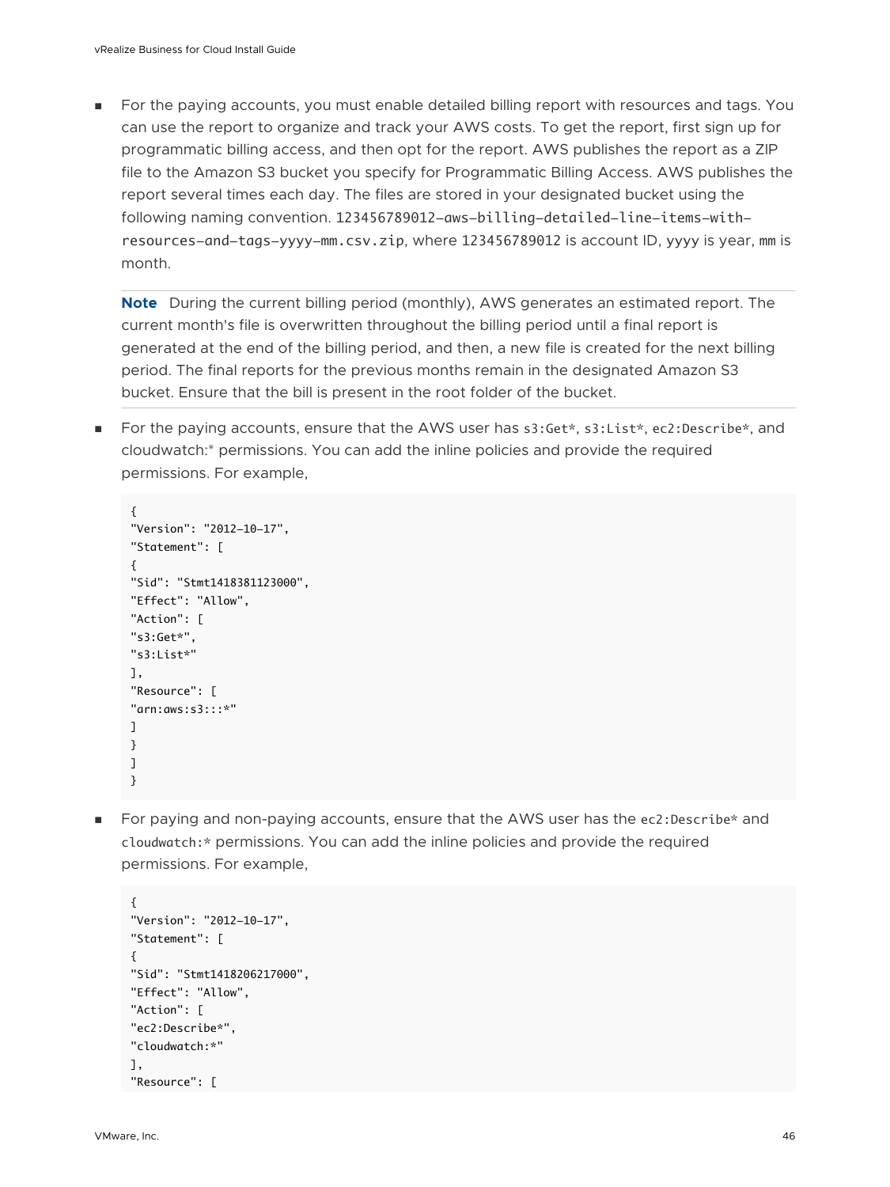- For the paying accounts, you must enable detailed billing report with resources and tags. You can use the report to organize and track your AWS costs. To get the report, first sign up for programmatic billing access, and then opt for the report. AWS publishes the report as a ZIP file to the Amazon S3 bucket you specify for Programmatic Billing Access. AWS publishes the report several times each day. The files are stored in your designated bucket using the following naming convention. `123456789012-aws-billing-detailed-line-items-with-resources-and-tags-yyyy-mm.csv.zip`, where `123456789012` is account ID, `yyyy` is year, `mm` is month.

  **Note** During the current billing period (monthly), AWS generates an estimated report. The current month's file is overwritten throughout the billing period until a final report is generated at the end of the billing period, and then, a new file is created for the next billing period. The final reports for the previous months remain in the designated Amazon S3 bucket. Ensure that the bill is present in the root folder of the bucket.

- For the paying accounts, ensure that the AWS user has `s3:Get*`, `s3:List*`, `ec2:Describe*`, and cloudwatch:* permissions. You can add the inline policies and provide the required permissions. For example,

```
{
"Version": "2012-10-17",
"Statement": [
{
"Sid": "Stmt1418381123000",
"Effect": "Allow",
"Action": [
"s3:Get*",
"s3:List*"
],
"Resource": [
"arn:aws:s3:::*"
]
}
]
}
```

- For paying and non-paying accounts, ensure that the AWS user has the `ec2:Describe*` and `cloudwatch:*` permissions. You can add the inline policies and provide the required permissions. For example,

```
{
"Version": "2012-10-17",
"Statement": [
{
"Sid": "Stmt1418206217000",
"Effect": "Allow",
"Action": [
"ec2:Describe*",
"cloudwatch:*"
],
"Resource": [
```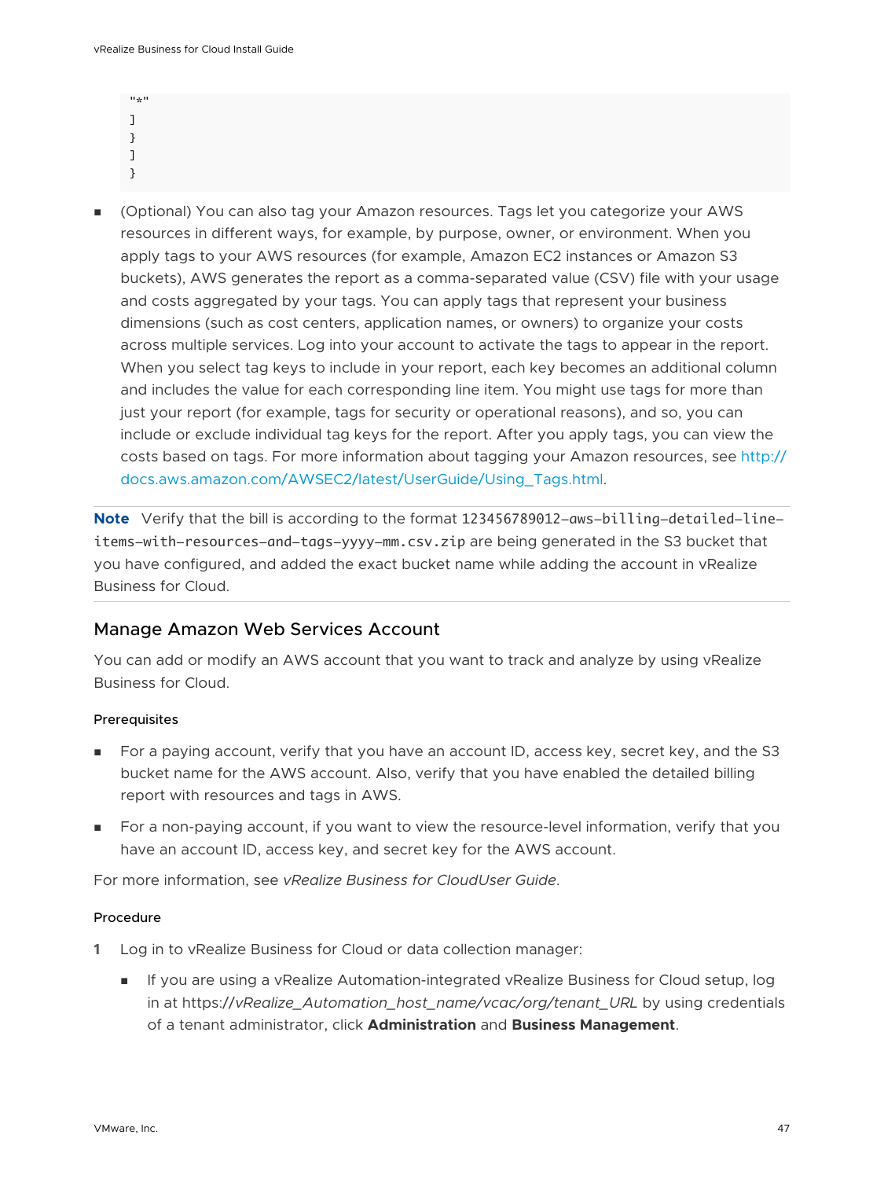```
"*"
]
}
]
}
```

- (Optional) You can also tag your Amazon resources. Tags let you categorize your AWS resources in different ways, for example, by purpose, owner, or environment. When you apply tags to your AWS resources (for example, Amazon EC2 instances or Amazon S3 buckets), AWS generates the report as a comma-separated value (CSV) file with your usage and costs aggregated by your tags. You can apply tags that represent your business dimensions (such as cost centers, application names, or owners) to organize your costs across multiple services. Log into your account to activate the tags to appear in the report. When you select tag keys to include in your report, each key becomes an additional column and includes the value for each corresponding line item. You might use tags for more than just your report (for example, tags for security or operational reasons), and so, you can include or exclude individual tag keys for the report. After you apply tags, you can view the costs based on tags. For more information about tagging your Amazon resources, see http://docs.aws.amazon.com/AWSEC2/latest/UserGuide/Using_Tags.html.

**Note** Verify that the bill is according to the format `123456789012-aws-billing-detailed-line-items-with-resources-and-tags-yyyy-mm.csv.zip` are being generated in the S3 bucket that you have configured, and added the exact bucket name while adding the account in vRealize Business for Cloud.

## Manage Amazon Web Services Account

You can add or modify an AWS account that you want to track and analyze by using vRealize Business for Cloud.

### Prerequisites

- For a paying account, verify that you have an account ID, access key, secret key, and the S3 bucket name for the AWS account. Also, verify that you have enabled the detailed billing report with resources and tags in AWS.
- For a non-paying account, if you want to view the resource-level information, verify that you have an account ID, access key, and secret key for the AWS account.

For more information, see *vRealize Business for CloudUser Guide*.

### Procedure

1 Log in to vRealize Business for Cloud or data collection manager:

  - If you are using a vRealize Automation-integrated vRealize Business for Cloud setup, log in at https://*vRealize_Automation_host_name/vcac/org/tenant_URL* by using credentials of a tenant administrator, click **Administration** and **Business Management**.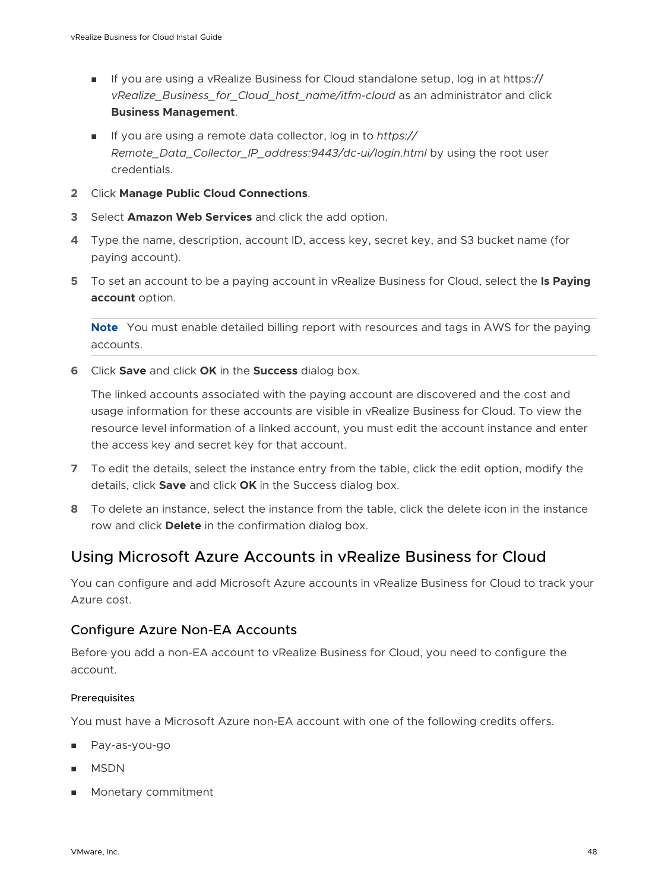- If you are using a vRealize Business for Cloud standalone setup, log in at https://*vRealize_Business_for_Cloud_host_name/itfm-cloud* as an administrator and click **Business Management**.
- If you are using a remote data collector, log in to *https://Remote_Data_Collector_IP_address:9443/dc-ui/login.html* by using the root user credentials.

2 Click **Manage Public Cloud Connections**.

3 Select **Amazon Web Services** and click the add option.

4 Type the name, description, account ID, access key, secret key, and S3 bucket name (for paying account).

5 To set an account to be a paying account in vRealize Business for Cloud, select the **Is Paying account** option.

   **Note** You must enable detailed billing report with resources and tags in AWS for the paying accounts.

6 Click **Save** and click **OK** in the **Success** dialog box.

   The linked accounts associated with the paying account are discovered and the cost and usage information for these accounts are visible in vRealize Business for Cloud. To view the resource level information of a linked account, you must edit the account instance and enter the access key and secret key for that account.

7 To edit the details, select the instance entry from the table, click the edit option, modify the details, click **Save** and click **OK** in the Success dialog box.

8 To delete an instance, select the instance from the table, click the delete icon in the instance row and click **Delete** in the confirmation dialog box.

## Using Microsoft Azure Accounts in vRealize Business for Cloud

You can configure and add Microsoft Azure accounts in vRealize Business for Cloud to track your Azure cost.

### Configure Azure Non-EA Accounts

Before you add a non-EA account to vRealize Business for Cloud, you need to configure the account.

#### Prerequisites

You must have a Microsoft Azure non-EA account with one of the following credits offers.

- Pay-as-you-go
- MSDN
- Monetary commitment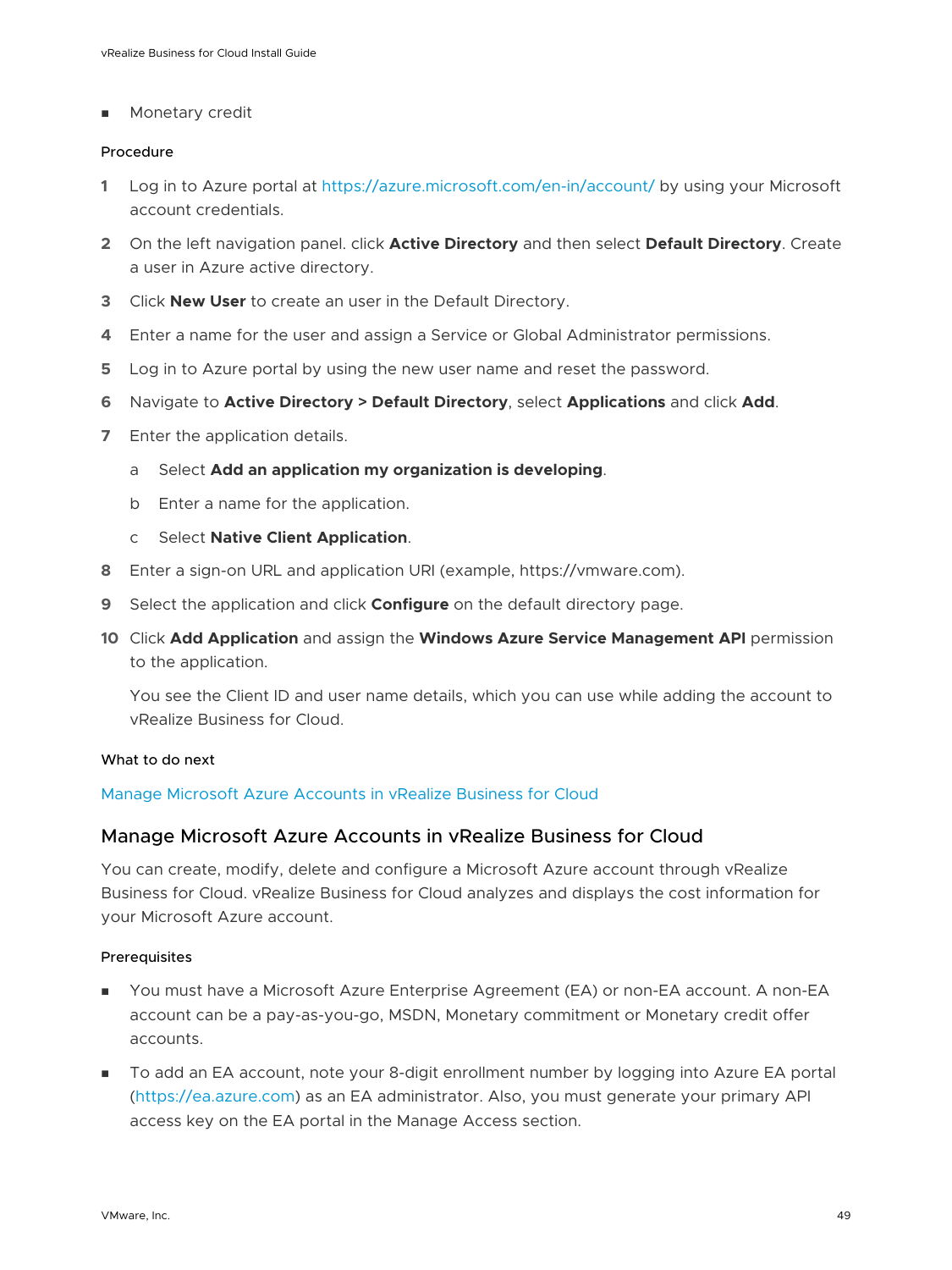- Monetary credit

#### Procedure

1. Log in to Azure portal at https://azure.microsoft.com/en-in/account/ by using your Microsoft account credentials.
2. On the left navigation panel. click **Active Directory** and then select **Default Directory**. Create a user in Azure active directory.
3. Click **New User** to create an user in the Default Directory.
4. Enter a name for the user and assign a Service or Global Administrator permissions.
5. Log in to Azure portal by using the new user name and reset the password.
6. Navigate to **Active Directory > Default Directory**, select **Applications** and click **Add**.
7. Enter the application details.
   a. Select **Add an application my organization is developing**.
   b. Enter a name for the application.
   c. Select **Native Client Application**.
8. Enter a sign-on URL and application URI (example, https://vmware.com).
9. Select the application and click **Configure** on the default directory page.
10. Click **Add Application** and assign the **Windows Azure Service Management API** permission to the application.

    You see the Client ID and user name details, which you can use while adding the account to vRealize Business for Cloud.

#### What to do next

Manage Microsoft Azure Accounts in vRealize Business for Cloud

## Manage Microsoft Azure Accounts in vRealize Business for Cloud

You can create, modify, delete and configure a Microsoft Azure account through vRealize Business for Cloud. vRealize Business for Cloud analyzes and displays the cost information for your Microsoft Azure account.

#### Prerequisites

- You must have a Microsoft Azure Enterprise Agreement (EA) or non-EA account. A non-EA account can be a pay-as-you-go, MSDN, Monetary commitment or Monetary credit offer accounts.
- To add an EA account, note your 8-digit enrollment number by logging into Azure EA portal (https://ea.azure.com) as an EA administrator. Also, you must generate your primary API access key on the EA portal in the Manage Access section.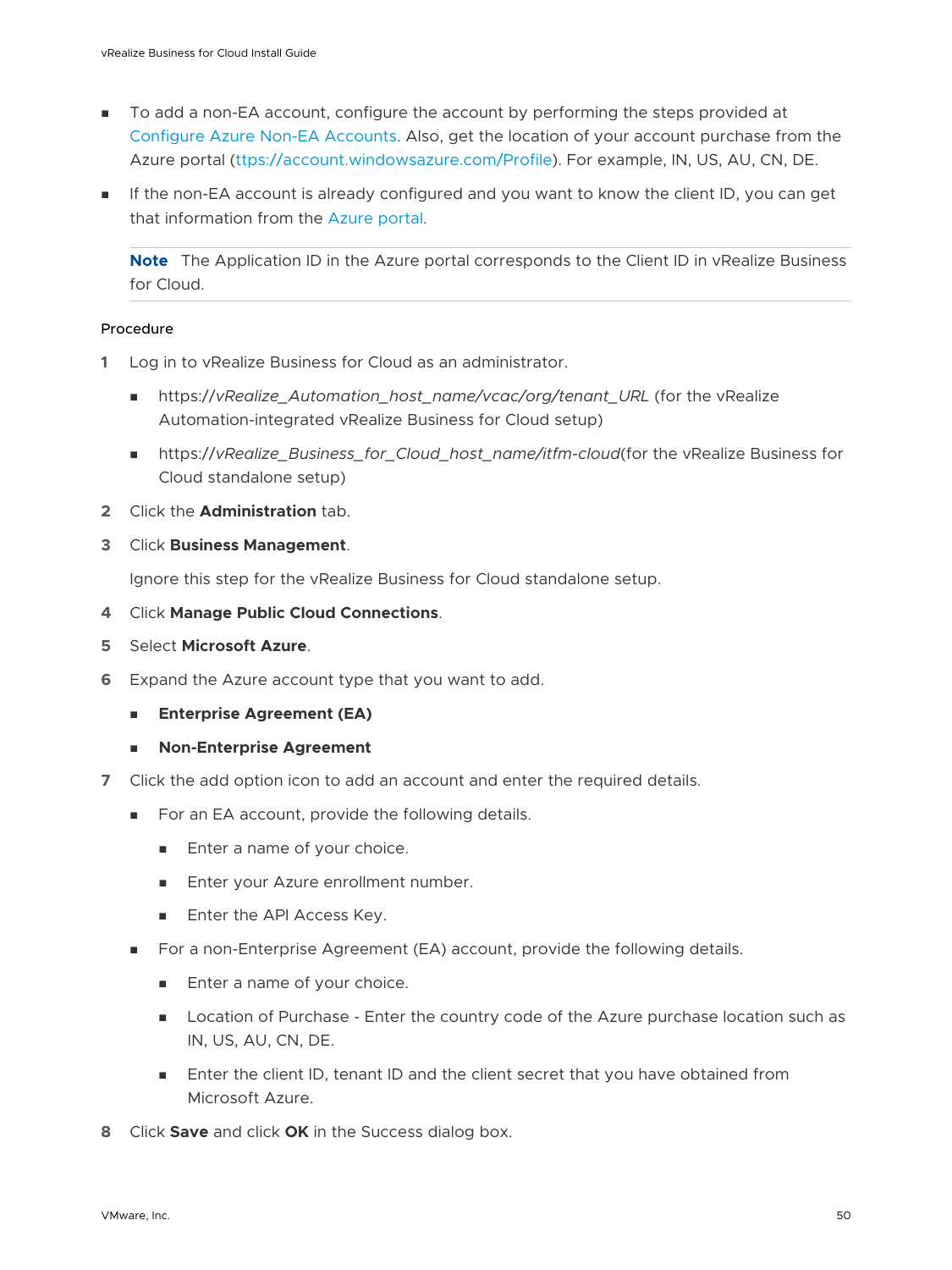- To add a non-EA account, configure the account by performing the steps provided at Configure Azure Non-EA Accounts. Also, get the location of your account purchase from the Azure portal (ttps://account.windowsazure.com/Profile). For example, IN, US, AU, CN, DE.
- If the non-EA account is already configured and you want to know the client ID, you can get that information from the Azure portal.

> **Note** The Application ID in the Azure portal corresponds to the Client ID in vRealize Business for Cloud.

#### Procedure

1. Log in to vRealize Business for Cloud as an administrator.
   - https://*vRealize_Automation_host_name/vcac/org/tenant_URL* (for the vRealize Automation-integrated vRealize Business for Cloud setup)
   - https://*vRealize_Business_for_Cloud_host_name/itfm-cloud*(for the vRealize Business for Cloud standalone setup)
2. Click the **Administration** tab.
3. Click **Business Management**.

   Ignore this step for the vRealize Business for Cloud standalone setup.
4. Click **Manage Public Cloud Connections**.
5. Select **Microsoft Azure**.
6. Expand the Azure account type that you want to add.
   - **Enterprise Agreement (EA)**
   - **Non-Enterprise Agreement**
7. Click the add option icon to add an account and enter the required details.
   - For an EA account, provide the following details.
     - Enter a name of your choice.
     - Enter your Azure enrollment number.
     - Enter the API Access Key.
   - For a non-Enterprise Agreement (EA) account, provide the following details.
     - Enter a name of your choice.
     - Location of Purchase - Enter the country code of the Azure purchase location such as IN, US, AU, CN, DE.
     - Enter the client ID, tenant ID and the client secret that you have obtained from Microsoft Azure.
8. Click **Save** and click **OK** in the Success dialog box.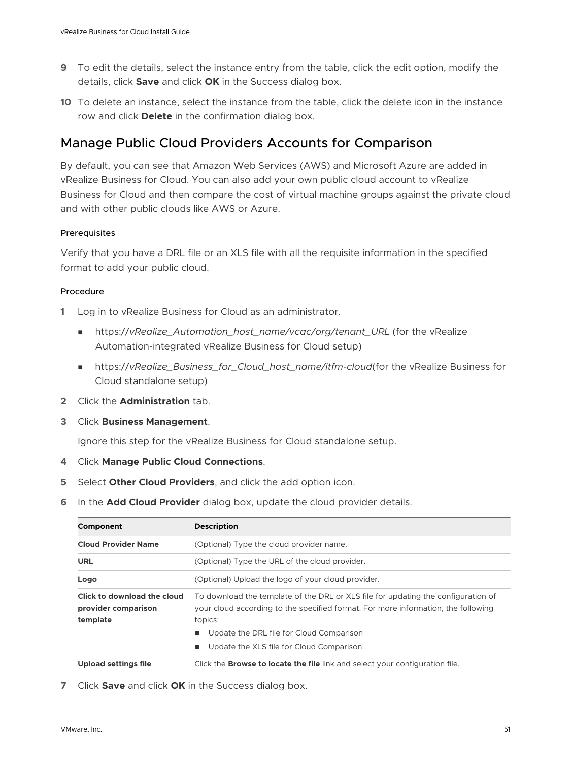9. To edit the details, select the instance entry from the table, click the edit option, modify the details, click **Save** and click **OK** in the Success dialog box.
10. To delete an instance, select the instance from the table, click the delete icon in the instance row and click **Delete** in the confirmation dialog box.

## Manage Public Cloud Providers Accounts for Comparison

By default, you can see that Amazon Web Services (AWS) and Microsoft Azure are added in vRealize Business for Cloud. You can also add your own public cloud account to vRealize Business for Cloud and then compare the cost of virtual machine groups against the private cloud and with other public clouds like AWS or Azure.

#### Prerequisites

Verify that you have a DRL file or an XLS file with all the requisite information in the specified format to add your public cloud.

#### Procedure

1. Log in to vRealize Business for Cloud as an administrator.
   - https://*vRealize_Automation_host_name/vcac/org/tenant_URL* (for the vRealize Automation-integrated vRealize Business for Cloud setup)
   - https://*vRealize_Business_for_Cloud_host_name/itfm-cloud*(for the vRealize Business for Cloud standalone setup)
2. Click the **Administration** tab.
3. Click **Business Management**.

   Ignore this step for the vRealize Business for Cloud standalone setup.
4. Click **Manage Public Cloud Connections**.
5. Select **Other Cloud Providers**, and click the add option icon.
6. In the **Add Cloud Provider** dialog box, update the cloud provider details.

| Component | Description |
| --- | --- |
| **Cloud Provider Name** | (Optional) Type the cloud provider name. |
| **URL** | (Optional) Type the URL of the cloud provider. |
| **Logo** | (Optional) Upload the logo of your cloud provider. |
| **Click to download the cloud provider comparison template** | To download the template of the DRL or XLS file for updating the configuration of your cloud according to the specified format. For more information, the following topics:<br>■ Update the DRL file for Cloud Comparison<br>■ Update the XLS file for Cloud Comparison |
| **Upload settings file** | Click the **Browse to locate the file** link and select your configuration file. |

7. Click **Save** and click **OK** in the Success dialog box.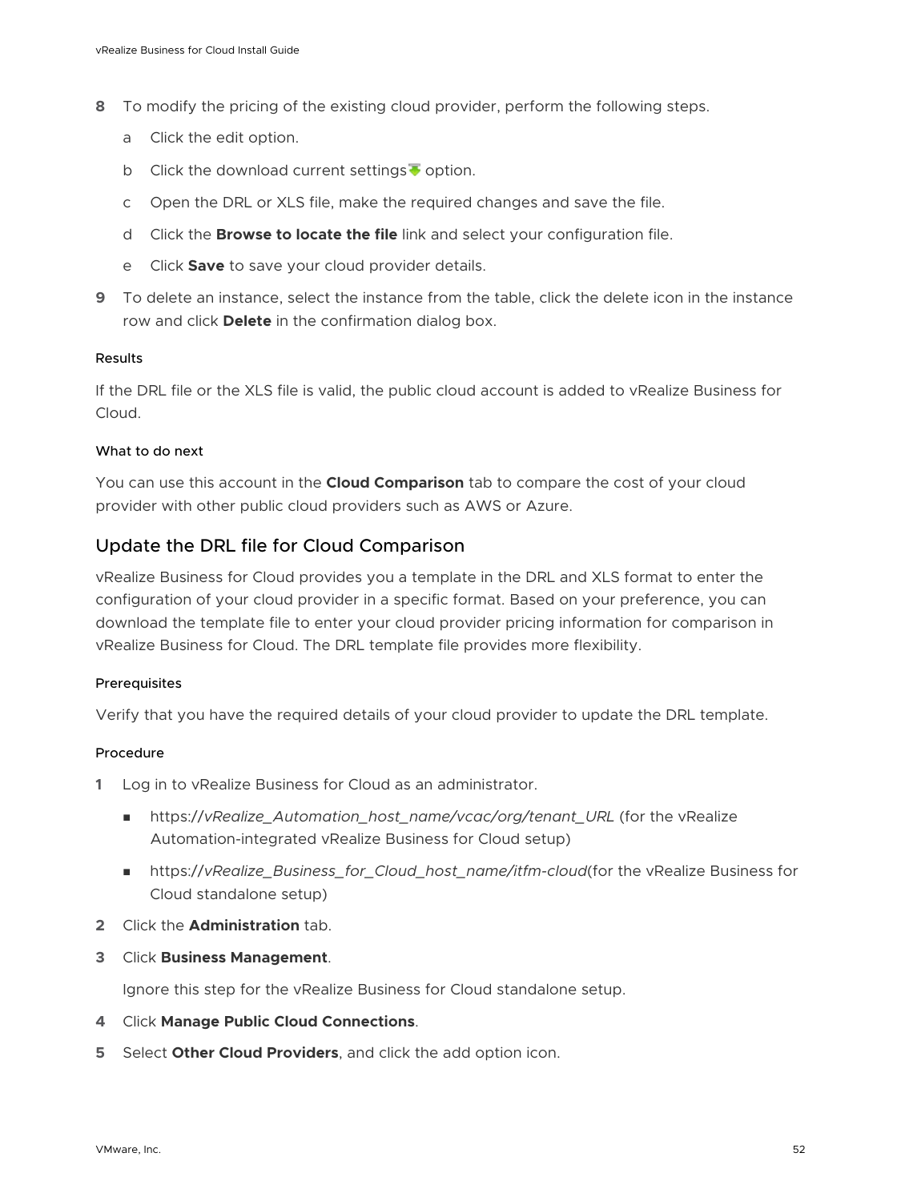8 To modify the pricing of the existing cloud provider, perform the following steps.

   a Click the edit option.

   b Click the download current settings option.

   c Open the DRL or XLS file, make the required changes and save the file.

   d Click the **Browse to locate the file** link and select your configuration file.

   e Click **Save** to save your cloud provider details.

9 To delete an instance, select the instance from the table, click the delete icon in the instance row and click **Delete** in the confirmation dialog box.

#### Results

If the DRL file or the XLS file is valid, the public cloud account is added to vRealize Business for Cloud.

#### What to do next

You can use this account in the **Cloud Comparison** tab to compare the cost of your cloud provider with other public cloud providers such as AWS or Azure.

## Update the DRL file for Cloud Comparison

vRealize Business for Cloud provides you a template in the DRL and XLS format to enter the configuration of your cloud provider in a specific format. Based on your preference, you can download the template file to enter your cloud provider pricing information for comparison in vRealize Business for Cloud. The DRL template file provides more flexibility.

#### Prerequisites

Verify that you have the required details of your cloud provider to update the DRL template.

#### Procedure

1 Log in to vRealize Business for Cloud as an administrator.

   - https://*vRealize_Automation_host_name/vcac/org/tenant_URL* (for the vRealize Automation-integrated vRealize Business for Cloud setup)
   - https://*vRealize_Business_for_Cloud_host_name/itfm-cloud*(for the vRealize Business for Cloud standalone setup)

2 Click the **Administration** tab.

3 Click **Business Management**.

   Ignore this step for the vRealize Business for Cloud standalone setup.

4 Click **Manage Public Cloud Connections**.

5 Select **Other Cloud Providers**, and click the add option icon.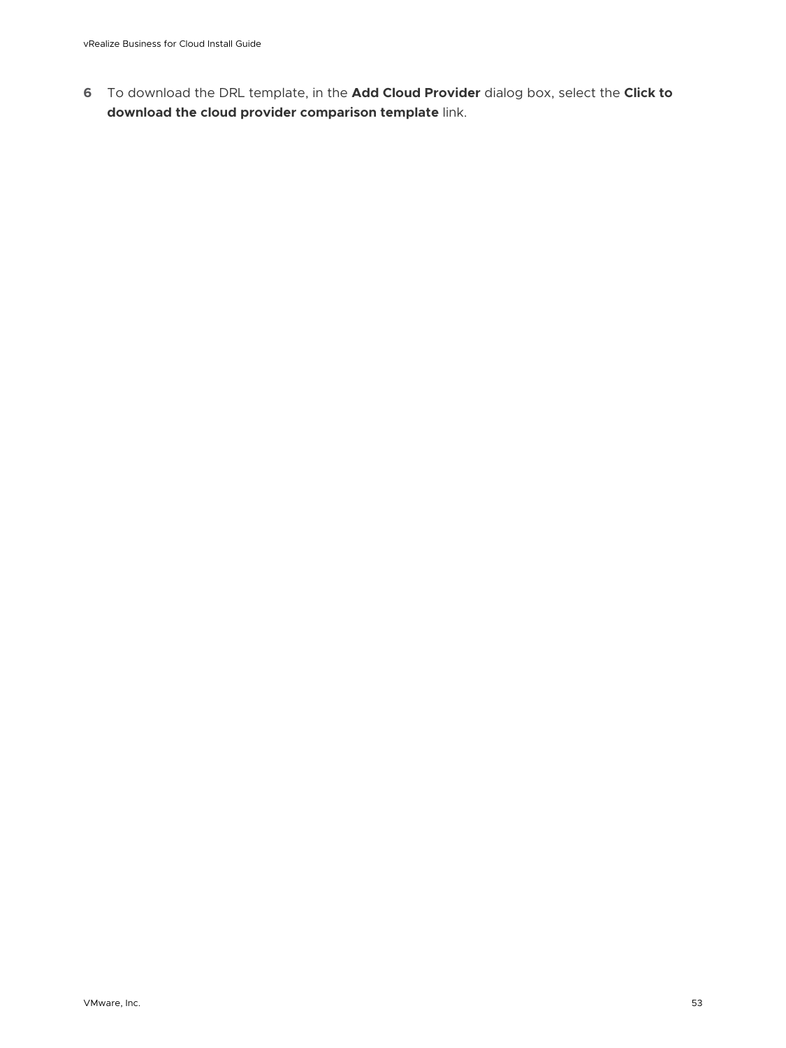6. To download the DRL template, in the **Add Cloud Provider** dialog box, select the **Click to download the cloud provider comparison template** link.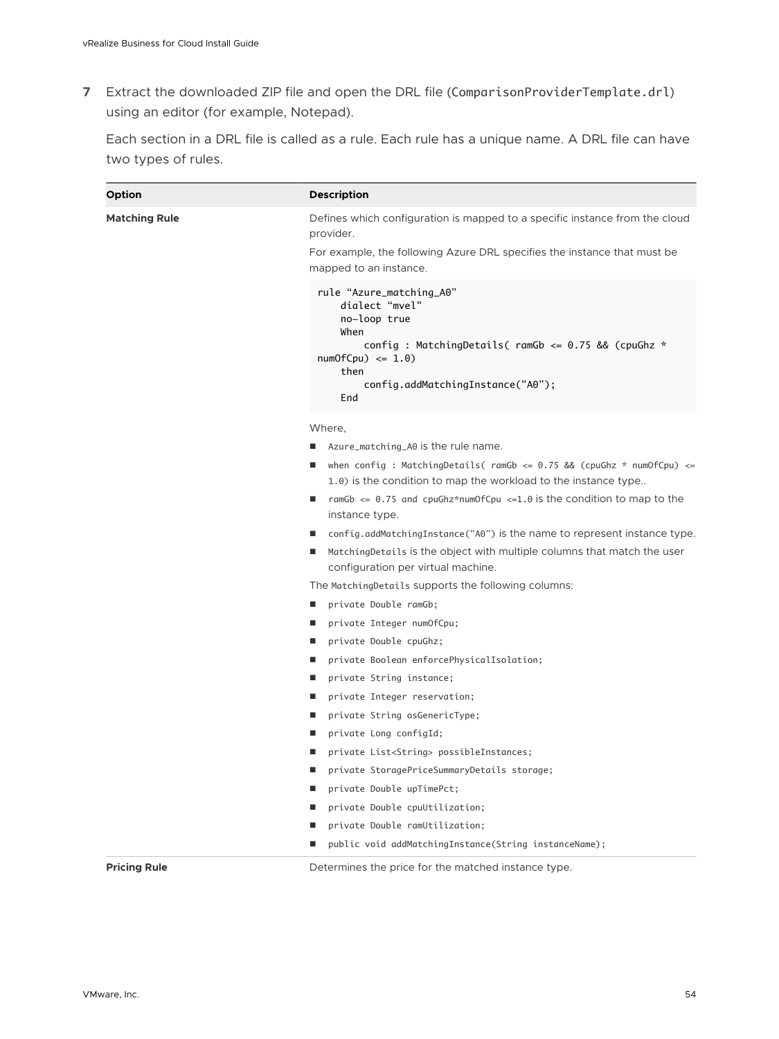7. Extract the downloaded ZIP file and open the DRL file (`ComparisonProviderTemplate.drl`) using an editor (for example, Notepad).

   Each section in a DRL file is called as a rule. Each rule has a unique name. A DRL file can have two types of rules.

| Option | Description |
| --- | --- |
| **Matching Rule** | Defines which configuration is mapped to a specific instance from the cloud provider.<br><br>For example, the following Azure DRL specifies the instance that must be mapped to an instance.<br><br>`rule “Azure_matching_A0”`<br>`    dialect “mvel"`<br>`    no-loop true`<br>`    When`<br>`        config : MatchingDetails( ramGb <= 0.75 && (cpuGhz * numOfCpu) <= 1.0)`<br>`    then`<br>`        config.addMatchingInstance("A0");`<br>`    End`<br><br>Where,<br>- `Azure_matching_A0` is the rule name.<br>- `when config : MatchingDetails( ramGb <= 0.75 && (cpuGhz * numOfCpu) <= 1.0)` is the condition to map the workload to the instance type..<br>- `ramGb <= 0.75 and cpuGhz*numOfCpu <=1.0` is the condition to map to the instance type.<br>- `config.addMatchingInstance("A0")` is the name to represent instance type.<br>- `MatchingDetails` is the object with multiple columns that match the user configuration per virtual machine.<br><br>The `MatchingDetails` supports the following columns:<br>- `private Double ramGb;`<br>- `private Integer numOfCpu;`<br>- `private Double cpuGhz;`<br>- `private Boolean enforcePhysicalIsolation;`<br>- `private String instance;`<br>- `private Integer reservation;`<br>- `private String osGenericType;`<br>- `private Long configId;`<br>- `private List<String> possibleInstances;`<br>- `private StoragePriceSummaryDetails storage;`<br>- `private Double upTimePct;`<br>- `private Double cpuUtilization;`<br>- `private Double ramUtilization;`<br>- `public void addMatchingInstance(String instanceName);` |
| **Pricing Rule** | Determines the price for the matched instance type. |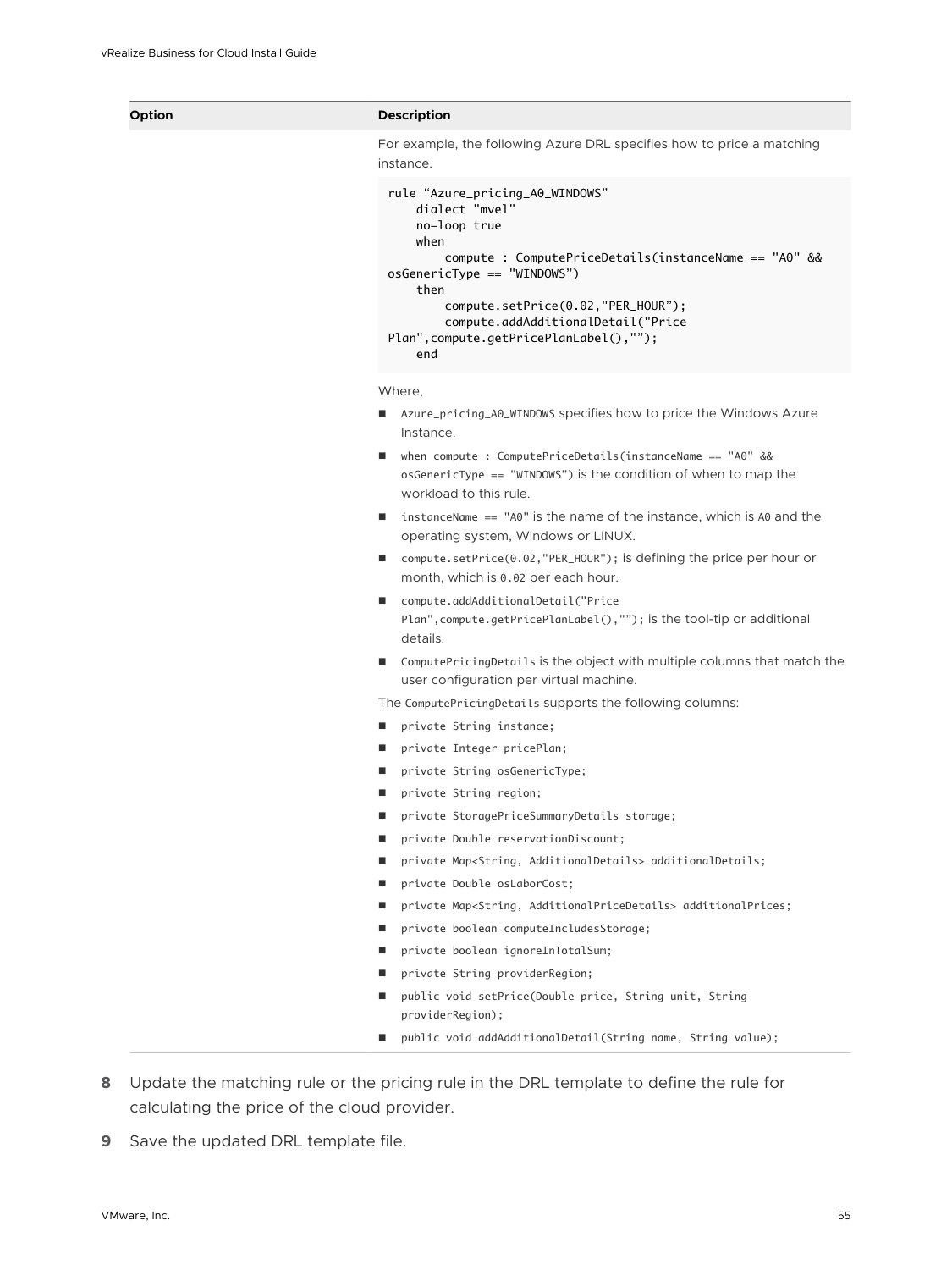| Option | Description |
| --- | --- |
| | For example, the following Azure DRL specifies how to price a matching instance. |

```
rule "Azure_pricing_A0_WINDOWS"
    dialect "mvel"
    no-loop true
    when
        compute : ComputePriceDetails(instanceName == "A0" &&
osGenericType == "WINDOWS")
    then
        compute.setPrice(0.02,"PER_HOUR");
        compute.addAdditionalDetail("Price
Plan",compute.getPricePlanLabel(),"");
    end
```

Where,

- `Azure_pricing_A0_WINDOWS` specifies how to price the Windows Azure Instance.
- `when compute : ComputePriceDetails(instanceName == "A0" && osGenericType == "WINDOWS")` is the condition of when to map the workload to this rule.
- `instanceName == "A0"` is the name of the instance, which is `A0` and the operating system, Windows or LINUX.
- `compute.setPrice(0.02,"PER_HOUR");` is defining the price per hour or month, which is `0.02` per each hour.
- `compute.addAdditionalDetail("Price Plan",compute.getPricePlanLabel(),"");` is the tool-tip or additional details.
- `ComputePricingDetails` is the object with multiple columns that match the user configuration per virtual machine.

The `ComputePricingDetails` supports the following columns:

- `private String instance;`
- `private Integer pricePlan;`
- `private String osGenericType;`
- `private String region;`
- `private StoragePriceSummaryDetails storage;`
- `private Double reservationDiscount;`
- `private Map<String, AdditionalDetails> additionalDetails;`
- `private Double osLaborCost;`
- `private Map<String, AdditionalPriceDetails> additionalPrices;`
- `private boolean computeIncludesStorage;`
- `private boolean ignoreInTotalSum;`
- `private String providerRegion;`
- `public void setPrice(Double price, String unit, String providerRegion);`
- `public void addAdditionalDetail(String name, String value);`

8. Update the matching rule or the pricing rule in the DRL template to define the rule for calculating the price of the cloud provider.
9. Save the updated DRL template file.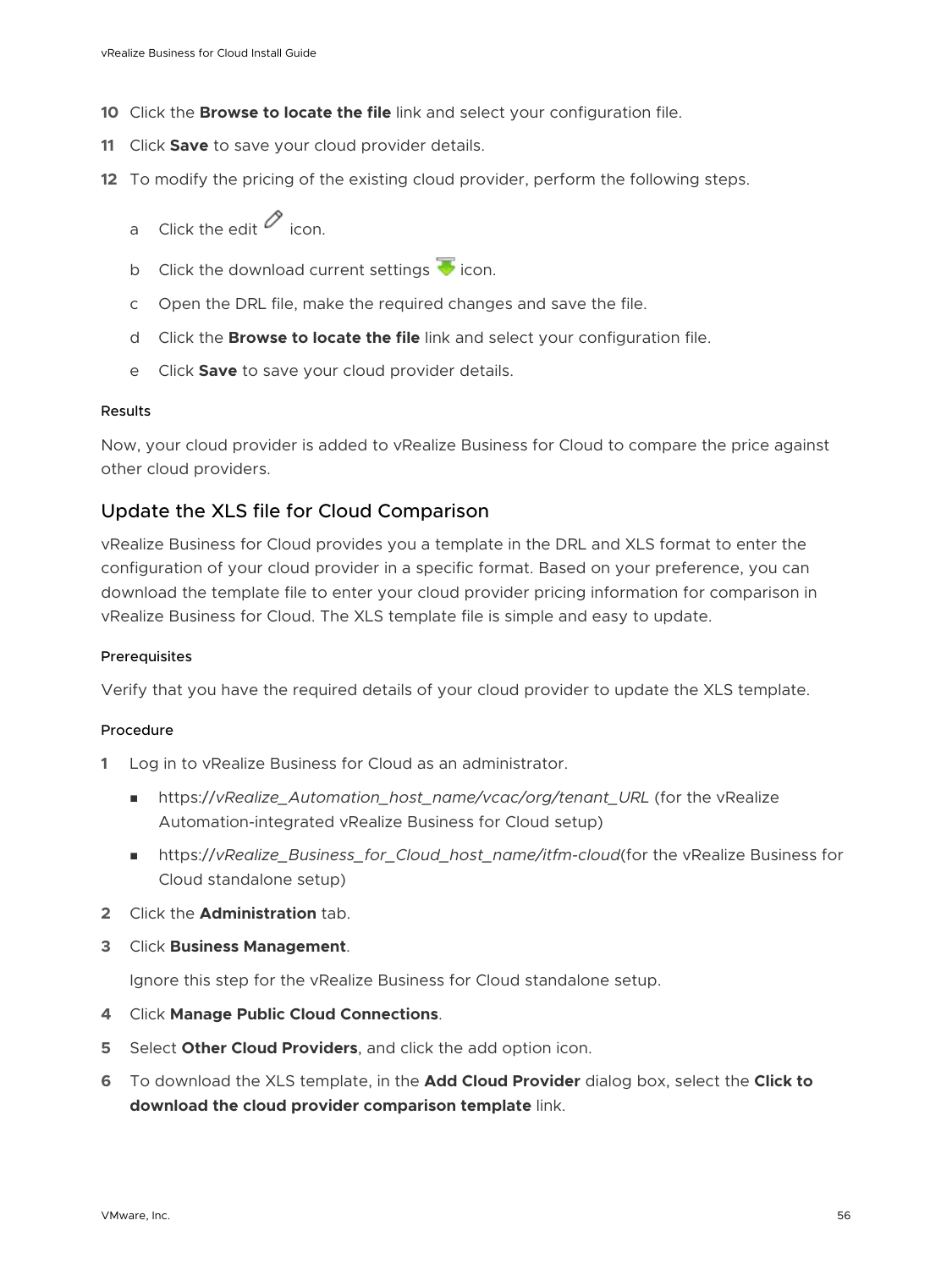10 Click the **Browse to locate the file** link and select your configuration file.

11 Click **Save** to save your cloud provider details.

12 To modify the pricing of the existing cloud provider, perform the following steps.

   a Click the edit icon.

   b Click the download current settings icon.

   c Open the DRL file, make the required changes and save the file.

   d Click the **Browse to locate the file** link and select your configuration file.

   e Click **Save** to save your cloud provider details.

#### Results

Now, your cloud provider is added to vRealize Business for Cloud to compare the price against other cloud providers.

## Update the XLS file for Cloud Comparison

vRealize Business for Cloud provides you a template in the DRL and XLS format to enter the configuration of your cloud provider in a specific format. Based on your preference, you can download the template file to enter your cloud provider pricing information for comparison in vRealize Business for Cloud. The XLS template file is simple and easy to update.

#### Prerequisites

Verify that you have the required details of your cloud provider to update the XLS template.

#### Procedure

1 Log in to vRealize Business for Cloud as an administrator.

   - https://*vRealize_Automation_host_name/vcac/org/tenant_URL* (for the vRealize Automation-integrated vRealize Business for Cloud setup)
   - https://*vRealize_Business_for_Cloud_host_name/itfm-cloud*(for the vRealize Business for Cloud standalone setup)

2 Click the **Administration** tab.

3 Click **Business Management**.

   Ignore this step for the vRealize Business for Cloud standalone setup.

4 Click **Manage Public Cloud Connections**.

5 Select **Other Cloud Providers**, and click the add option icon.

6 To download the XLS template, in the **Add Cloud Provider** dialog box, select the **Click to download the cloud provider comparison template** link.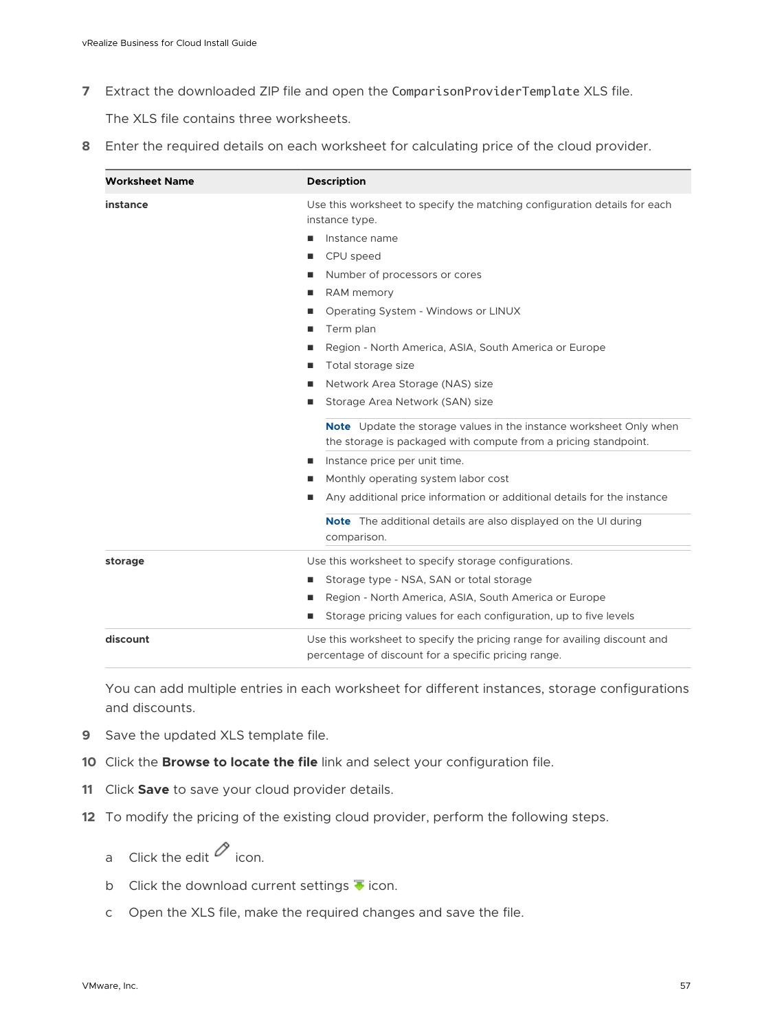7 Extract the downloaded ZIP file and open the `ComparisonProviderTemplate` XLS file.

   The XLS file contains three worksheets.

8 Enter the required details on each worksheet for calculating price of the cloud provider.

| Worksheet Name | Description |
| --- | --- |
| **instance** | Use this worksheet to specify the matching configuration details for each instance type.<br>■ Instance name<br>■ CPU speed<br>■ Number of processors or cores<br>■ RAM memory<br>■ Operating System - Windows or LINUX<br>■ Term plan<br>■ Region - North America, ASIA, South America or Europe<br>■ Total storage size<br>■ Network Area Storage (NAS) size<br>■ Storage Area Network (SAN) size<br>**Note** Update the storage values in the instance worksheet Only when the storage is packaged with compute from a pricing standpoint.<br>■ Instance price per unit time.<br>■ Monthly operating system labor cost<br>■ Any additional price information or additional details for the instance<br>**Note** The additional details are also displayed on the UI during comparison. |
| **storage** | Use this worksheet to specify storage configurations.<br>■ Storage type - NSA, SAN or total storage<br>■ Region - North America, ASIA, South America or Europe<br>■ Storage pricing values for each configuration, up to five levels |
| **discount** | Use this worksheet to specify the pricing range for availing discount and percentage of discount for a specific pricing range. |

   You can add multiple entries in each worksheet for different instances, storage configurations and discounts.

9 Save the updated XLS template file.

10 Click the **Browse to locate the file** link and select your configuration file.

11 Click **Save** to save your cloud provider details.

12 To modify the pricing of the existing cloud provider, perform the following steps.

   a Click the edit icon.

   b Click the download current settings icon.

   c Open the XLS file, make the required changes and save the file.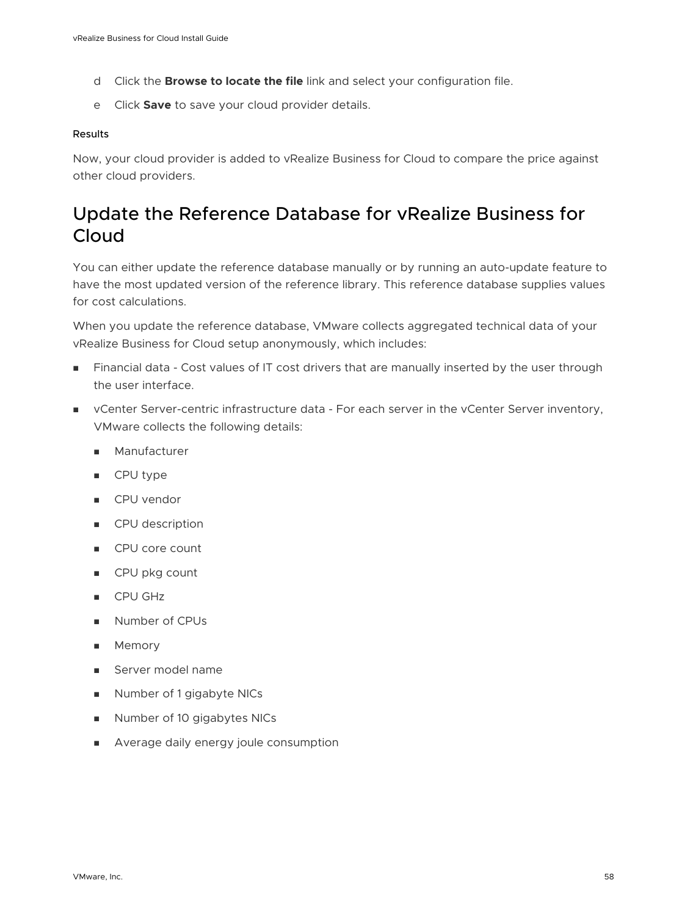d. Click the **Browse to locate the file** link and select your configuration file.

e. Click **Save** to save your cloud provider details.

#### Results

Now, your cloud provider is added to vRealize Business for Cloud to compare the price against other cloud providers.

## Update the Reference Database for vRealize Business for Cloud

You can either update the reference database manually or by running an auto-update feature to have the most updated version of the reference library. This reference database supplies values for cost calculations.

When you update the reference database, VMware collects aggregated technical data of your vRealize Business for Cloud setup anonymously, which includes:

- Financial data - Cost values of IT cost drivers that are manually inserted by the user through the user interface.
- vCenter Server-centric infrastructure data - For each server in the vCenter Server inventory, VMware collects the following details:
  - Manufacturer
  - CPU type
  - CPU vendor
  - CPU description
  - CPU core count
  - CPU pkg count
  - CPU GHz
  - Number of CPUs
  - Memory
  - Server model name
  - Number of 1 gigabyte NICs
  - Number of 10 gigabytes NICs
  - Average daily energy joule consumption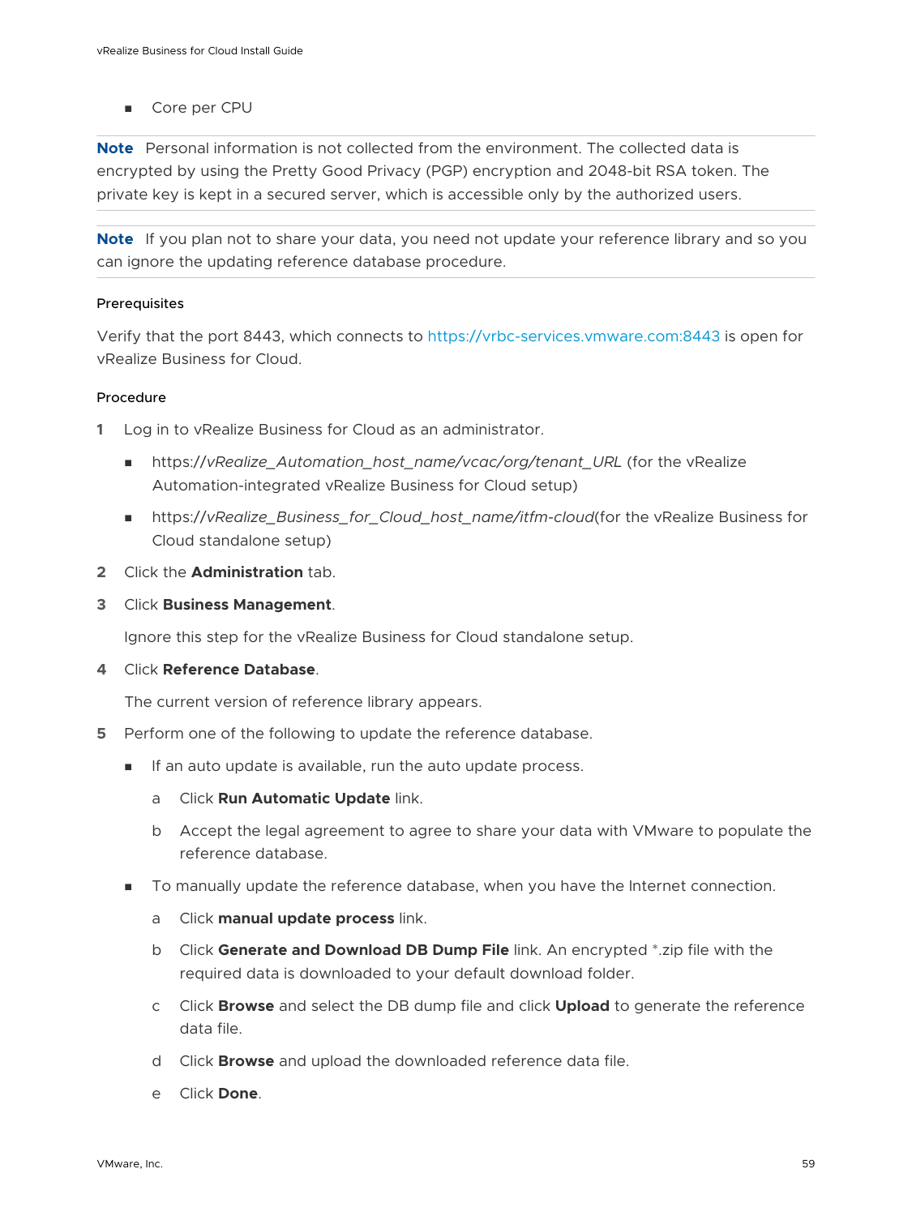- Core per CPU

**Note** Personal information is not collected from the environment. The collected data is encrypted by using the Pretty Good Privacy (PGP) encryption and 2048-bit RSA token. The private key is kept in a secured server, which is accessible only by the authorized users.

**Note** If you plan not to share your data, you need not update your reference library and so you can ignore the updating reference database procedure.

#### Prerequisites

Verify that the port 8443, which connects to https://vrbc-services.vmware.com:8443 is open for vRealize Business for Cloud.

#### Procedure

1. Log in to vRealize Business for Cloud as an administrator.
   - https://*vRealize_Automation_host_name/vcac/org/tenant_URL* (for the vRealize Automation-integrated vRealize Business for Cloud setup)
   - https://*vRealize_Business_for_Cloud_host_name/itfm-cloud*(for the vRealize Business for Cloud standalone setup)
2. Click the **Administration** tab.
3. Click **Business Management**.

   Ignore this step for the vRealize Business for Cloud standalone setup.
4. Click **Reference Database**.

   The current version of reference library appears.
5. Perform one of the following to update the reference database.
   - If an auto update is available, run the auto update process.
     a. Click **Run Automatic Update** link.
     b. Accept the legal agreement to agree to share your data with VMware to populate the reference database.
   - To manually update the reference database, when you have the Internet connection.
     a. Click **manual update process** link.
     b. Click **Generate and Download DB Dump File** link. An encrypted *.zip file with the required data is downloaded to your default download folder.
     c. Click **Browse** and select the DB dump file and click **Upload** to generate the reference data file.
     d. Click **Browse** and upload the downloaded reference data file.
     e. Click **Done**.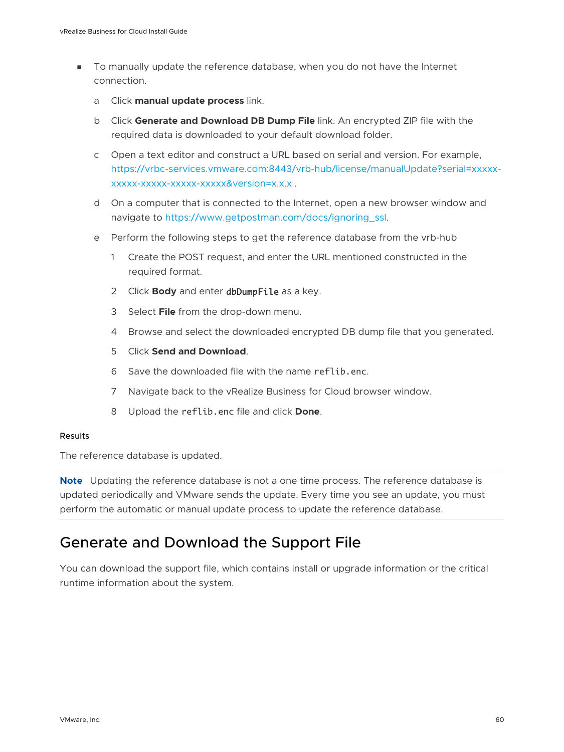- To manually update the reference database, when you do not have the Internet connection.

  a Click **manual update process** link.

  b Click **Generate and Download DB Dump File** link. An encrypted ZIP file with the required data is downloaded to your default download folder.

  c Open a text editor and construct a URL based on serial and version. For example, https://vrbc-services.vmware.com:8443/vrb-hub/license/manualUpdate?serial=xxxxx-xxxxx-xxxxx-xxxxx-xxxxx&version=x.x.x .

  d On a computer that is connected to the Internet, open a new browser window and navigate to https://www.getpostman.com/docs/ignoring_ssl.

  e Perform the following steps to get the reference database from the vrb-hub

    1 Create the POST request, and enter the URL mentioned constructed in the required format.

    2 Click **Body** and enter `dbDumpFile` as a key.

    3 Select **File** from the drop-down menu.

    4 Browse and select the downloaded encrypted DB dump file that you generated.

    5 Click **Send and Download**.

    6 Save the downloaded file with the name `reflib.enc`.

    7 Navigate back to the vRealize Business for Cloud browser window.

    8 Upload the `reflib.enc` file and click **Done**.

#### Results

The reference database is updated.

**Note** Updating the reference database is not a one time process. The reference database is updated periodically and VMware sends the update. Every time you see an update, you must perform the automatic or manual update process to update the reference database.

## Generate and Download the Support File

You can download the support file, which contains install or upgrade information or the critical runtime information about the system.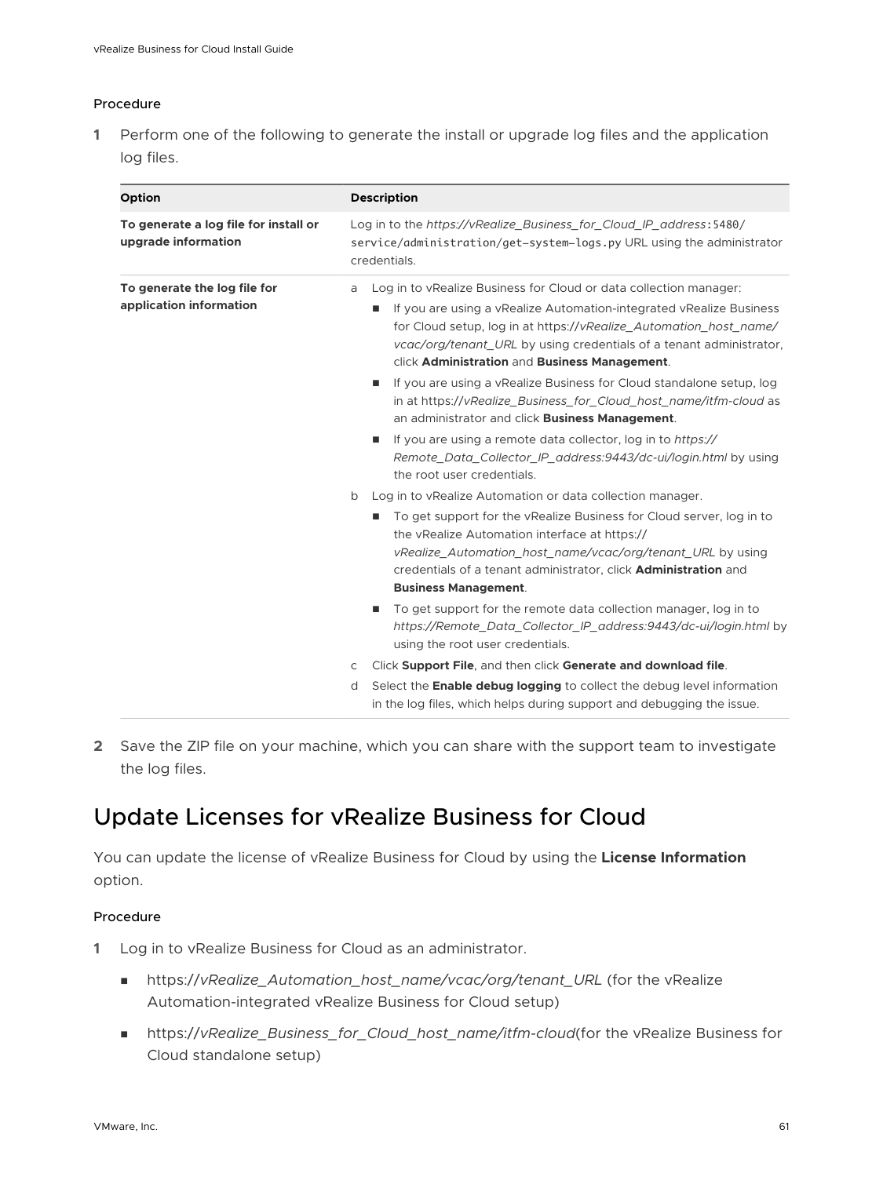#### Procedure

1 Perform one of the following to generate the install or upgrade log files and the application log files.

| Option | Description |
| --- | --- |
| **To generate a log file for install or upgrade information** | Log in to the *https://vRealize_Business_for_Cloud_IP_address*:5480/service/administration/get-system-logs.py URL using the administrator credentials. |
| **To generate the log file for application information** | a Log in to vRealize Business for Cloud or data collection manager:<br>■ If you are using a vRealize Automation-integrated vRealize Business for Cloud setup, log in at https://*vRealize_Automation_host_name/vcac/org/tenant_URL* by using credentials of a tenant administrator, click **Administration** and **Business Management**.<br>■ If you are using a vRealize Business for Cloud standalone setup, log in at https://*vRealize_Business_for_Cloud_host_name/itfm-cloud* as an administrator and click **Business Management**.<br>■ If you are using a remote data collector, log in to *https://Remote_Data_Collector_IP_address:9443/dc-ui/login.html* by using the root user credentials.<br>b Log in to vRealize Automation or data collection manager.<br>■ To get support for the vRealize Business for Cloud server, log in to the vRealize Automation interface at https://*vRealize_Automation_host_name/vcac/org/tenant_URL* by using credentials of a tenant administrator, click **Administration** and **Business Management**.<br>■ To get support for the remote data collection manager, log in to *https://Remote_Data_Collector_IP_address:9443/dc-ui/login.html* by using the root user credentials.<br>c Click **Support File**, and then click **Generate and download file**.<br>d Select the **Enable debug logging** to collect the debug level information in the log files, which helps during support and debugging the issue. |

2 Save the ZIP file on your machine, which you can share with the support team to investigate the log files.

## Update Licenses for vRealize Business for Cloud

You can update the license of vRealize Business for Cloud by using the **License Information** option.

#### Procedure

1 Log in to vRealize Business for Cloud as an administrator.

- https://*vRealize_Automation_host_name/vcac/org/tenant_URL* (for the vRealize Automation-integrated vRealize Business for Cloud setup)
- https://*vRealize_Business_for_Cloud_host_name/itfm-cloud*(for the vRealize Business for Cloud standalone setup)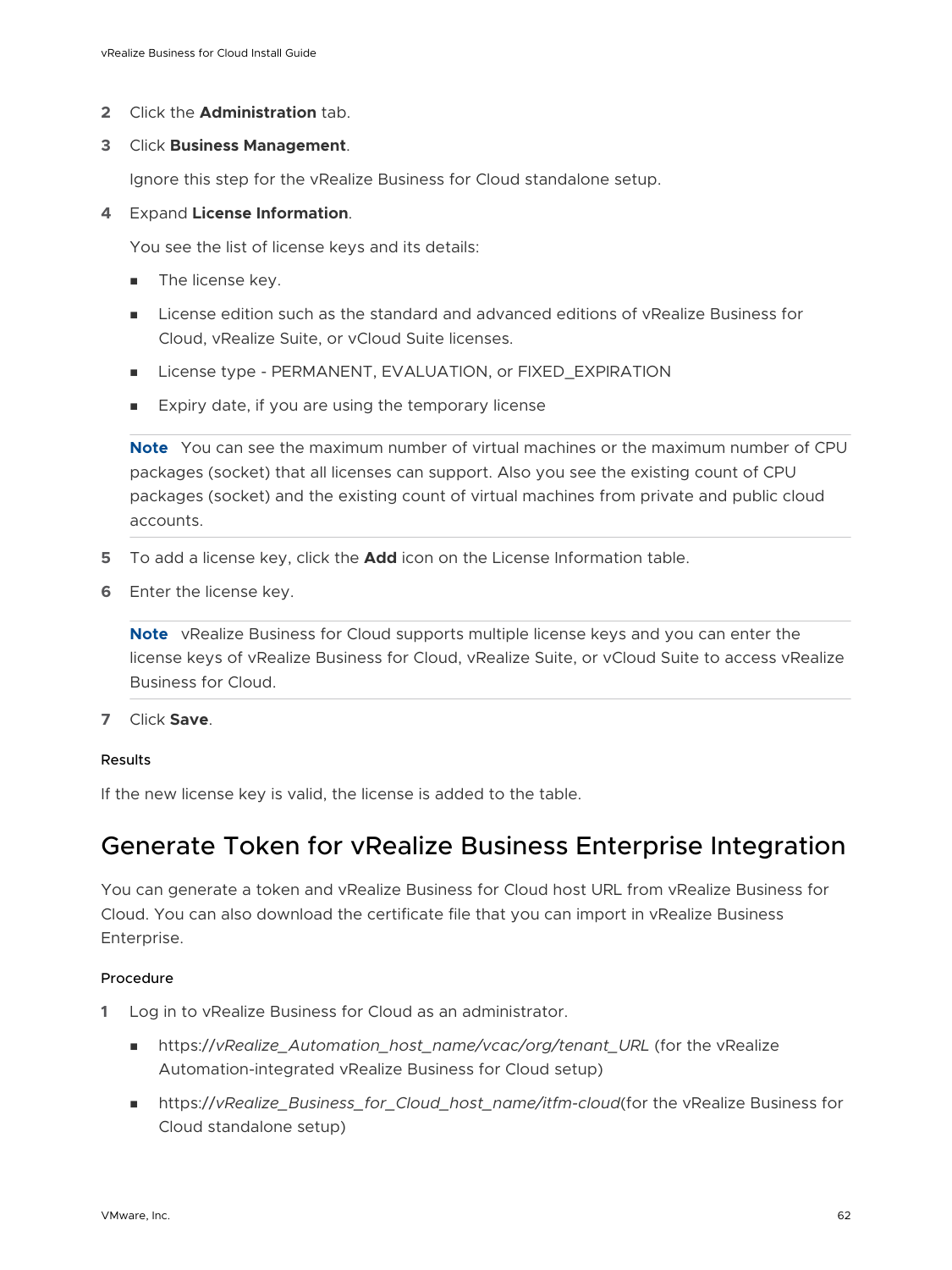2. Click the **Administration** tab.
3. Click **Business Management**.

   Ignore this step for the vRealize Business for Cloud standalone setup.
4. Expand **License Information**.

   You see the list of license keys and its details:

   - The license key.
   - License edition such as the standard and advanced editions of vRealize Business for Cloud, vRealize Suite, or vCloud Suite licenses.
   - License type - PERMANENT, EVALUATION, or FIXED_EXPIRATION
   - Expiry date, if you are using the temporary license

   **Note** You can see the maximum number of virtual machines or the maximum number of CPU packages (socket) that all licenses can support. Also you see the existing count of CPU packages (socket) and the existing count of virtual machines from private and public cloud accounts.
5. To add a license key, click the **Add** icon on the License Information table.
6. Enter the license key.

   **Note** vRealize Business for Cloud supports multiple license keys and you can enter the license keys of vRealize Business for Cloud, vRealize Suite, or vCloud Suite to access vRealize Business for Cloud.
7. Click **Save**.

#### Results

If the new license key is valid, the license is added to the table.

## Generate Token for vRealize Business Enterprise Integration

You can generate a token and vRealize Business for Cloud host URL from vRealize Business for Cloud. You can also download the certificate file that you can import in vRealize Business Enterprise.

#### Procedure

1. Log in to vRealize Business for Cloud as an administrator.

   - https://*vRealize_Automation_host_name/vcac/org/tenant_URL* (for the vRealize Automation-integrated vRealize Business for Cloud setup)
   - https://*vRealize_Business_for_Cloud_host_name/itfm-cloud*(for the vRealize Business for Cloud standalone setup)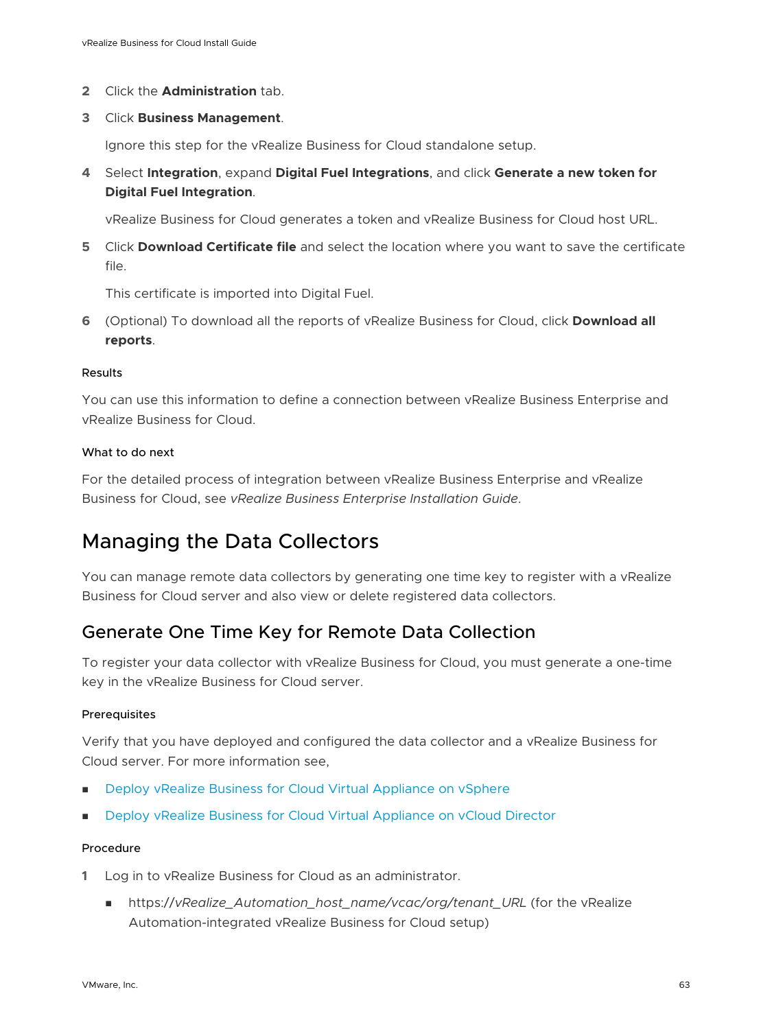2 Click the **Administration** tab.

3 Click **Business Management**.

   Ignore this step for the vRealize Business for Cloud standalone setup.

4 Select **Integration**, expand **Digital Fuel Integrations**, and click **Generate a new token for Digital Fuel Integration**.

   vRealize Business for Cloud generates a token and vRealize Business for Cloud host URL.

5 Click **Download Certificate file** and select the location where you want to save the certificate file.

   This certificate is imported into Digital Fuel.

6 (Optional) To download all the reports of vRealize Business for Cloud, click **Download all reports**.

#### Results

You can use this information to define a connection between vRealize Business Enterprise and vRealize Business for Cloud.

#### What to do next

For the detailed process of integration between vRealize Business Enterprise and vRealize Business for Cloud, see *vRealize Business Enterprise Installation Guide*.

# Managing the Data Collectors

You can manage remote data collectors by generating one time key to register with a vRealize Business for Cloud server and also view or delete registered data collectors.

## Generate One Time Key for Remote Data Collection

To register your data collector with vRealize Business for Cloud, you must generate a one-time key in the vRealize Business for Cloud server.

#### Prerequisites

Verify that you have deployed and configured the data collector and a vRealize Business for Cloud server. For more information see,

- Deploy vRealize Business for Cloud Virtual Appliance on vSphere
- Deploy vRealize Business for Cloud Virtual Appliance on vCloud Director

#### Procedure

1 Log in to vRealize Business for Cloud as an administrator.

   - https://*vRealize_Automation_host_name/vcac/org/tenant_URL* (for the vRealize Automation-integrated vRealize Business for Cloud setup)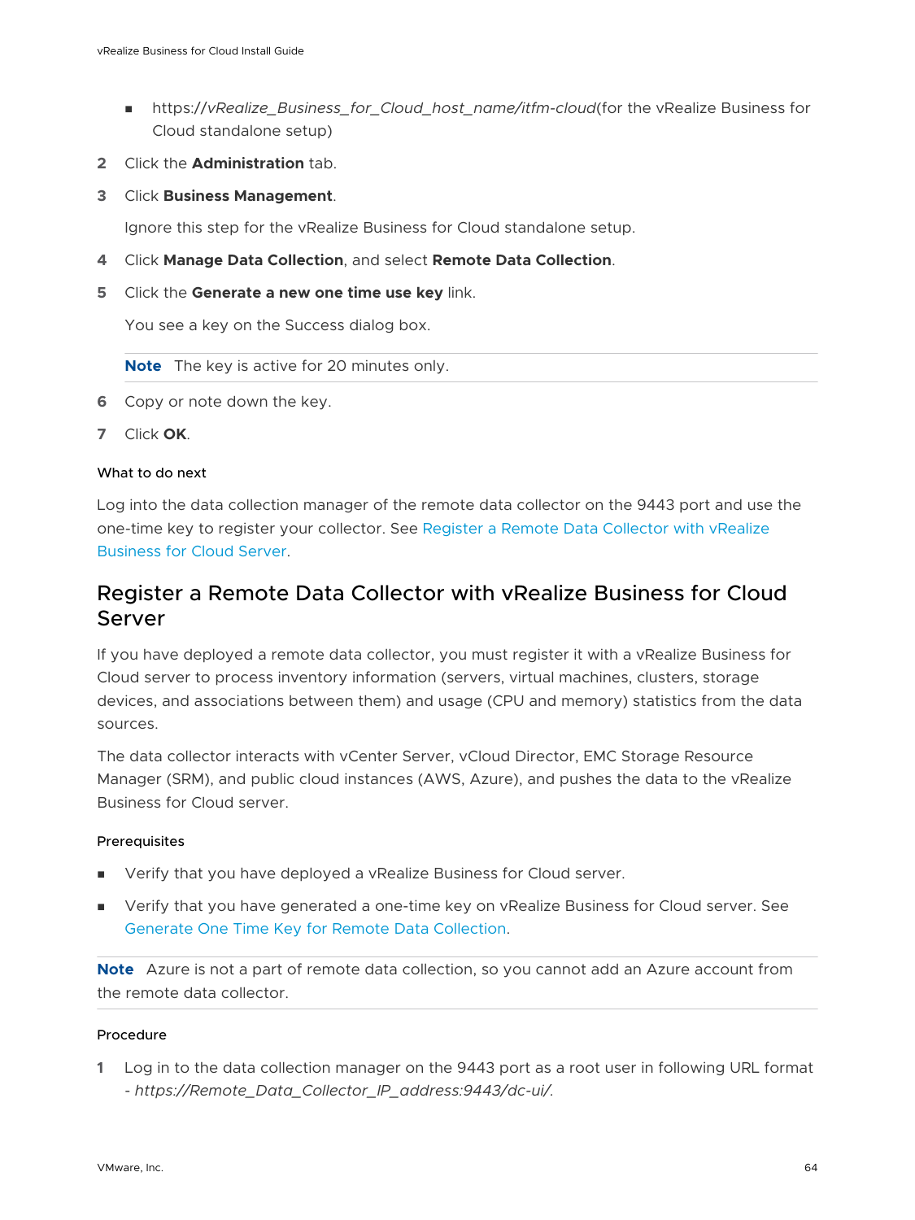- https://*vRealize_Business_for_Cloud_host_name/itfm-cloud*(for the vRealize Business for Cloud standalone setup)

2 Click the **Administration** tab.

3 Click **Business Management**.

   Ignore this step for the vRealize Business for Cloud standalone setup.

4 Click **Manage Data Collection**, and select **Remote Data Collection**.

5 Click the **Generate a new one time use key** link.

   You see a key on the Success dialog box.

   **Note** The key is active for 20 minutes only.

6 Copy or note down the key.

7 Click **OK**.

#### What to do next

Log into the data collection manager of the remote data collector on the 9443 port and use the one-time key to register your collector. See Register a Remote Data Collector with vRealize Business for Cloud Server.

## Register a Remote Data Collector with vRealize Business for Cloud Server

If you have deployed a remote data collector, you must register it with a vRealize Business for Cloud server to process inventory information (servers, virtual machines, clusters, storage devices, and associations between them) and usage (CPU and memory) statistics from the data sources.

The data collector interacts with vCenter Server, vCloud Director, EMC Storage Resource Manager (SRM), and public cloud instances (AWS, Azure), and pushes the data to the vRealize Business for Cloud server.

#### Prerequisites

- Verify that you have deployed a vRealize Business for Cloud server.
- Verify that you have generated a one-time key on vRealize Business for Cloud server. See Generate One Time Key for Remote Data Collection.

**Note** Azure is not a part of remote data collection, so you cannot add an Azure account from the remote data collector.

#### Procedure

1 Log in to the data collection manager on the 9443 port as a root user in following URL format - *https://Remote_Data_Collector_IP_address:9443/dc-ui/*.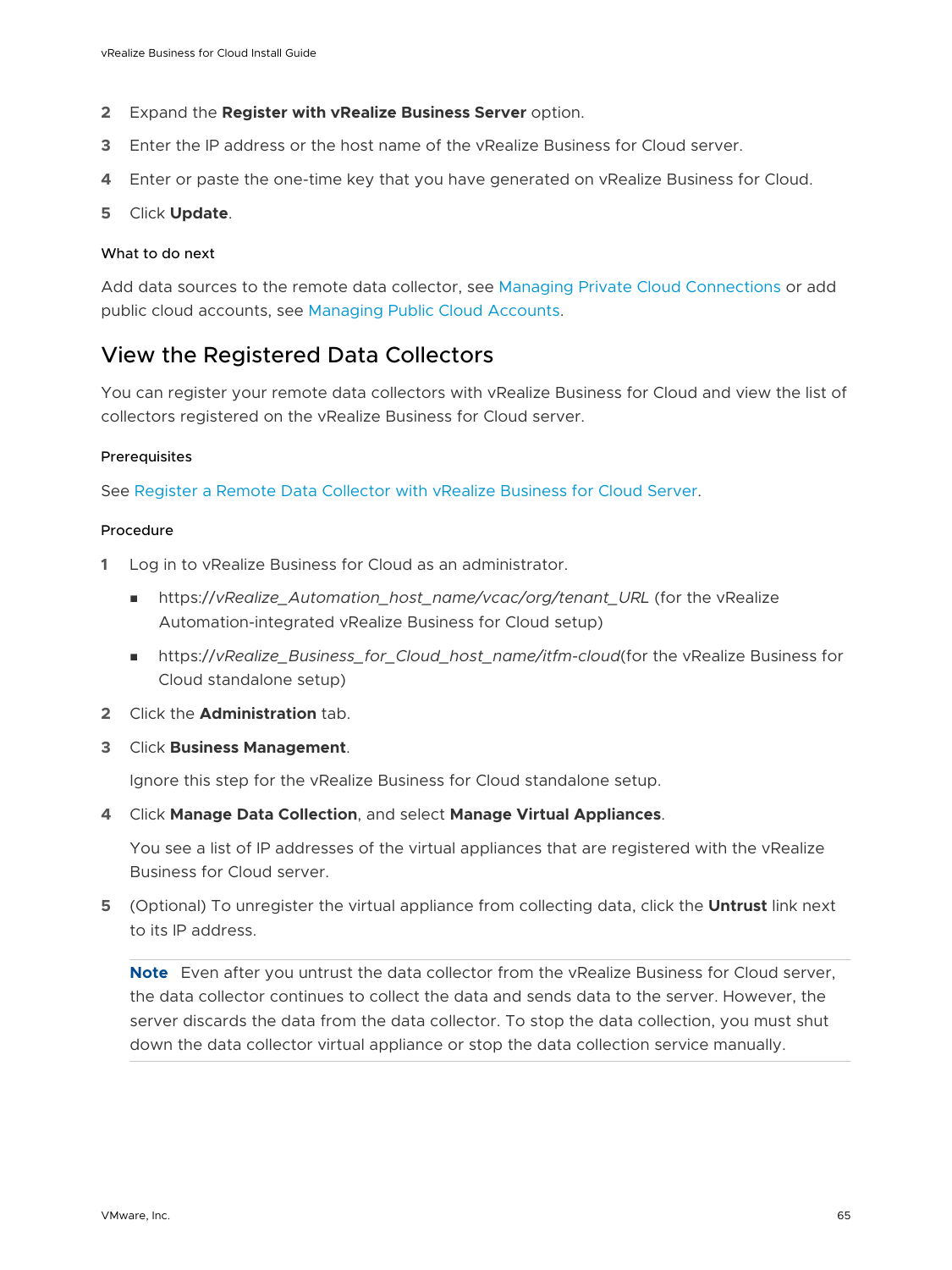2. Expand the **Register with vRealize Business Server** option.
3. Enter the IP address or the host name of the vRealize Business for Cloud server.
4. Enter or paste the one-time key that you have generated on vRealize Business for Cloud.
5. Click **Update**.

#### What to do next

Add data sources to the remote data collector, see Managing Private Cloud Connections or add public cloud accounts, see Managing Public Cloud Accounts.

## View the Registered Data Collectors

You can register your remote data collectors with vRealize Business for Cloud and view the list of collectors registered on the vRealize Business for Cloud server.

#### Prerequisites

See Register a Remote Data Collector with vRealize Business for Cloud Server.

#### Procedure

1. Log in to vRealize Business for Cloud as an administrator.
   - https://*vRealize_Automation_host_name/vcac/org/tenant_URL* (for the vRealize Automation-integrated vRealize Business for Cloud setup)
   - https://*vRealize_Business_for_Cloud_host_name/itfm-cloud*(for the vRealize Business for Cloud standalone setup)
2. Click the **Administration** tab.
3. Click **Business Management**.

   Ignore this step for the vRealize Business for Cloud standalone setup.
4. Click **Manage Data Collection**, and select **Manage Virtual Appliances**.

   You see a list of IP addresses of the virtual appliances that are registered with the vRealize Business for Cloud server.
5. (Optional) To unregister the virtual appliance from collecting data, click the **Untrust** link next to its IP address.

   **Note** Even after you untrust the data collector from the vRealize Business for Cloud server, the data collector continues to collect the data and sends data to the server. However, the server discards the data from the data collector. To stop the data collection, you must shut down the data collector virtual appliance or stop the data collection service manually.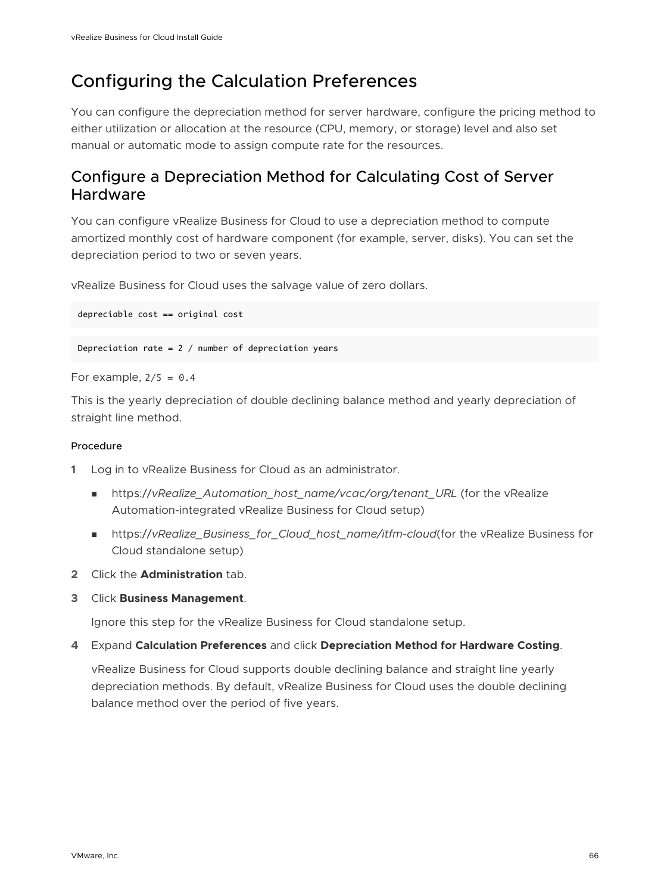# Configuring the Calculation Preferences

You can configure the depreciation method for server hardware, configure the pricing method to either utilization or allocation at the resource (CPU, memory, or storage) level and also set manual or automatic mode to assign compute rate for the resources.

## Configure a Depreciation Method for Calculating Cost of Server Hardware

You can configure vRealize Business for Cloud to use a depreciation method to compute amortized monthly cost of hardware component (for example, server, disks). You can set the depreciation period to two or seven years.

vRealize Business for Cloud uses the salvage value of zero dollars.

```
depreciable cost == original cost
```

```
Depreciation rate = 2 / number of depreciation years
```

For example, `2/5 = 0.4`

This is the yearly depreciation of double declining balance method and yearly depreciation of straight line method.

#### Procedure

1. Log in to vRealize Business for Cloud as an administrator.
   - https://*vRealize_Automation_host_name/vcac/org/tenant_URL* (for the vRealize Automation-integrated vRealize Business for Cloud setup)
   - https://*vRealize_Business_for_Cloud_host_name/itfm-cloud*(for the vRealize Business for Cloud standalone setup)
2. Click the **Administration** tab.
3. Click **Business Management**.

   Ignore this step for the vRealize Business for Cloud standalone setup.
4. Expand **Calculation Preferences** and click **Depreciation Method for Hardware Costing**.

   vRealize Business for Cloud supports double declining balance and straight line yearly depreciation methods. By default, vRealize Business for Cloud uses the double declining balance method over the period of five years.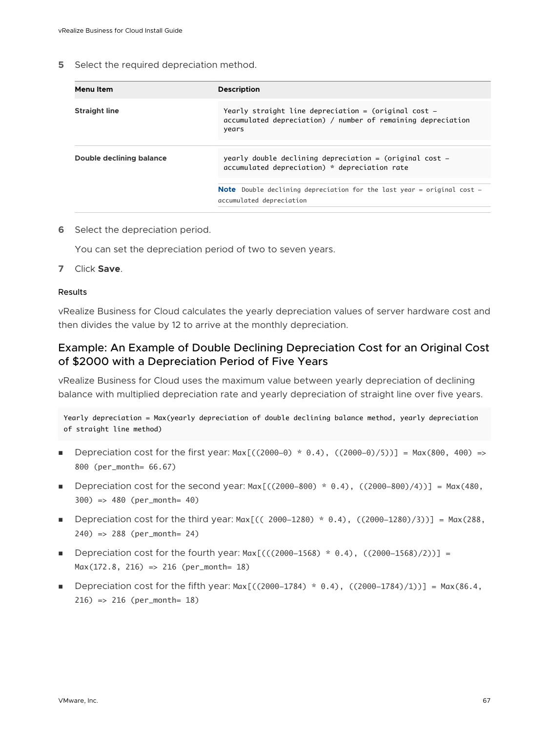5 Select the required depreciation method.

| Menu Item | Description |
| --- | --- |
| **Straight line** | `Yearly straight line depreciation = (original cost – accumulated depreciation) / number of remaining depreciation years` |
| **Double declining balance** | `yearly double declining depreciation = (original cost – accumulated depreciation) * depreciation rate`<br><br>**Note** Double declining depreciation for the last year = original cost – accumulated depreciation |

6 Select the depreciation period.

You can set the depreciation period of two to seven years.

7 Click **Save**.

#### Results

vRealize Business for Cloud calculates the yearly depreciation values of server hardware cost and then divides the value by 12 to arrive at the monthly depreciation.

## Example: An Example of Double Declining Depreciation Cost for an Original Cost of $2000 with a Depreciation Period of Five Years

vRealize Business for Cloud uses the maximum value between yearly depreciation of declining balance with multiplied depreciation rate and yearly depreciation of straight line over five years.

```
Yearly depreciation = Max(yearly depreciation of double declining balance method, yearly depreciation of straight line method)
```

- Depreciation cost for the first year: `Max[((2000-0) * 0.4), ((2000-0)/5))] = Max(800, 400) => 800 (per_month= 66.67)`
- Depreciation cost for the second year: `Max[((2000-800) * 0.4), ((2000-800)/4))] = Max(480, 300) => 480 (per_month= 40)`
- Depreciation cost for the third year: `Max[(( 2000-1280) * 0.4), ((2000-1280)/3))] = Max(288, 240) => 288 (per_month= 24)`
- Depreciation cost for the fourth year: `Max[(((2000-1568) * 0.4), ((2000-1568)/2))] = Max(172.8, 216) => 216 (per_month= 18)`
- Depreciation cost for the fifth year: `Max[((2000-1784) * 0.4), ((2000-1784)/1))] = Max(86.4, 216) => 216 (per_month= 18)`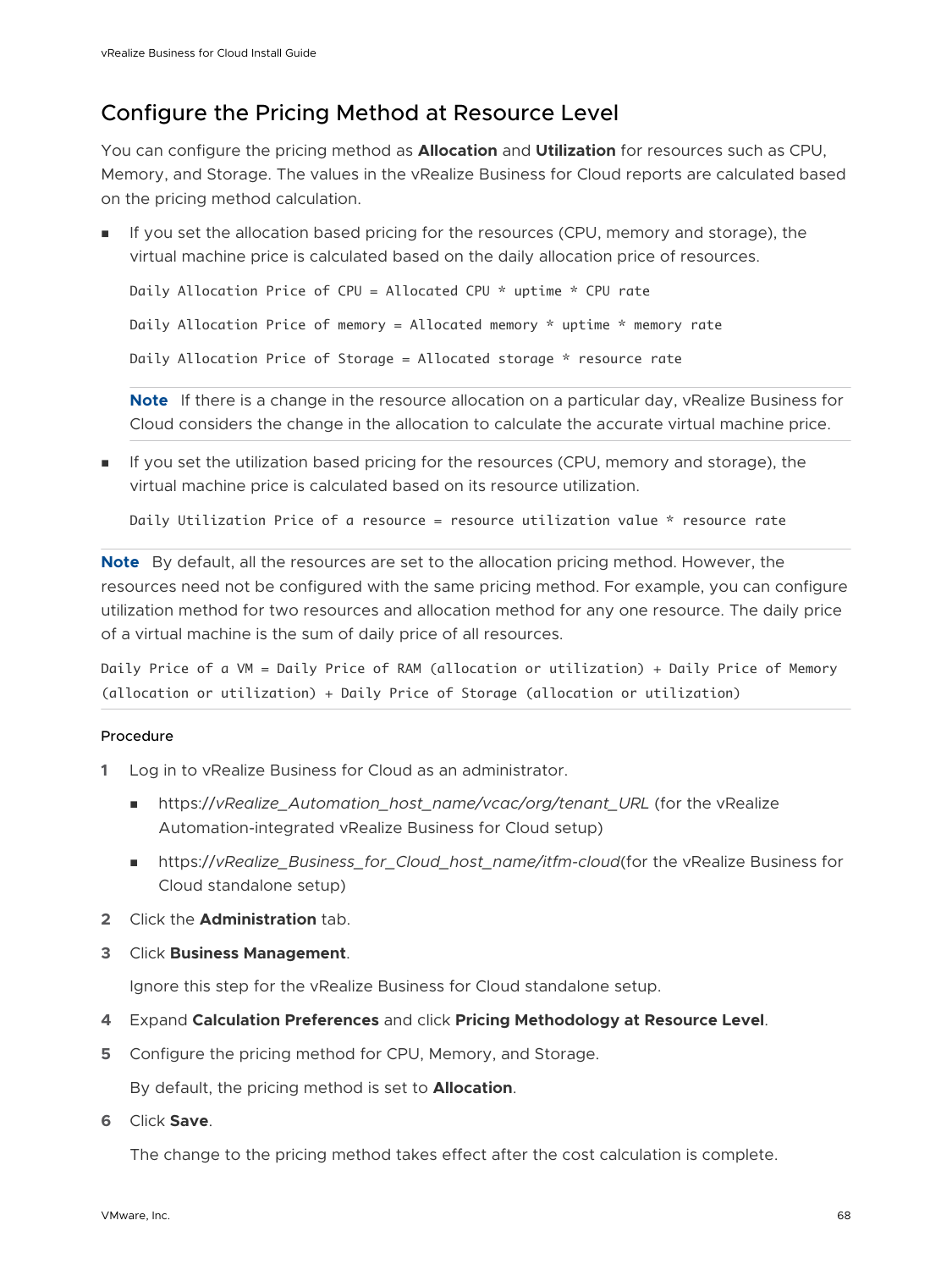## Configure the Pricing Method at Resource Level

You can configure the pricing method as **Allocation** and **Utilization** for resources such as CPU, Memory, and Storage. The values in the vRealize Business for Cloud reports are calculated based on the pricing method calculation.

- If you set the allocation based pricing for the resources (CPU, memory and storage), the virtual machine price is calculated based on the daily allocation price of resources.

  ```
  Daily Allocation Price of CPU = Allocated CPU * uptime * CPU rate
  ```

  ```
  Daily Allocation Price of memory = Allocated memory * uptime * memory rate
  ```

  ```
  Daily Allocation Price of Storage = Allocated storage * resource rate
  ```

  **Note** If there is a change in the resource allocation on a particular day, vRealize Business for Cloud considers the change in the allocation to calculate the accurate virtual machine price.

- If you set the utilization based pricing for the resources (CPU, memory and storage), the virtual machine price is calculated based on its resource utilization.

  ```
  Daily Utilization Price of a resource = resource utilization value * resource rate
  ```

**Note** By default, all the resources are set to the allocation pricing method. However, the resources need not be configured with the same pricing method. For example, you can configure utilization method for two resources and allocation method for any one resource. The daily price of a virtual machine is the sum of daily price of all resources.

```
Daily Price of a VM = Daily Price of RAM (allocation or utilization) + Daily Price of Memory (allocation or utilization) + Daily Price of Storage (allocation or utilization)
```

#### Procedure

1. Log in to vRealize Business for Cloud as an administrator.
   - https://*vRealize_Automation_host_name/vcac/org/tenant_URL* (for the vRealize Automation-integrated vRealize Business for Cloud setup)
   - https://*vRealize_Business_for_Cloud_host_name/itfm-cloud*(for the vRealize Business for Cloud standalone setup)
2. Click the **Administration** tab.
3. Click **Business Management**.

   Ignore this step for the vRealize Business for Cloud standalone setup.
4. Expand **Calculation Preferences** and click **Pricing Methodology at Resource Level**.
5. Configure the pricing method for CPU, Memory, and Storage.

   By default, the pricing method is set to **Allocation**.
6. Click **Save**.

   The change to the pricing method takes effect after the cost calculation is complete.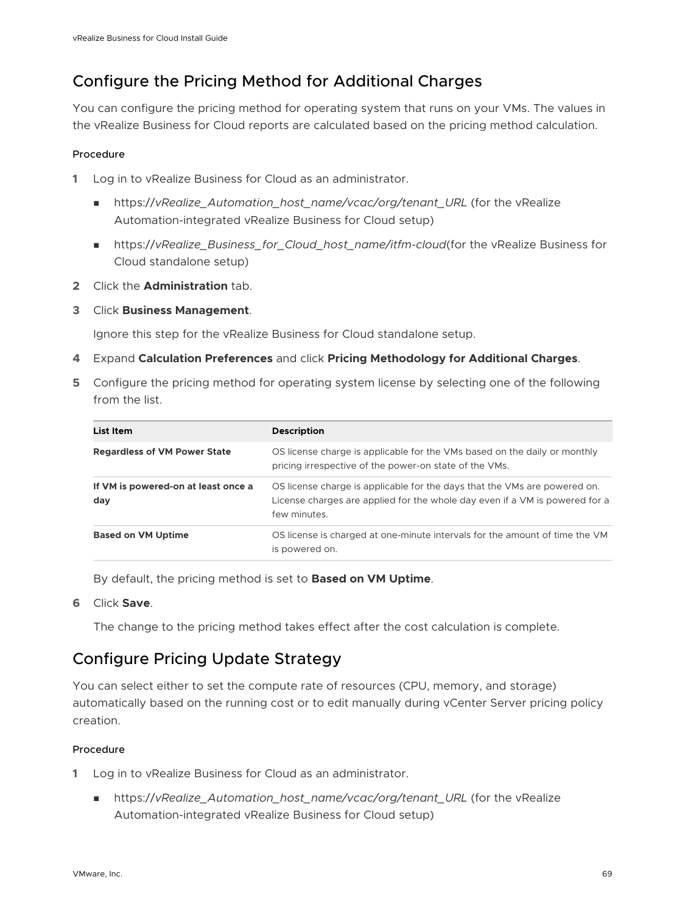## Configure the Pricing Method for Additional Charges

You can configure the pricing method for operating system that runs on your VMs. The values in the vRealize Business for Cloud reports are calculated based on the pricing method calculation.

#### Procedure

1. Log in to vRealize Business for Cloud as an administrator.
   - https://*vRealize_Automation_host_name/vcac/org/tenant_URL* (for the vRealize Automation-integrated vRealize Business for Cloud setup)
   - https://*vRealize_Business_for_Cloud_host_name/itfm-cloud*(for the vRealize Business for Cloud standalone setup)
2. Click the **Administration** tab.
3. Click **Business Management**.

   Ignore this step for the vRealize Business for Cloud standalone setup.
4. Expand **Calculation Preferences** and click **Pricing Methodology for Additional Charges**.
5. Configure the pricing method for operating system license by selecting one of the following from the list.

   | List Item | Description |
   | --- | --- |
   | **Regardless of VM Power State** | OS license charge is applicable for the VMs based on the daily or monthly pricing irrespective of the power-on state of the VMs. |
   | **If VM is powered-on at least once a day** | OS license charge is applicable for the days that the VMs are powered on. License charges are applied for the whole day even if a VM is powered for a few minutes. |
   | **Based on VM Uptime** | OS license is charged at one-minute intervals for the amount of time the VM is powered on. |

   By default, the pricing method is set to **Based on VM Uptime**.
6. Click **Save**.

   The change to the pricing method takes effect after the cost calculation is complete.

## Configure Pricing Update Strategy

You can select either to set the compute rate of resources (CPU, memory, and storage) automatically based on the running cost or to edit manually during vCenter Server pricing policy creation.

#### Procedure

1. Log in to vRealize Business for Cloud as an administrator.
   - https://*vRealize_Automation_host_name/vcac/org/tenant_URL* (for the vRealize Automation-integrated vRealize Business for Cloud setup)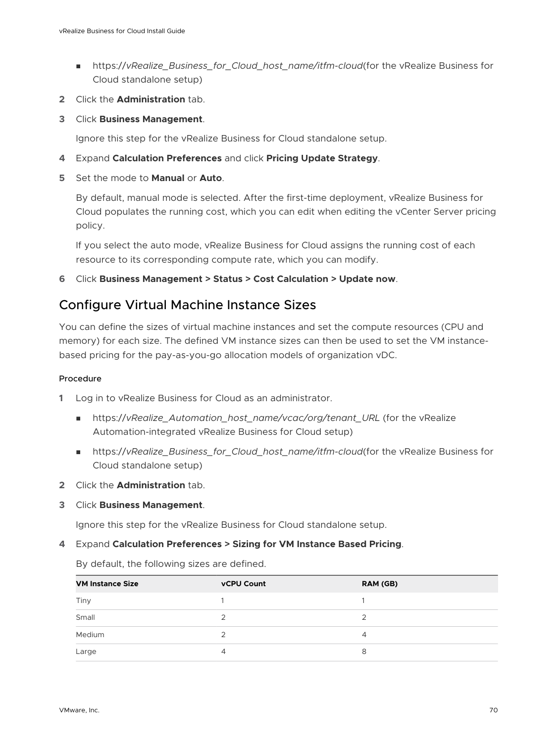- https://*vRealize_Business_for_Cloud_host_name/itfm-cloud*(for the vRealize Business for Cloud standalone setup)

2 Click the **Administration** tab.

3 Click **Business Management**.

   Ignore this step for the vRealize Business for Cloud standalone setup.

4 Expand **Calculation Preferences** and click **Pricing Update Strategy**.

5 Set the mode to **Manual** or **Auto**.

   By default, manual mode is selected. After the first-time deployment, vRealize Business for Cloud populates the running cost, which you can edit when editing the vCenter Server pricing policy.

   If you select the auto mode, vRealize Business for Cloud assigns the running cost of each resource to its corresponding compute rate, which you can modify.

6 Click **Business Management > Status > Cost Calculation > Update now**.

## Configure Virtual Machine Instance Sizes

You can define the sizes of virtual machine instances and set the compute resources (CPU and memory) for each size. The defined VM instance sizes can then be used to set the VM instance-based pricing for the pay-as-you-go allocation models of organization vDC.

#### Procedure

1 Log in to vRealize Business for Cloud as an administrator.

   - https://*vRealize_Automation_host_name/vcac/org/tenant_URL* (for the vRealize Automation-integrated vRealize Business for Cloud setup)
   - https://*vRealize_Business_for_Cloud_host_name/itfm-cloud*(for the vRealize Business for Cloud standalone setup)

2 Click the **Administration** tab.

3 Click **Business Management**.

   Ignore this step for the vRealize Business for Cloud standalone setup.

4 Expand **Calculation Preferences > Sizing for VM Instance Based Pricing**.

   By default, the following sizes are defined.

| VM Instance Size | vCPU Count | RAM (GB) |
| --- | --- | --- |
| Tiny | 1 | 1 |
| Small | 2 | 2 |
| Medium | 2 | 4 |
| Large | 4 | 8 |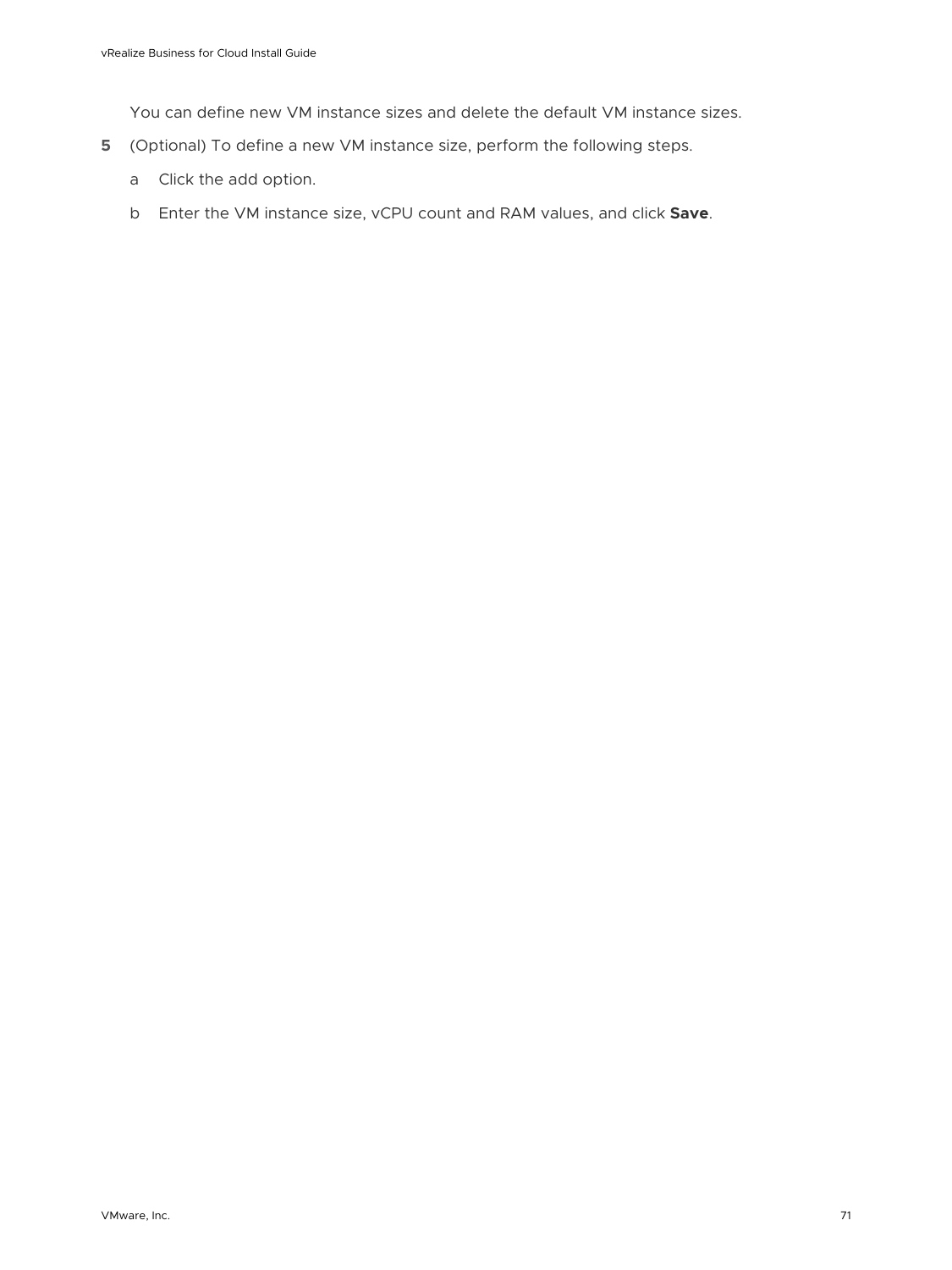You can define new VM instance sizes and delete the default VM instance sizes.

5. (Optional) To define a new VM instance size, perform the following steps.

   a. Click the add option.

   b. Enter the VM instance size, vCPU count and RAM values, and click **Save**.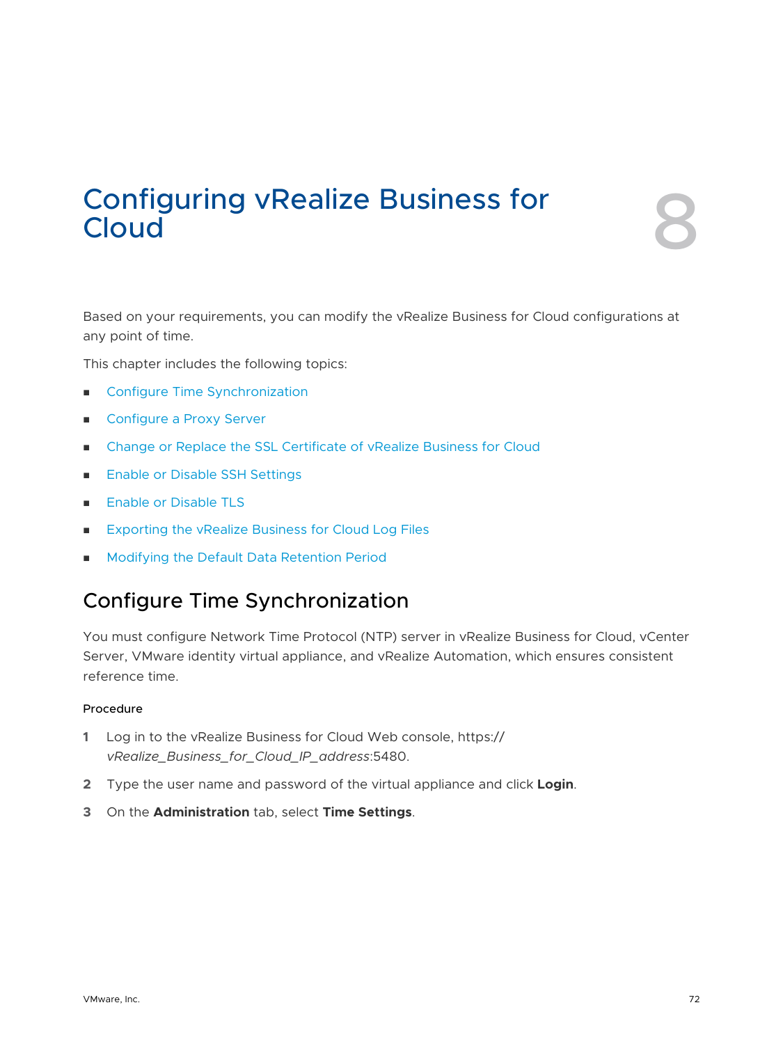# Configuring vRealize Business for Cloud 8

Based on your requirements, you can modify the vRealize Business for Cloud configurations at any point of time.

This chapter includes the following topics:

- Configure Time Synchronization
- Configure a Proxy Server
- Change or Replace the SSL Certificate of vRealize Business for Cloud
- Enable or Disable SSH Settings
- Enable or Disable TLS
- Exporting the vRealize Business for Cloud Log Files
- Modifying the Default Data Retention Period

## Configure Time Synchronization

You must configure Network Time Protocol (NTP) server in vRealize Business for Cloud, vCenter Server, VMware identity virtual appliance, and vRealize Automation, which ensures consistent reference time.

#### Procedure

1. Log in to the vRealize Business for Cloud Web console, https://*vRealize_Business_for_Cloud_IP_address*:5480.
2. Type the user name and password of the virtual appliance and click **Login**.
3. On the **Administration** tab, select **Time Settings**.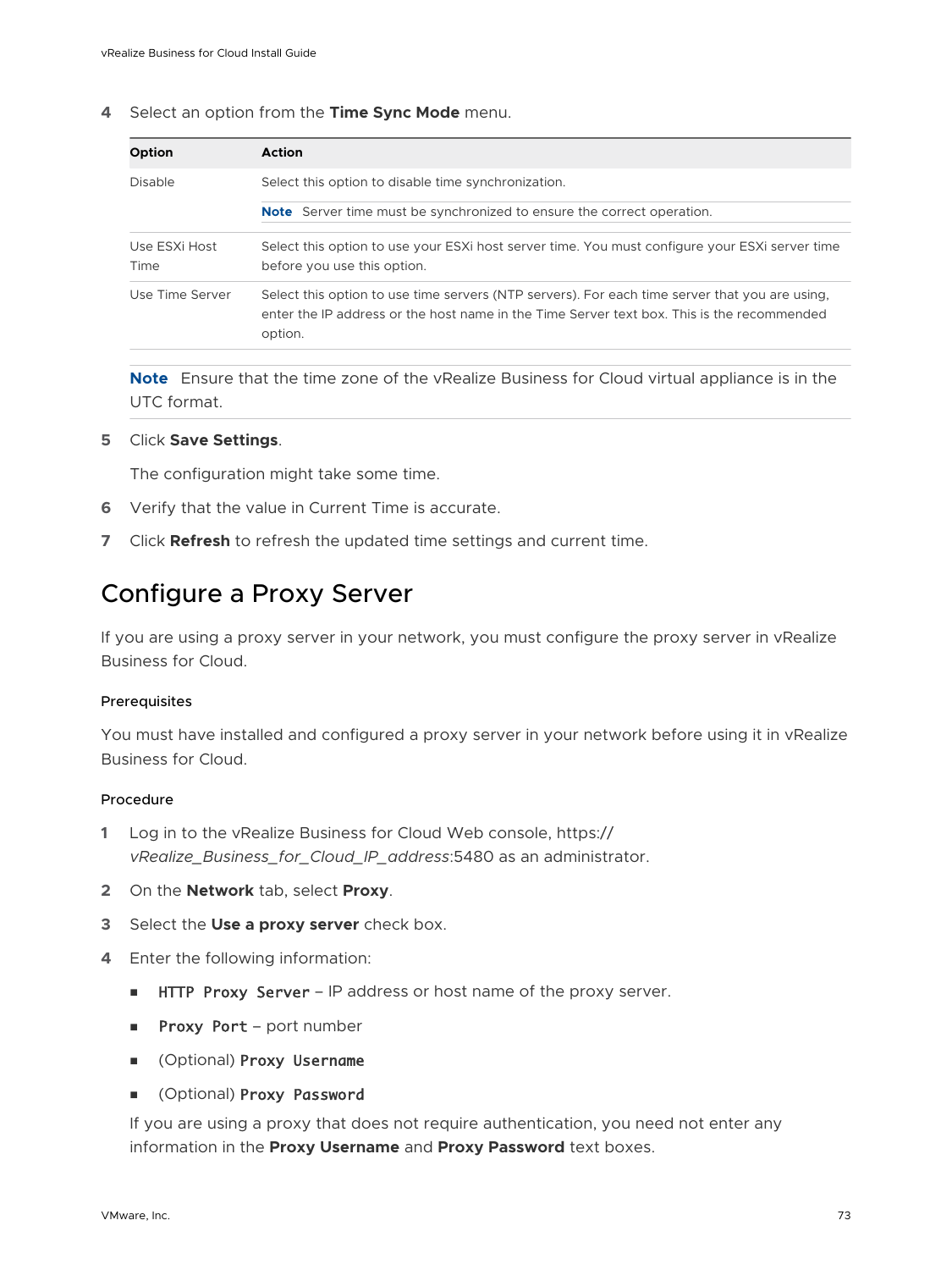4 Select an option from the **Time Sync Mode** menu.

| Option | Action |
| --- | --- |
| Disable | Select this option to disable time synchronization.<br>**Note** Server time must be synchronized to ensure the correct operation. |
| Use ESXi Host Time | Select this option to use your ESXi host server time. You must configure your ESXi server time before you use this option. |
| Use Time Server | Select this option to use time servers (NTP servers). For each time server that you are using, enter the IP address or the host name in the Time Server text box. This is the recommended option. |

**Note** Ensure that the time zone of the vRealize Business for Cloud virtual appliance is in the UTC format.

5 Click **Save Settings**.

The configuration might take some time.

6 Verify that the value in Current Time is accurate.

7 Click **Refresh** to refresh the updated time settings and current time.

# Configure a Proxy Server

If you are using a proxy server in your network, you must configure the proxy server in vRealize Business for Cloud.

### Prerequisites

You must have installed and configured a proxy server in your network before using it in vRealize Business for Cloud.

### Procedure

1 Log in to the vRealize Business for Cloud Web console, https://*vRealize_Business_for_Cloud_IP_address*:5480 as an administrator.

2 On the **Network** tab, select **Proxy**.

3 Select the **Use a proxy server** check box.

4 Enter the following information:

- `HTTP Proxy Server` – IP address or host name of the proxy server.
- `Proxy Port` – port number
- (Optional) `Proxy Username`
- (Optional) `Proxy Password`

If you are using a proxy that does not require authentication, you need not enter any information in the **Proxy Username** and **Proxy Password** text boxes.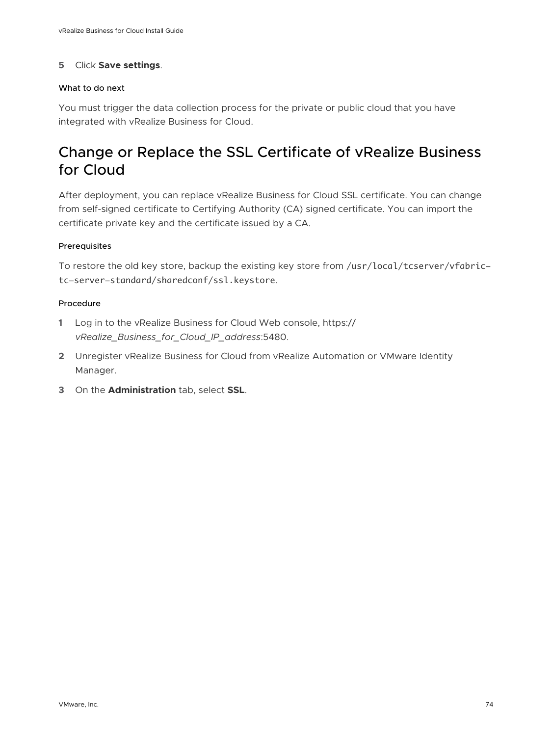5. Click **Save settings**.

#### What to do next

You must trigger the data collection process for the private or public cloud that you have integrated with vRealize Business for Cloud.

## Change or Replace the SSL Certificate of vRealize Business for Cloud

After deployment, you can replace vRealize Business for Cloud SSL certificate. You can change from self-signed certificate to Certifying Authority (CA) signed certificate. You can import the certificate private key and the certificate issued by a CA.

#### Prerequisites

To restore the old key store, backup the existing key store from `/usr/local/tcserver/vfabric-tc-server-standard/sharedconf/ssl.keystore`.

#### Procedure

1. Log in to the vRealize Business for Cloud Web console, https://*vRealize_Business_for_Cloud_IP_address*:5480.
2. Unregister vRealize Business for Cloud from vRealize Automation or VMware Identity Manager.
3. On the **Administration** tab, select **SSL**.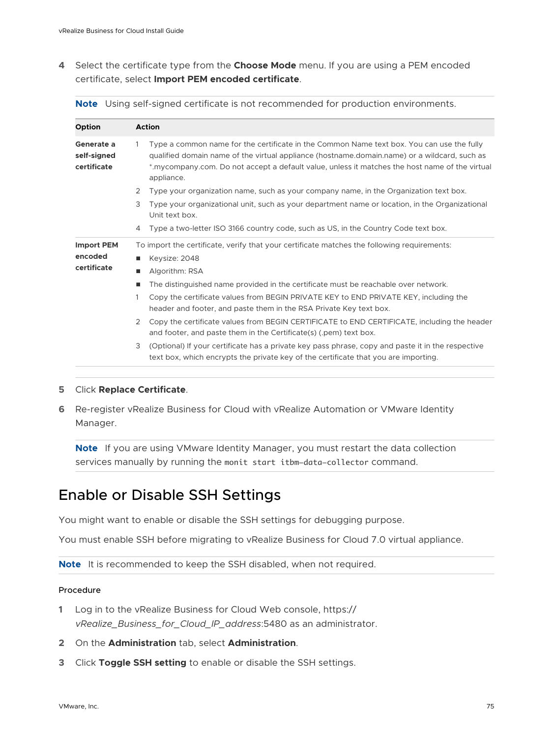4 Select the certificate type from the **Choose Mode** menu. If you are using a PEM encoded certificate, select **Import PEM encoded certificate**.

   **Note** Using self-signed certificate is not recommended for production environments.

| Option | Action |
| --- | --- |
| **Generate a self-signed certificate** | 1 Type a common name for the certificate in the Common Name text box. You can use the fully qualified domain name of the virtual appliance (hostname.domain.name) or a wildcard, such as *.mycompany.com. Do not accept a default value, unless it matches the host name of the virtual appliance.<br>2 Type your organization name, such as your company name, in the Organization text box.<br>3 Type your organizational unit, such as your department name or location, in the Organizational Unit text box.<br>4 Type a two-letter ISO 3166 country code, such as US, in the Country Code text box. |
| **Import PEM encoded certificate** | To import the certificate, verify that your certificate matches the following requirements:<br>■ Keysize: 2048<br>■ Algorithm: RSA<br>■ The distinguished name provided in the certificate must be reachable over network.<br>1 Copy the certificate values from BEGIN PRIVATE KEY to END PRIVATE KEY, including the header and footer, and paste them in the RSA Private Key text box.<br>2 Copy the certificate values from BEGIN CERTIFICATE to END CERTIFICATE, including the header and footer, and paste them in the Certificate(s) (.pem) text box.<br>3 (Optional) If your certificate has a private key pass phrase, copy and paste it in the respective text box, which encrypts the private key of the certificate that you are importing. |

5 Click **Replace Certificate**.

6 Re-register vRealize Business for Cloud with vRealize Automation or VMware Identity Manager.

   **Note** If you are using VMware Identity Manager, you must restart the data collection services manually by running the `monit start itbm-data-collector` command.

# Enable or Disable SSH Settings

You might want to enable or disable the SSH settings for debugging purpose.

You must enable SSH before migrating to vRealize Business for Cloud 7.0 virtual appliance.

**Note** It is recommended to keep the SSH disabled, when not required.

### Procedure

1 Log in to the vRealize Business for Cloud Web console, https://*vRealize_Business_for_Cloud_IP_address*:5480 as an administrator.

2 On the **Administration** tab, select **Administration**.

3 Click **Toggle SSH setting** to enable or disable the SSH settings.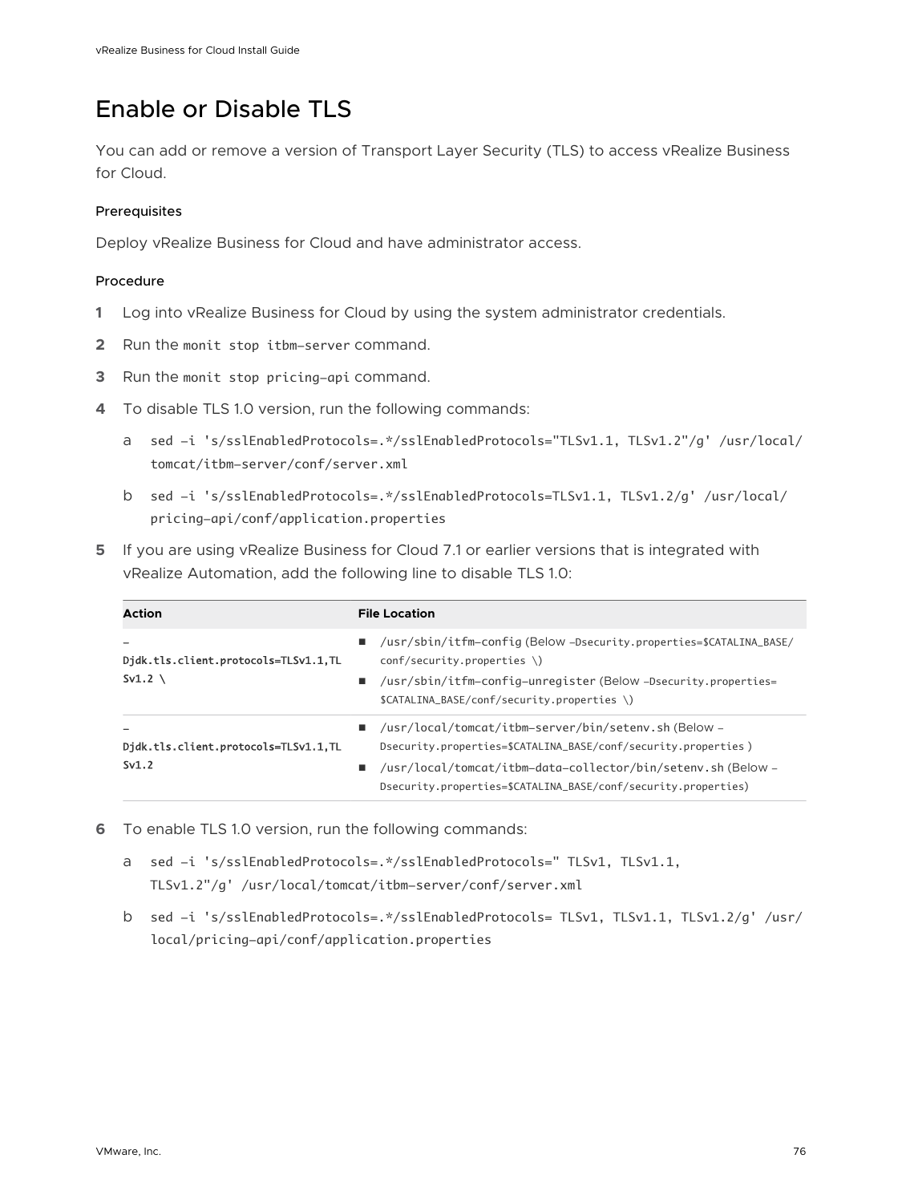# Enable or Disable TLS

You can add or remove a version of Transport Layer Security (TLS) to access vRealize Business for Cloud.

#### Prerequisites

Deploy vRealize Business for Cloud and have administrator access.

#### Procedure

1. Log into vRealize Business for Cloud by using the system administrator credentials.
2. Run the `monit stop itbm-server` command.
3. Run the `monit stop pricing-api` command.
4. To disable TLS 1.0 version, run the following commands:

   a. `sed -i 's/sslEnabledProtocols=.*/sslEnabledProtocols="TLSv1.1, TLSv1.2"/g' /usr/local/tomcat/itbm-server/conf/server.xml`

   b. `sed -i 's/sslEnabledProtocols=.*/sslEnabledProtocols=TLSv1.1, TLSv1.2/g' /usr/local/pricing-api/conf/application.properties`

5. If you are using vRealize Business for Cloud 7.1 or earlier versions that is integrated with vRealize Automation, add the following line to disable TLS 1.0:

| Action | File Location |
| --- | --- |
| **-Djdk.tls.client.protocols=TLSv1.1,TLSv1.2 \\** | ■ `/usr/sbin/itfm-config` (Below `-Dsecurity.properties=$CATALINA_BASE/conf/security.properties \`) <br> ■ `/usr/sbin/itfm-config-unregister` (Below `-Dsecurity.properties=$CATALINA_BASE/conf/security.properties \`) |
| **-Djdk.tls.client.protocols=TLSv1.1,TLSv1.2** | ■ `/usr/local/tomcat/itbm-server/bin/setenv.sh` (Below `-Dsecurity.properties=$CATALINA_BASE/conf/security.properties` ) <br> ■ `/usr/local/tomcat/itbm-data-collector/bin/setenv.sh` (Below `-Dsecurity.properties=$CATALINA_BASE/conf/security.properties`) |

6. To enable TLS 1.0 version, run the following commands:

   a. `sed -i 's/sslEnabledProtocols=.*/sslEnabledProtocols=" TLSv1, TLSv1.1, TLSv1.2"/g' /usr/local/tomcat/itbm-server/conf/server.xml`

   b. `sed -i 's/sslEnabledProtocols=.*/sslEnabledProtocols= TLSv1, TLSv1.1, TLSv1.2/g' /usr/local/pricing-api/conf/application.properties`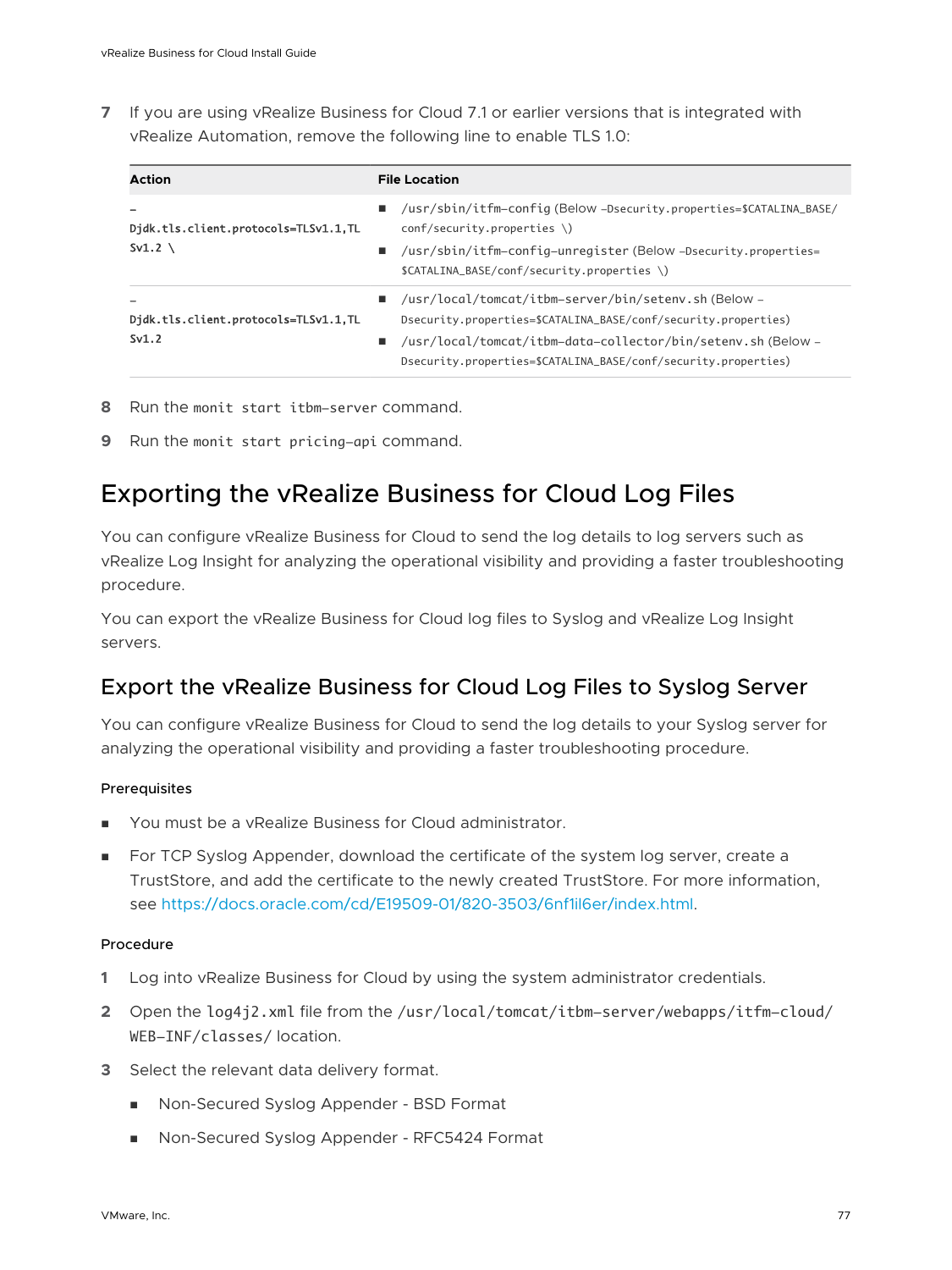7 If you are using vRealize Business for Cloud 7.1 or earlier versions that is integrated with vRealize Automation, remove the following line to enable TLS 1.0:

| Action | File Location |
| --- | --- |
| `-Djdk.tls.client.protocols=TLSv1.1,TLSv1.2 \` | ■ `/usr/sbin/itfm-config` (Below `-Dsecurity.properties=$CATALINA_BASE/conf/security.properties \`)<br>■ `/usr/sbin/itfm-config-unregister` (Below `-Dsecurity.properties=$CATALINA_BASE/conf/security.properties \`) |
| `-Djdk.tls.client.protocols=TLSv1.1,TLSv1.2` | ■ `/usr/local/tomcat/itbm-server/bin/setenv.sh` (Below `-Dsecurity.properties=$CATALINA_BASE/conf/security.properties`)<br>■ `/usr/local/tomcat/itbm-data-collector/bin/setenv.sh` (Below `-Dsecurity.properties=$CATALINA_BASE/conf/security.properties`) |

8 Run the `monit start itbm-server` command.

9 Run the `monit start pricing-api` command.

# Exporting the vRealize Business for Cloud Log Files

You can configure vRealize Business for Cloud to send the log details to log servers such as vRealize Log Insight for analyzing the operational visibility and providing a faster troubleshooting procedure.

You can export the vRealize Business for Cloud log files to Syslog and vRealize Log Insight servers.

## Export the vRealize Business for Cloud Log Files to Syslog Server

You can configure vRealize Business for Cloud to send the log details to your Syslog server for analyzing the operational visibility and providing a faster troubleshooting procedure.

### Prerequisites

- You must be a vRealize Business for Cloud administrator.
- For TCP Syslog Appender, download the certificate of the system log server, create a TrustStore, and add the certificate to the newly created TrustStore. For more information, see https://docs.oracle.com/cd/E19509-01/820-3503/6nf1il6er/index.html.

### Procedure

1 Log into vRealize Business for Cloud by using the system administrator credentials.

2 Open the `log4j2.xml` file from the `/usr/local/tomcat/itbm-server/webapps/itfm-cloud/WEB-INF/classes/` location.

3 Select the relevant data delivery format.

   - Non-Secured Syslog Appender - BSD Format
   - Non-Secured Syslog Appender - RFC5424 Format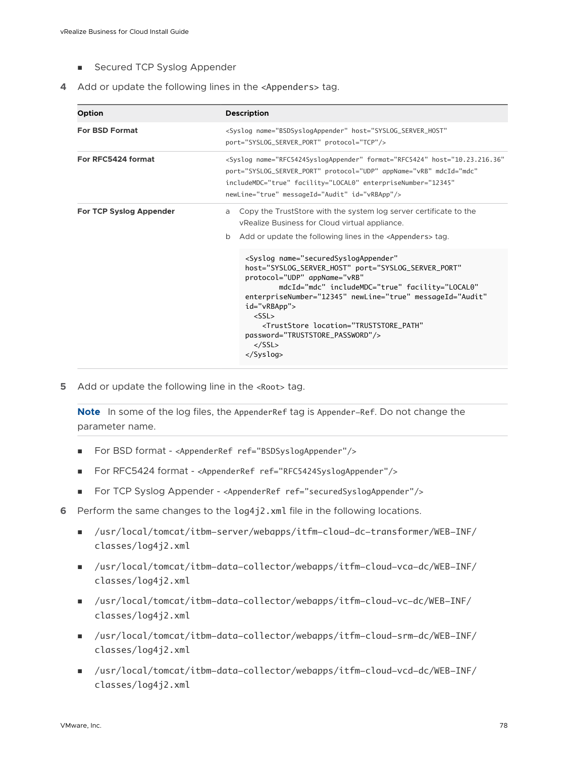- Secured TCP Syslog Appender

4 Add or update the following lines in the `<Appenders>` tag.

| Option | Description |
| --- | --- |
| **For BSD Format** | `<Syslog name="BSDSyslogAppender" host="SYSLOG_SERVER_HOST" port="SYSLOG_SERVER_PORT" protocol="TCP"/>` |
| **For RFC5424 format** | `<Syslog name="RFC5424SyslogAppender" format="RFC5424" host="10.23.216.36" port="SYSLOG_SERVER_PORT" protocol="UDP" appName="vRB" mdcId="mdc" includeMDC="true" facility="LOCAL0" enterpriseNumber="12345" newLine="true" messageId="Audit" id="vRBApp"/>` |
| **For TCP Syslog Appender** | a Copy the TrustStore with the system log server certificate to the vRealize Business for Cloud virtual appliance.<br>b Add or update the following lines in the `<Appenders>` tag.<br>`<Syslog name="securedSyslogAppender" host="SYSLOG_SERVER_HOST" port="SYSLOG_SERVER_PORT" protocol="UDP" appName="vRB" mdcId="mdc" includeMDC="true" facility="LOCAL0" enterpriseNumber="12345" newLine="true" messageId="Audit" id="vRBApp">`<br>`<SSL>`<br>`<TrustStore location="TRUSTSTORE_PATH" password="TRUSTSTORE_PASSWORD"/>`<br>`</SSL>`<br>`</Syslog>` |

5 Add or update the following line in the `<Root>` tag.

**Note** In some of the log files, the `AppenderRef` tag is `Appender-Ref`. Do not change the parameter name.

- For BSD format - `<AppenderRef ref="BSDSyslogAppender"/>`
- For RFC5424 format - `<AppenderRef ref="RFC5424SyslogAppender"/>`
- For TCP Syslog Appender - `<AppenderRef ref="securedSyslogAppender"/>`

6 Perform the same changes to the `log4j2.xml` file in the following locations.

- `/usr/local/tomcat/itbm-server/webapps/itfm-cloud-dc-transformer/WEB-INF/classes/log4j2.xml`
- `/usr/local/tomcat/itbm-data-collector/webapps/itfm-cloud-vca-dc/WEB-INF/classes/log4j2.xml`
- `/usr/local/tomcat/itbm-data-collector/webapps/itfm-cloud-vc-dc/WEB-INF/classes/log4j2.xml`
- `/usr/local/tomcat/itbm-data-collector/webapps/itfm-cloud-srm-dc/WEB-INF/classes/log4j2.xml`
- `/usr/local/tomcat/itbm-data-collector/webapps/itfm-cloud-vcd-dc/WEB-INF/classes/log4j2.xml`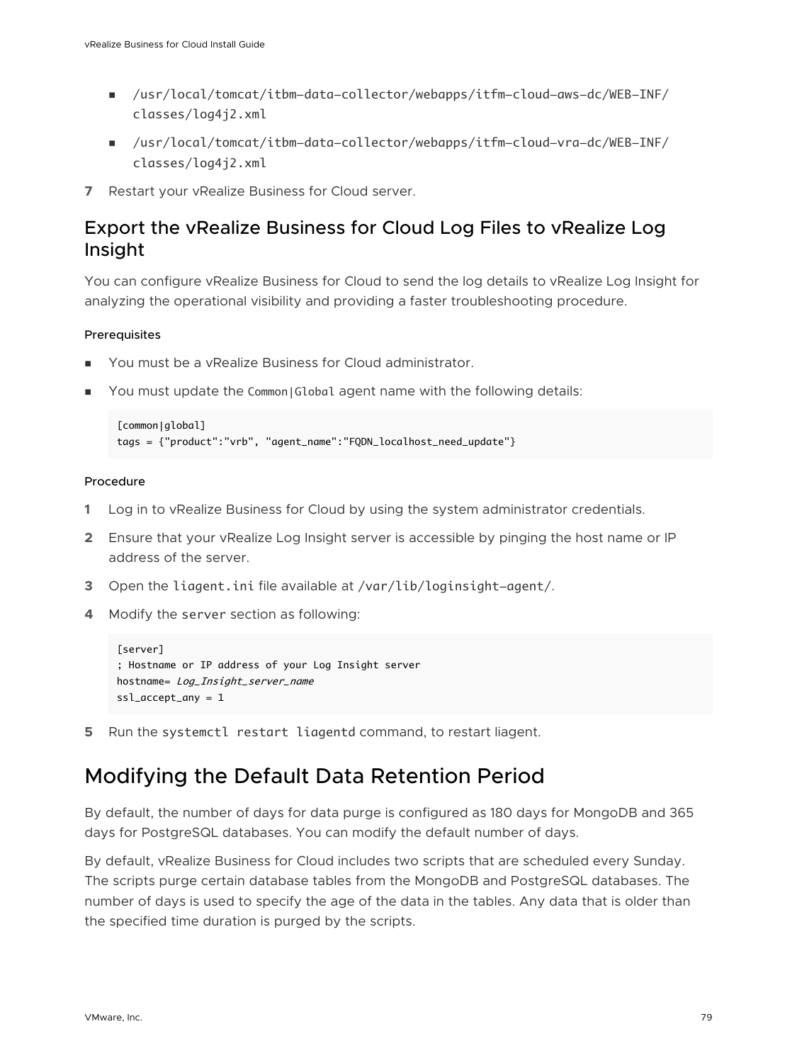- /usr/local/tomcat/itbm-data-collector/webapps/itfm-cloud-aws-dc/WEB-INF/classes/log4j2.xml
- /usr/local/tomcat/itbm-data-collector/webapps/itfm-cloud-vra-dc/WEB-INF/classes/log4j2.xml

7 Restart your vRealize Business for Cloud server.

## Export the vRealize Business for Cloud Log Files to vRealize Log Insight

You can configure vRealize Business for Cloud to send the log details to vRealize Log Insight for analyzing the operational visibility and providing a faster troubleshooting procedure.

#### Prerequisites

- You must be a vRealize Business for Cloud administrator.
- You must update the `Common|Global` agent name with the following details:

```
[common|global]
tags = {"product":"vrb", "agent_name":"FQDN_localhost_need_update"}
```

#### Procedure

1 Log in to vRealize Business for Cloud by using the system administrator credentials.

2 Ensure that your vRealize Log Insight server is accessible by pinging the host name or IP address of the server.

3 Open the `liagent.ini` file available at `/var/lib/loginsight-agent/`.

4 Modify the `server` section as following:

```
[server]
; Hostname or IP address of your Log Insight server
hostname= Log_Insight_server_name
ssl_accept_any = 1
```

5 Run the `systemctl restart liagentd` command, to restart liagent.

# Modifying the Default Data Retention Period

By default, the number of days for data purge is configured as 180 days for MongoDB and 365 days for PostgreSQL databases. You can modify the default number of days.

By default, vRealize Business for Cloud includes two scripts that are scheduled every Sunday. The scripts purge certain database tables from the MongoDB and PostgreSQL databases. The number of days is used to specify the age of the data in the tables. Any data that is older than the specified time duration is purged by the scripts.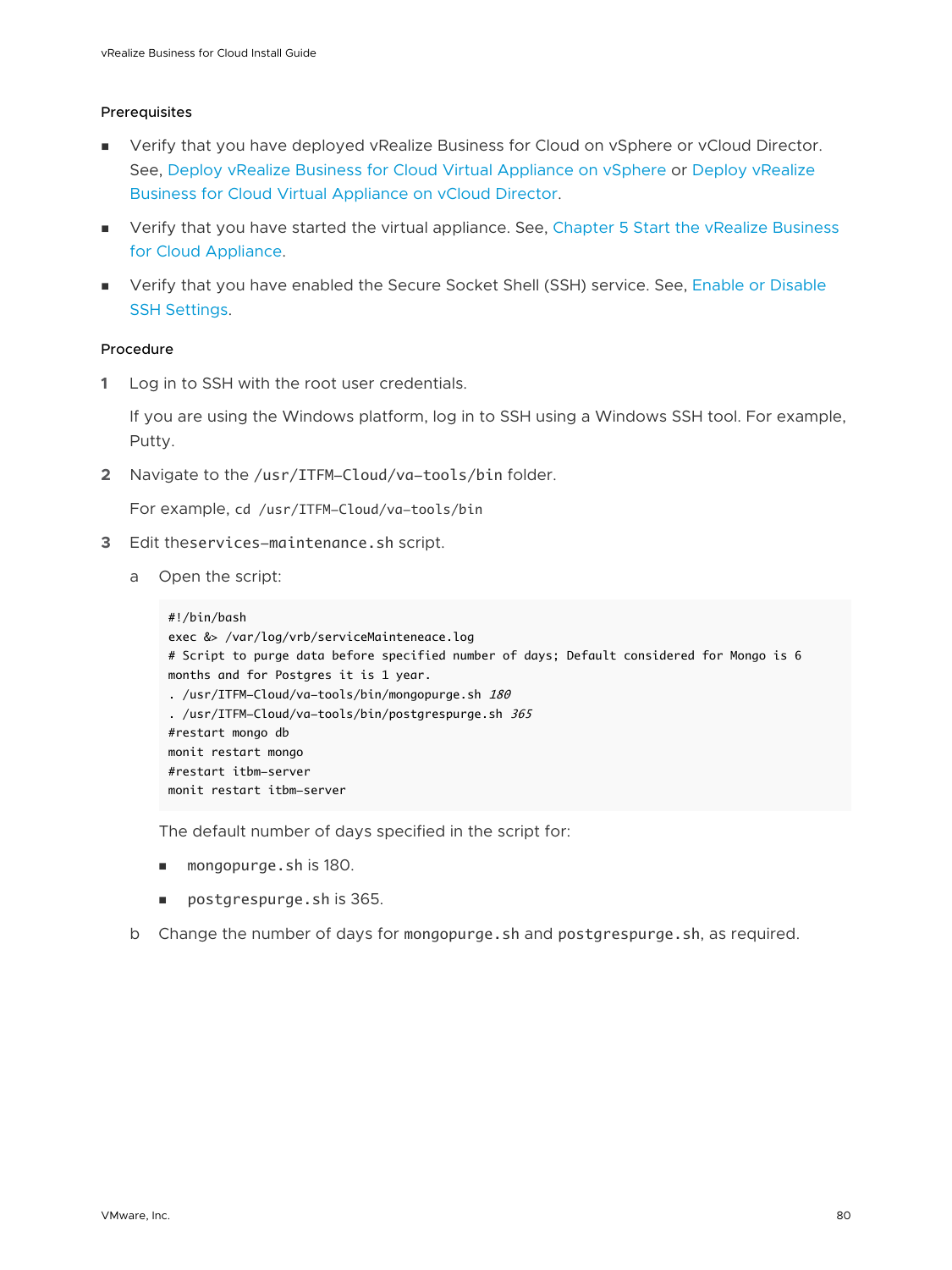#### Prerequisites

- Verify that you have deployed vRealize Business for Cloud on vSphere or vCloud Director. See, Deploy vRealize Business for Cloud Virtual Appliance on vSphere or Deploy vRealize Business for Cloud Virtual Appliance on vCloud Director.
- Verify that you have started the virtual appliance. See, Chapter 5 Start the vRealize Business for Cloud Appliance.
- Verify that you have enabled the Secure Socket Shell (SSH) service. See, Enable or Disable SSH Settings.

#### Procedure

1. Log in to SSH with the root user credentials.

   If you are using the Windows platform, log in to SSH using a Windows SSH tool. For example, Putty.

2. Navigate to the `/usr/ITFM-Cloud/va-tools/bin` folder.

   For example, `cd /usr/ITFM-Cloud/va-tools/bin`

3. Edit the`services-maintenance.sh` script.

   a. Open the script:

   ```
   #!/bin/bash
   exec &> /var/log/vrb/serviceMainteneace.log
   # Script to purge data before specified number of days; Default considered for Mongo is 6
   months and for Postgres it is 1 year.
   . /usr/ITFM-Cloud/va-tools/bin/mongopurge.sh 180
   . /usr/ITFM-Cloud/va-tools/bin/postgrespurge.sh 365
   #restart mongo db
   monit restart mongo
   #restart itbm-server
   monit restart itbm-server
   ```

   The default number of days specified in the script for:

   - `mongopurge.sh` is 180.
   - `postgrespurge.sh` is 365.

   b. Change the number of days for `mongopurge.sh` and `postgrespurge.sh`, as required.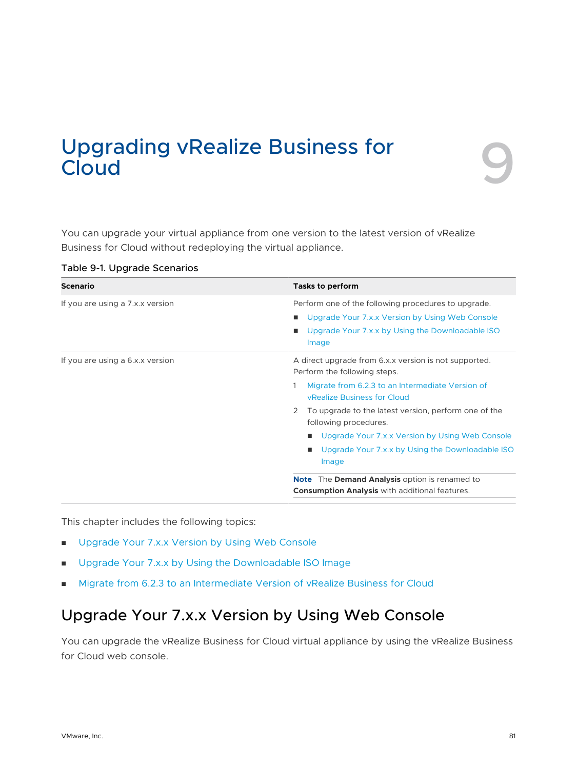# Upgrading vRealize Business for Cloud 9

You can upgrade your virtual appliance from one version to the latest version of vRealize Business for Cloud without redeploying the virtual appliance.

Table 9-1. Upgrade Scenarios

| Scenario | Tasks to perform |
| --- | --- |
| If you are using a 7.x.x version | Perform one of the following procedures to upgrade.<br>■ Upgrade Your 7.x.x Version by Using Web Console<br>■ Upgrade Your 7.x.x by Using the Downloadable ISO Image |
| If you are using a 6.x.x version | A direct upgrade from 6.x.x version is not supported. Perform the following steps.<br>1 Migrate from 6.2.3 to an Intermediate Version of vRealize Business for Cloud<br>2 To upgrade to the latest version, perform one of the following procedures.<br>■ Upgrade Your 7.x.x Version by Using Web Console<br>■ Upgrade Your 7.x.x by Using the Downloadable ISO Image<br>**Note** The **Demand Analysis** option is renamed to **Consumption Analysis** with additional features. |

This chapter includes the following topics:

- Upgrade Your 7.x.x Version by Using Web Console
- Upgrade Your 7.x.x by Using the Downloadable ISO Image
- Migrate from 6.2.3 to an Intermediate Version of vRealize Business for Cloud

## Upgrade Your 7.x.x Version by Using Web Console

You can upgrade the vRealize Business for Cloud virtual appliance by using the vRealize Business for Cloud web console.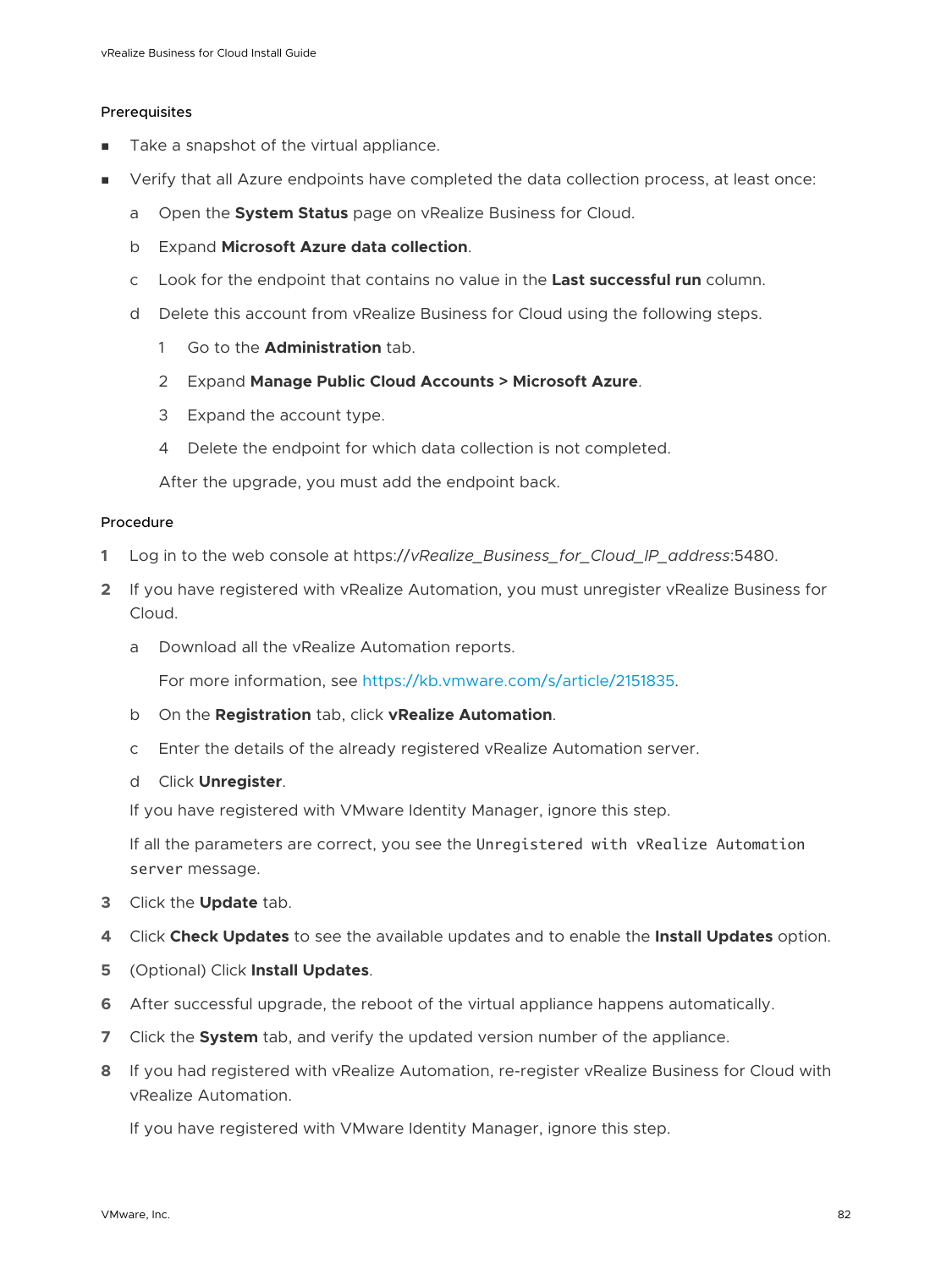#### Prerequisites

- Take a snapshot of the virtual appliance.
- Verify that all Azure endpoints have completed the data collection process, at least once:
  a. Open the **System Status** page on vRealize Business for Cloud.
  b. Expand **Microsoft Azure data collection**.
  c. Look for the endpoint that contains no value in the **Last successful run** column.
  d. Delete this account from vRealize Business for Cloud using the following steps.
     1. Go to the **Administration** tab.
     2. Expand **Manage Public Cloud Accounts > Microsoft Azure**.
     3. Expand the account type.
     4. Delete the endpoint for which data collection is not completed.

     After the upgrade, you must add the endpoint back.

#### Procedure

1. Log in to the web console at https://*vRealize_Business_for_Cloud_IP_address*:5480.
2. If you have registered with vRealize Automation, you must unregister vRealize Business for Cloud.
   a. Download all the vRealize Automation reports.

      For more information, see https://kb.vmware.com/s/article/2151835.
   b. On the **Registration** tab, click **vRealize Automation**.
   c. Enter the details of the already registered vRealize Automation server.
   d. Click **Unregister**.

   If you have registered with VMware Identity Manager, ignore this step.

   If all the parameters are correct, you see the `Unregistered with vRealize Automation server` message.
3. Click the **Update** tab.
4. Click **Check Updates** to see the available updates and to enable the **Install Updates** option.
5. (Optional) Click **Install Updates**.
6. After successful upgrade, the reboot of the virtual appliance happens automatically.
7. Click the **System** tab, and verify the updated version number of the appliance.
8. If you had registered with vRealize Automation, re-register vRealize Business for Cloud with vRealize Automation.

   If you have registered with VMware Identity Manager, ignore this step.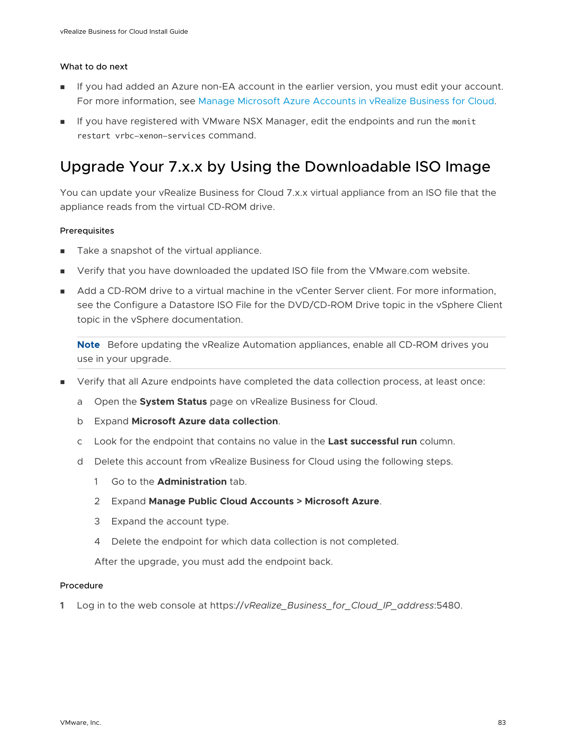#### What to do next

- If you had added an Azure non-EA account in the earlier version, you must edit your account. For more information, see Manage Microsoft Azure Accounts in vRealize Business for Cloud.
- If you have registered with VMware NSX Manager, edit the endpoints and run the `monit restart vrbc-xenon-services` command.

## Upgrade Your 7.x.x by Using the Downloadable ISO Image

You can update your vRealize Business for Cloud 7.x.x virtual appliance from an ISO file that the appliance reads from the virtual CD-ROM drive.

#### Prerequisites

- Take a snapshot of the virtual appliance.
- Verify that you have downloaded the updated ISO file from the VMware.com website.
- Add a CD-ROM drive to a virtual machine in the vCenter Server client. For more information, see the Configure a Datastore ISO File for the DVD/CD-ROM Drive topic in the vSphere Client topic in the vSphere documentation.

  **Note** Before updating the vRealize Automation appliances, enable all CD-ROM drives you use in your upgrade.

- Verify that all Azure endpoints have completed the data collection process, at least once:

  a Open the **System Status** page on vRealize Business for Cloud.

  b Expand **Microsoft Azure data collection**.

  c Look for the endpoint that contains no value in the **Last successful run** column.

  d Delete this account from vRealize Business for Cloud using the following steps.

  1. Go to the **Administration** tab.
  2. Expand **Manage Public Cloud Accounts > Microsoft Azure**.
  3. Expand the account type.
  4. Delete the endpoint for which data collection is not completed.

  After the upgrade, you must add the endpoint back.

#### Procedure

**1** Log in to the web console at https://*vRealize_Business_for_Cloud_IP_address*:5480.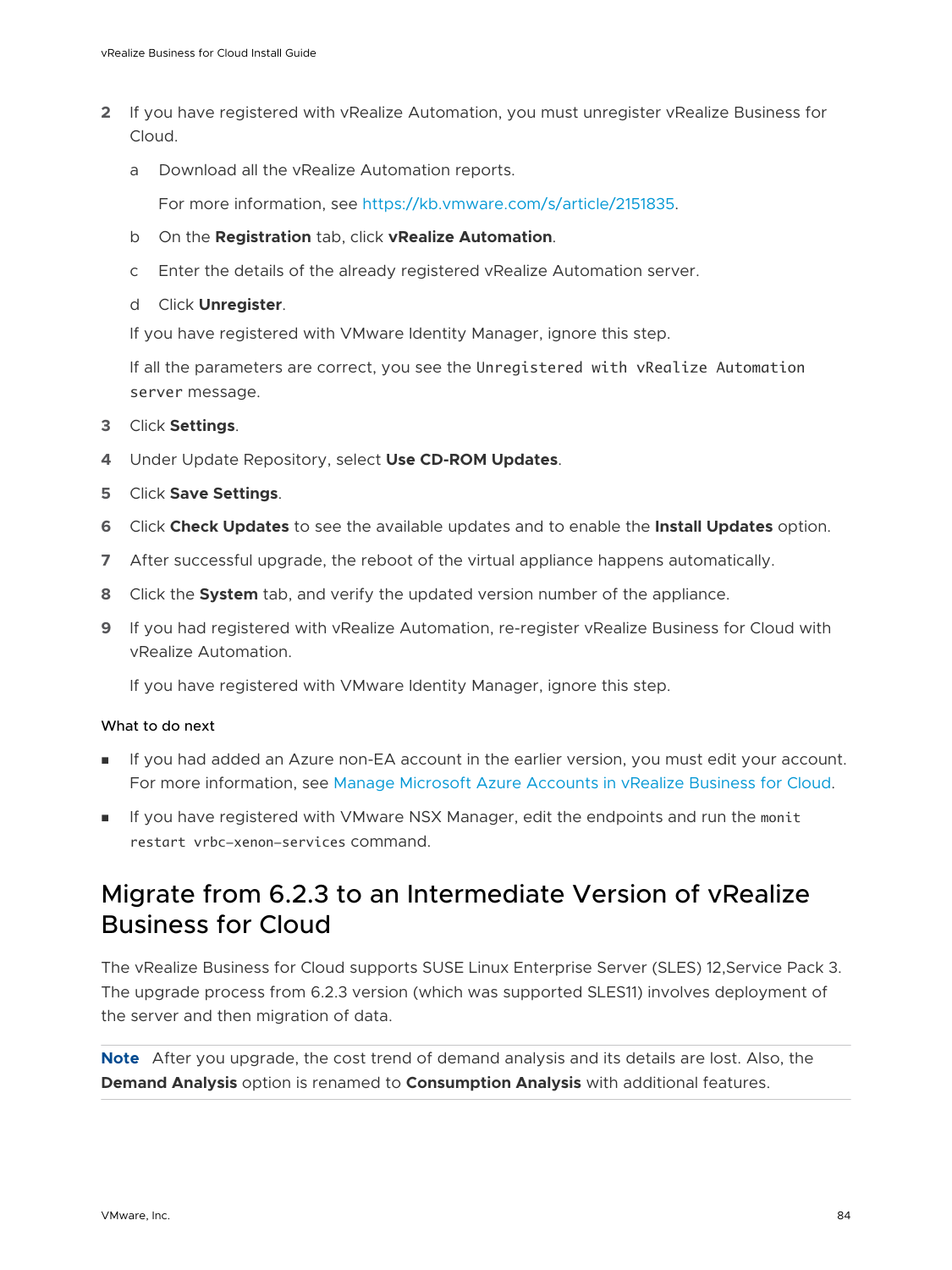2. If you have registered with vRealize Automation, you must unregister vRealize Business for Cloud.

    a. Download all the vRealize Automation reports.

        For more information, see https://kb.vmware.com/s/article/2151835.

    b. On the **Registration** tab, click **vRealize Automation**.

    c. Enter the details of the already registered vRealize Automation server.

    d. Click **Unregister**.

    If you have registered with VMware Identity Manager, ignore this step.

    If all the parameters are correct, you see the `Unregistered with vRealize Automation server` message.

3. Click **Settings**.

4. Under Update Repository, select **Use CD-ROM Updates**.

5. Click **Save Settings**.

6. Click **Check Updates** to see the available updates and to enable the **Install Updates** option.

7. After successful upgrade, the reboot of the virtual appliance happens automatically.

8. Click the **System** tab, and verify the updated version number of the appliance.

9. If you had registered with vRealize Automation, re-register vRealize Business for Cloud with vRealize Automation.

    If you have registered with VMware Identity Manager, ignore this step.

What to do next

- If you had added an Azure non-EA account in the earlier version, you must edit your account. For more information, see Manage Microsoft Azure Accounts in vRealize Business for Cloud.
- If you have registered with VMware NSX Manager, edit the endpoints and run the `monit restart vrbc-xenon-services` command.

## Migrate from 6.2.3 to an Intermediate Version of vRealize Business for Cloud

The vRealize Business for Cloud supports SUSE Linux Enterprise Server (SLES) 12,Service Pack 3. The upgrade process from 6.2.3 version (which was supported SLES11) involves deployment of the server and then migration of data.

**Note** After you upgrade, the cost trend of demand analysis and its details are lost. Also, the **Demand Analysis** option is renamed to **Consumption Analysis** with additional features.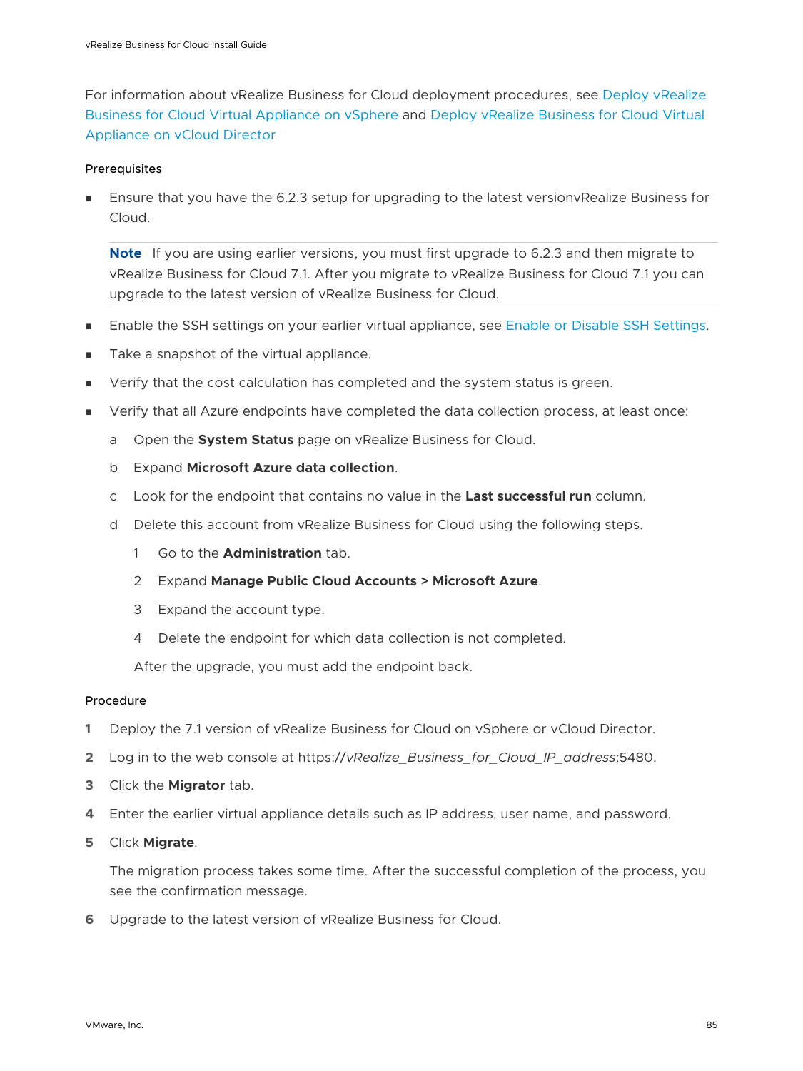For information about vRealize Business for Cloud deployment procedures, see Deploy vRealize Business for Cloud Virtual Appliance on vSphere and Deploy vRealize Business for Cloud Virtual Appliance on vCloud Director

#### Prerequisites

- Ensure that you have the 6.2.3 setup for upgrading to the latest versionvRealize Business for Cloud.

  **Note** If you are using earlier versions, you must first upgrade to 6.2.3 and then migrate to vRealize Business for Cloud 7.1. After you migrate to vRealize Business for Cloud 7.1 you can upgrade to the latest version of vRealize Business for Cloud.

- Enable the SSH settings on your earlier virtual appliance, see Enable or Disable SSH Settings.
- Take a snapshot of the virtual appliance.
- Verify that the cost calculation has completed and the system status is green.
- Verify that all Azure endpoints have completed the data collection process, at least once:
  a. Open the **System Status** page on vRealize Business for Cloud.
  b. Expand **Microsoft Azure data collection**.
  c. Look for the endpoint that contains no value in the **Last successful run** column.
  d. Delete this account from vRealize Business for Cloud using the following steps.
     1. Go to the **Administration** tab.
     2. Expand **Manage Public Cloud Accounts > Microsoft Azure**.
     3. Expand the account type.
     4. Delete the endpoint for which data collection is not completed.

     After the upgrade, you must add the endpoint back.

#### Procedure

1. Deploy the 7.1 version of vRealize Business for Cloud on vSphere or vCloud Director.
2. Log in to the web console at https://*vRealize_Business_for_Cloud_IP_address*:5480.
3. Click the **Migrator** tab.
4. Enter the earlier virtual appliance details such as IP address, user name, and password.
5. Click **Migrate**.

   The migration process takes some time. After the successful completion of the process, you see the confirmation message.
6. Upgrade to the latest version of vRealize Business for Cloud.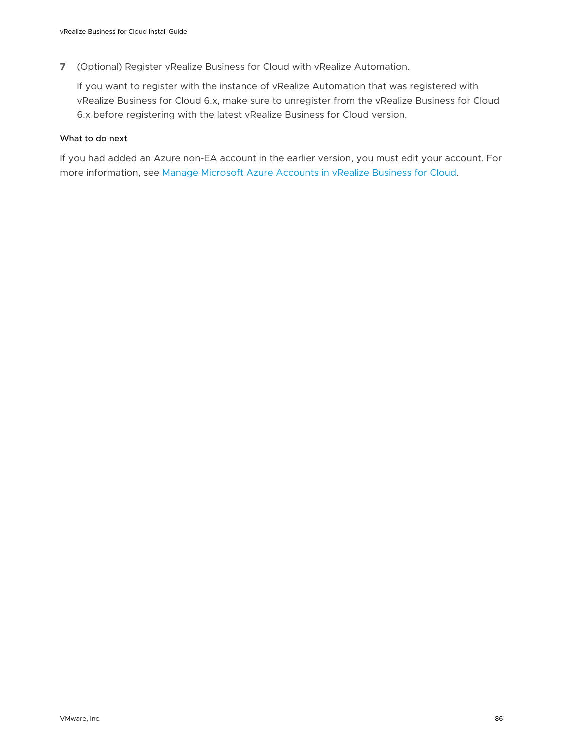7 (Optional) Register vRealize Business for Cloud with vRealize Automation.

   If you want to register with the instance of vRealize Automation that was registered with vRealize Business for Cloud 6.x, make sure to unregister from the vRealize Business for Cloud 6.x before registering with the latest vRealize Business for Cloud version.

#### What to do next

If you had added an Azure non-EA account in the earlier version, you must edit your account. For more information, see Manage Microsoft Azure Accounts in vRealize Business for Cloud.